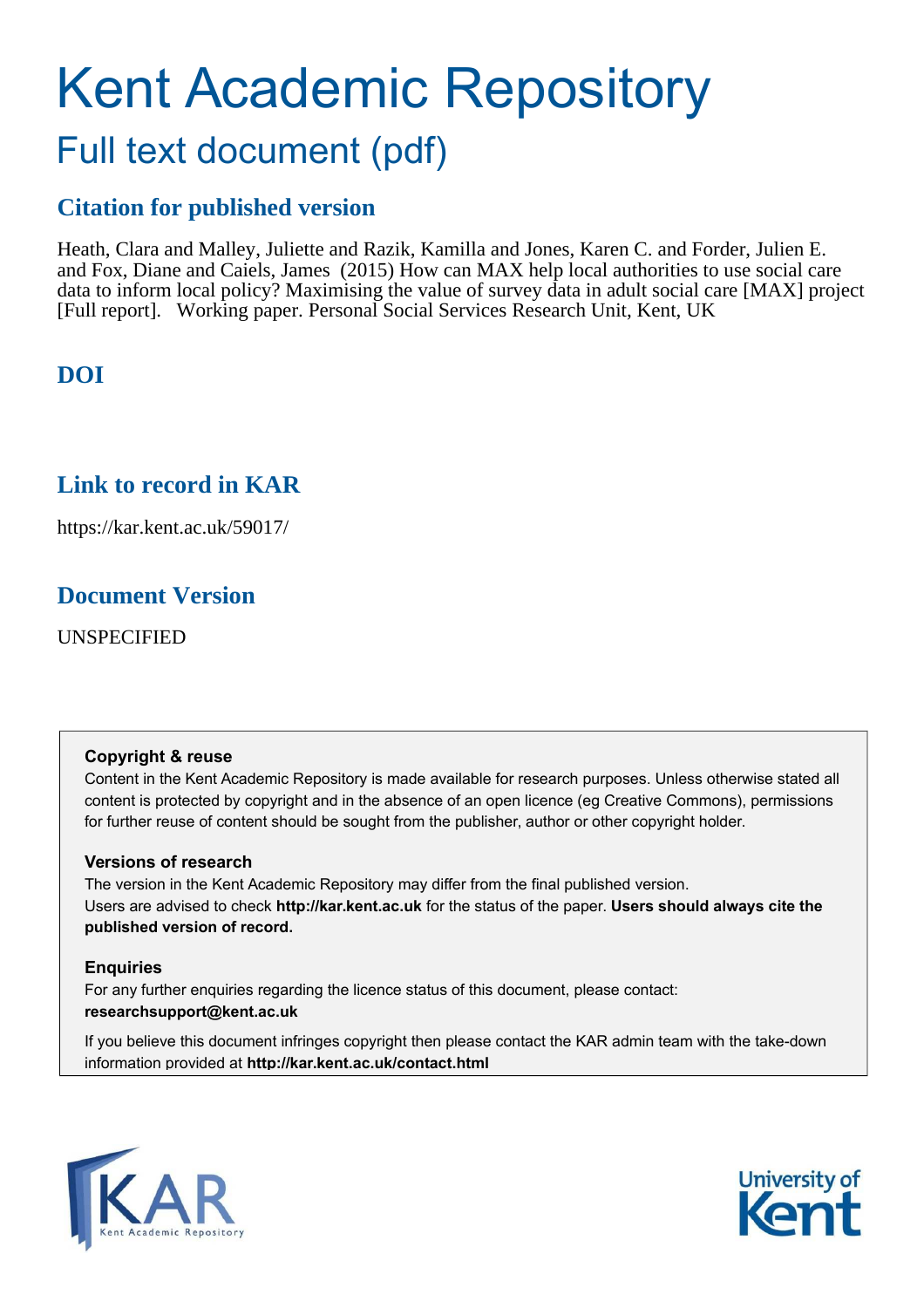# Kent Academic Repository

## Full text document (pdf)

### Citation for published version

Heath, Clara and Malley, Juliette and Razik, Kamilla and Jones, Karen C. and Forder, Julien E. and Fox, Diane and Caiels, James (2015) How can MAX help local authorities to use social care data to inform local policy? Maximising the value of survey data in adult social care [MAX] project [Full report]. Working paper. Personal Social Services Research Unit, Kent, UK

### DOI

### Link to record in KAR

https://kar.kent.ac.uk/59017/

### Document Version

UNSPECIFIED

**Copyright & reuse**

Content in the Kent Academic Repository is made available for research purposes. Unless otherwise stated all content is protected by copyright and in the absence of an open licence (eg Creative Commons), permissions for further reuse of content should be sought from the publisher, author or other copyright holder.

**Versions of research**

The version in the Kent Academic Repository may differ from the final published version. Users are advised to check **http://kar.kent.ac.uk** for the status of the paper. **Users should always cite the published version of record.**

**Enquiries**

For any further enquiries regarding the licence status of this document, please contact: **researchsupport@kent.ac.uk**

If you believe this document infringes copyright then please contact the KAR admin team with the take-down information provided at **http://kar.kent.ac.uk/contact.html**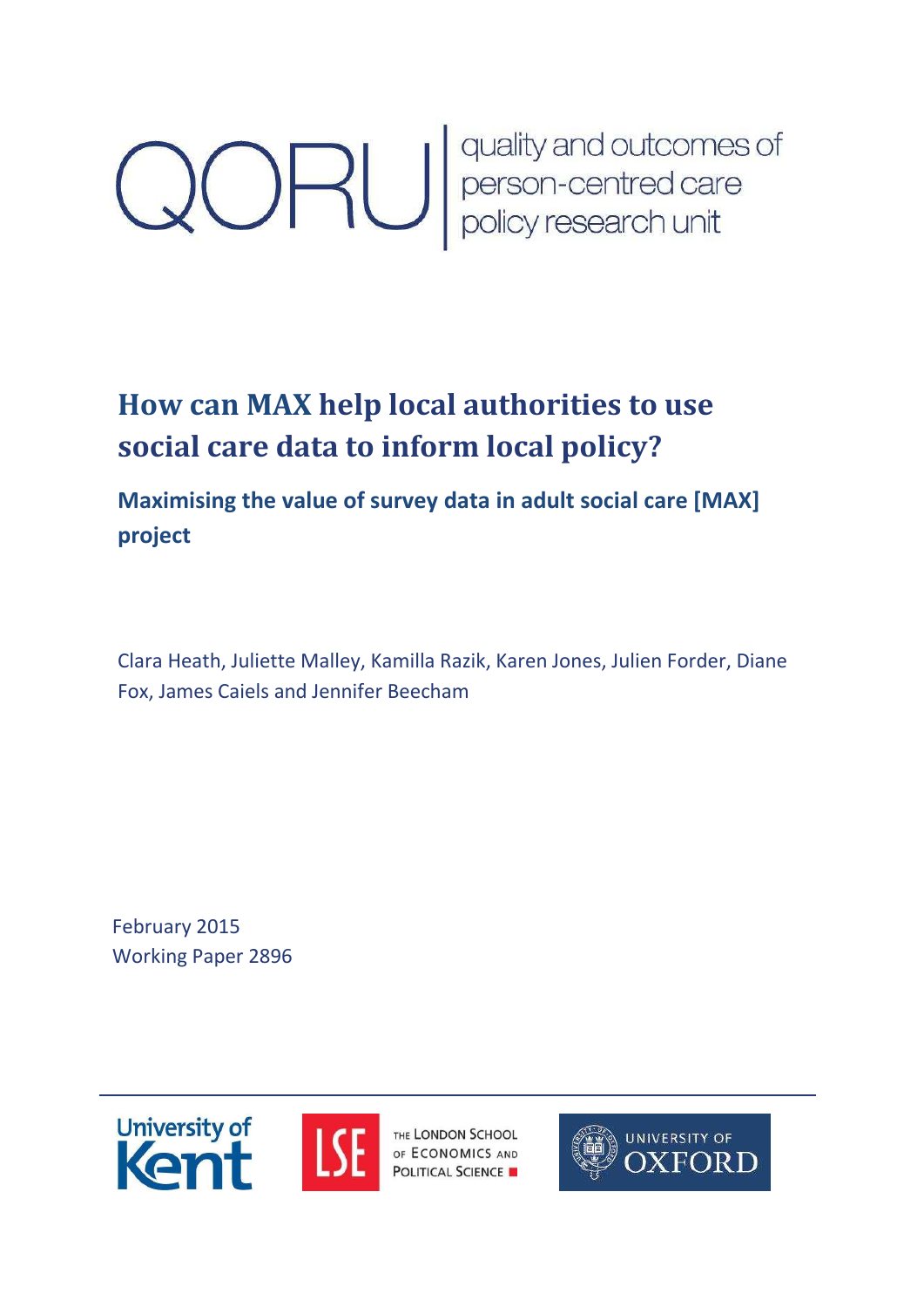QORU | quality and outcomes of person-centred care policy research unit

# How can MAX help local authorities to use social care data to inform local policy?

## Maximising the value of survey data in adult social care [MAX] project

Clara Heath, Juliette Malley, Kamilla Razik, Karen Jones, Julien Forder, Diane Fox, James Caiels and Jennifer Beecham

February 2015
Working Paper 2896

University of Kent | The London School of Economics and Political Science | University of Oxford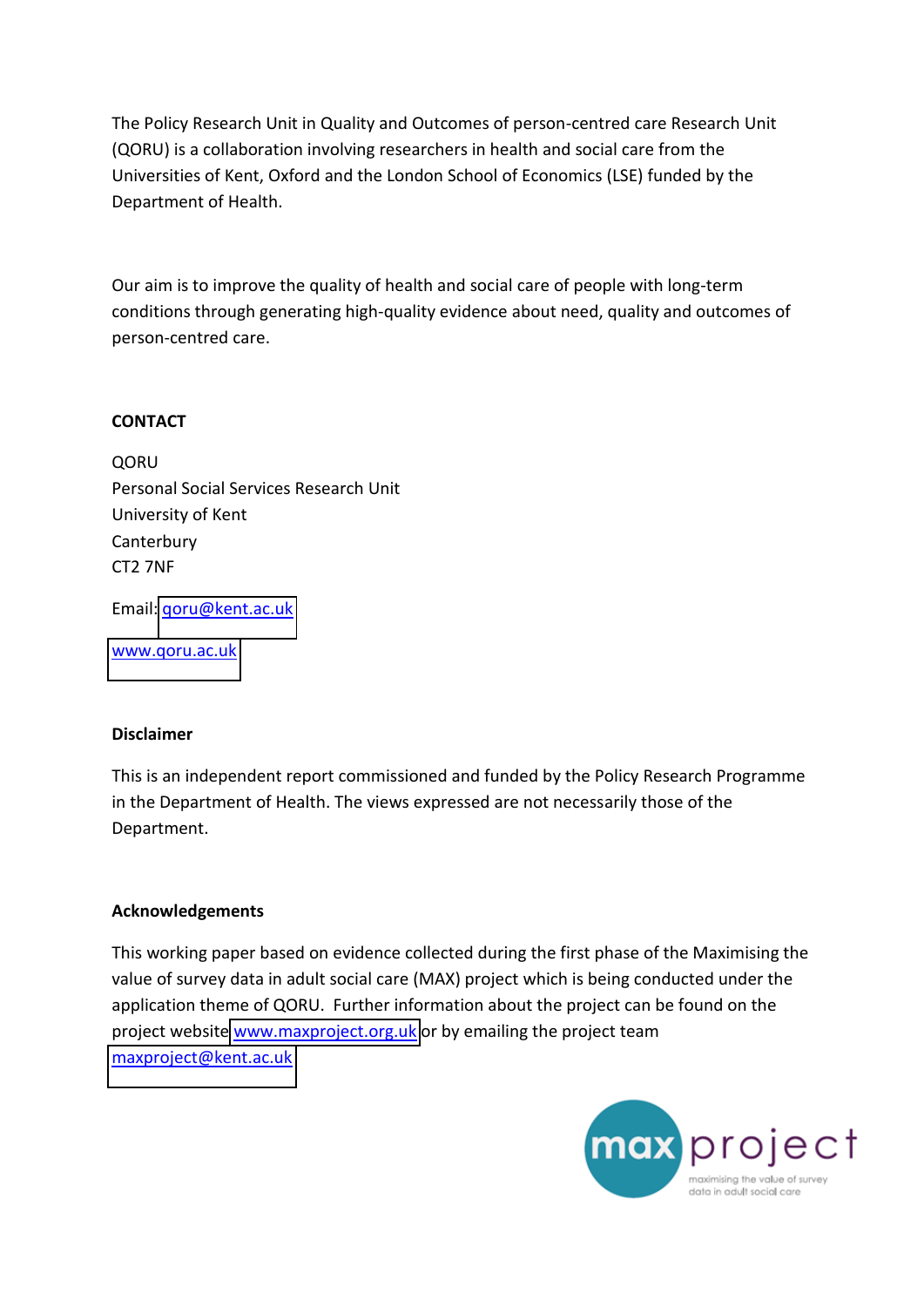The Policy Research Unit in Quality and Outcomes of person-centred care Research Unit (QORU) is a collaboration involving researchers in health and social care from the Universities of Kent, Oxford and the London School of Economics (LSE) funded by the Department of Health.

Our aim is to improve the quality of health and social care of people with long-term conditions through generating high-quality evidence about need, quality and outcomes of person-centred care.

**CONTACT**

QORU
Personal Social Services Research Unit
University of Kent
Canterbury
CT2 7NF

Email: qoru@kent.ac.uk

www.qoru.ac.uk

**Disclaimer**

This is an independent report commissioned and funded by the Policy Research Programme in the Department of Health. The views expressed are not necessarily those of the Department.

**Acknowledgements**

This working paper based on evidence collected during the first phase of the Maximising the value of survey data in adult social care (MAX) project which is being conducted under the application theme of QORU. Further information about the project can be found on the project website www.maxproject.org.uk or by emailing the project team maxproject@kent.ac.uk

max project
maximising the value of survey data in adult social care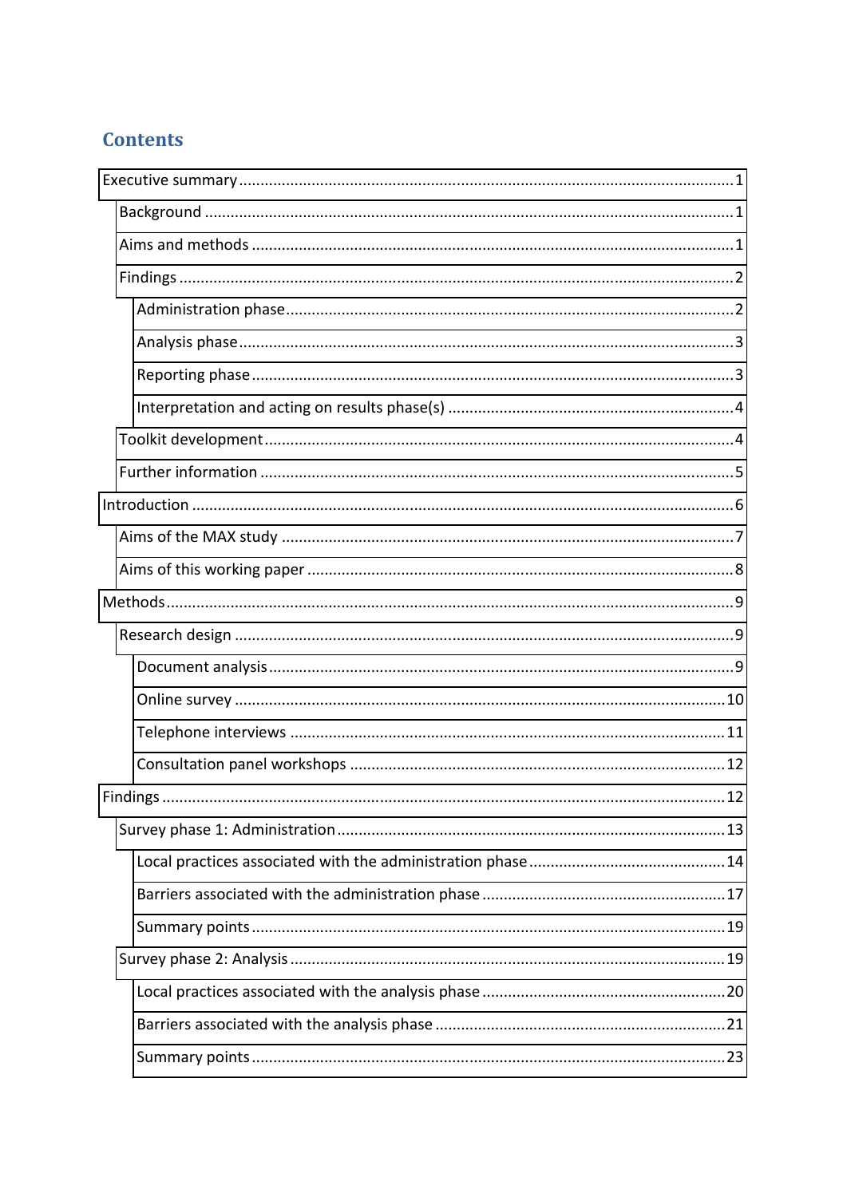## Contents

- Executive summary ..... 1
  - Background ..... 1
  - Aims and methods ..... 1
  - Findings ..... 2
    - Administration phase ..... 2
    - Analysis phase ..... 3
    - Reporting phase ..... 3
    - Interpretation and acting on results phase(s) ..... 4
  - Toolkit development ..... 4
  - Further information ..... 5
- Introduction ..... 6
  - Aims of the MAX study ..... 7
  - Aims of this working paper ..... 8
- Methods ..... 9
  - Research design ..... 9
    - Document analysis ..... 9
    - Online survey ..... 10
    - Telephone interviews ..... 11
    - Consultation panel workshops ..... 12
- Findings ..... 12
  - Survey phase 1: Administration ..... 13
    - Local practices associated with the administration phase ..... 14
    - Barriers associated with the administration phase ..... 17
    - Summary points ..... 19
  - Survey phase 2: Analysis ..... 19
    - Local practices associated with the analysis phase ..... 20
    - Barriers associated with the analysis phase ..... 21
    - Summary points ..... 23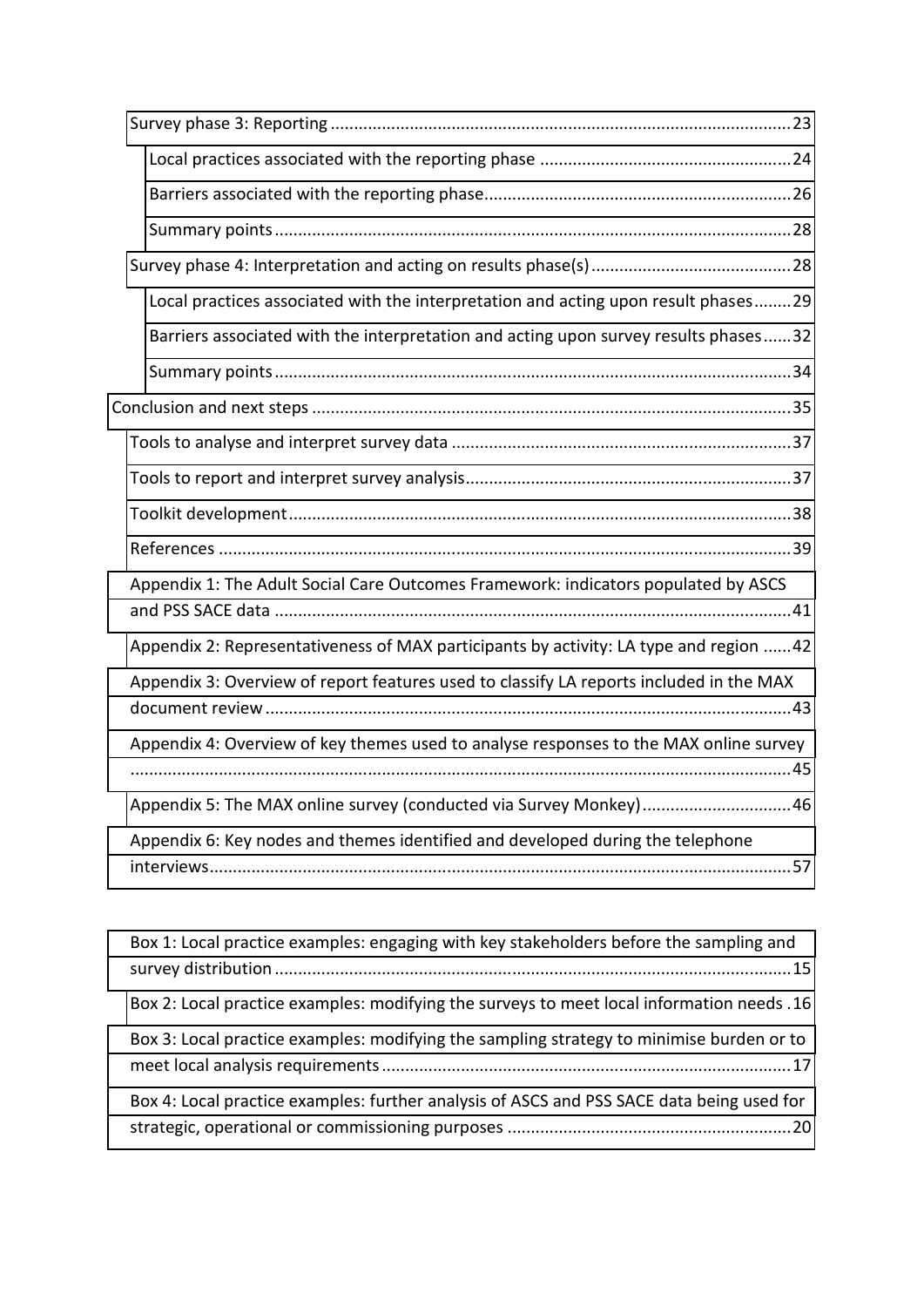- Survey phase 3: Reporting ....................................................................................................23
  - Local practices associated with the reporting phase .....................................................24
  - Barriers associated with the reporting phase.................................................................26
  - Summary points.............................................................................................................28
- Survey phase 4: Interpretation and acting on results phase(s)..........................................28
  - Local practices associated with the interpretation and acting upon result phases........29
  - Barriers associated with the interpretation and acting upon survey results phases......32
  - Summary points.............................................................................................................34

Conclusion and next steps .....................................................................................................35

- Tools to analyse and interpret survey data ........................................................................37
- Tools to report and interpret survey analysis.....................................................................37
- Toolkit development..........................................................................................................38
- References .........................................................................................................................39

Appendix 1: The Adult Social Care Outcomes Framework: indicators populated by ASCS and PSS SACE data .............................................................................................................41

Appendix 2: Representativeness of MAX participants by activity: LA type and region ......42

Appendix 3: Overview of report features used to classify LA reports included in the MAX document review ...............................................................................................................43

Appendix 4: Overview of key themes used to analyse responses to the MAX online survey ..........................................................................................................................................45

Appendix 5: The MAX online survey (conducted via Survey Monkey)...............................46

Appendix 6: Key nodes and themes identified and developed during the telephone interviews...........................................................................................................................57

Box 1: Local practice examples: engaging with key stakeholders before the sampling and survey distribution .............................................................................................................15

Box 2: Local practice examples: modifying the surveys to meet local information needs .16

Box 3: Local practice examples: modifying the sampling strategy to minimise burden or to meet local analysis requirements......................................................................................17

Box 4: Local practice examples: further analysis of ASCS and PSS SACE data being used for strategic, operational or commissioning purposes ............................................................20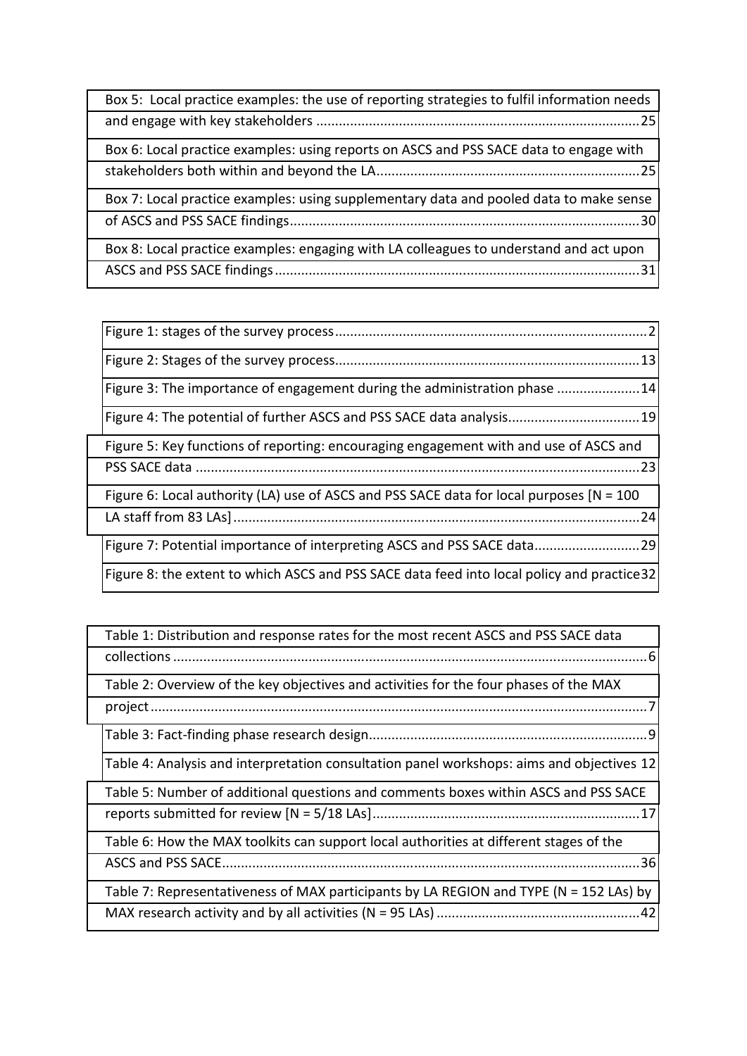Box 5: Local practice examples: the use of reporting strategies to fulfil information needs and engage with key stakeholders .....................................................................................25

Box 6: Local practice examples: using reports on ASCS and PSS SACE data to engage with stakeholders both within and beyond the LA.....................................................................25

Box 7: Local practice examples: using supplementary data and pooled data to make sense of ASCS and PSS SACE findings............................................................................................30

Box 8: Local practice examples: engaging with LA colleagues to understand and act upon ASCS and PSS SACE findings................................................................................................31

Figure 1: stages of the survey process..................................................................................2

Figure 2: Stages of the survey process................................................................................13

Figure 3: The importance of engagement during the administration phase ......................14

Figure 4: The potential of further ASCS and PSS SACE data analysis..................................19

Figure 5: Key functions of reporting: encouraging engagement with and use of ASCS and PSS SACE data .....................................................................................................................23

Figure 6: Local authority (LA) use of ASCS and PSS SACE data for local purposes [N = 100 LA staff from 83 LAs]...........................................................................................................24

Figure 7: Potential importance of interpreting ASCS and PSS SACE data............................29

Figure 8: the extent to which ASCS and PSS SACE data feed into local policy and practice32

Table 1: Distribution and response rates for the most recent ASCS and PSS SACE data collections .............................................................................................................................6

Table 2: Overview of the key objectives and activities for the four phases of the MAX project ...................................................................................................................................7

Table 3: Fact-finding phase research design.........................................................................9

Table 4: Analysis and interpretation consultation panel workshops: aims and objectives 12

Table 5: Number of additional questions and comments boxes within ASCS and PSS SACE reports submitted for review [N = 5/18 LAs]......................................................................17

Table 6: How the MAX toolkits can support local authorities at different stages of the ASCS and PSS SACE..............................................................................................................36

Table 7: Representativeness of MAX participants by LA REGION and TYPE (N = 152 LAs) by MAX research activity and by all activities (N = 95 LAs) ......................................................42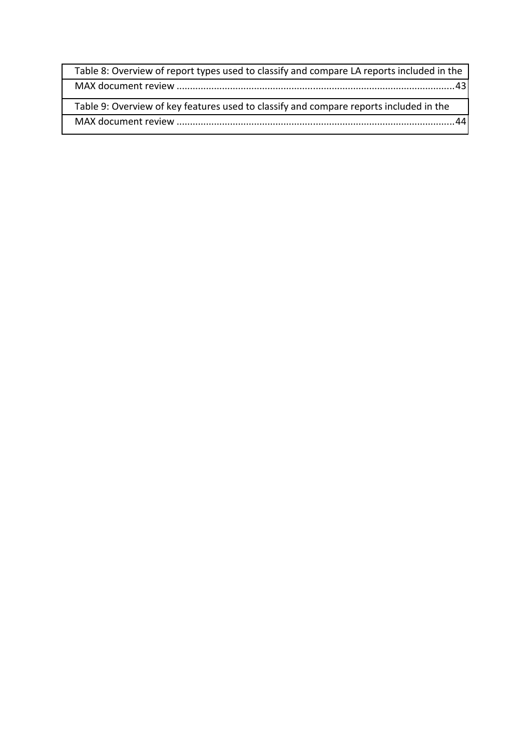Table 8: Overview of report types used to classify and compare LA reports included in the MAX document review ........................................................................................................43

Table 9: Overview of key features used to classify and compare reports included in the MAX document review ........................................................................................................44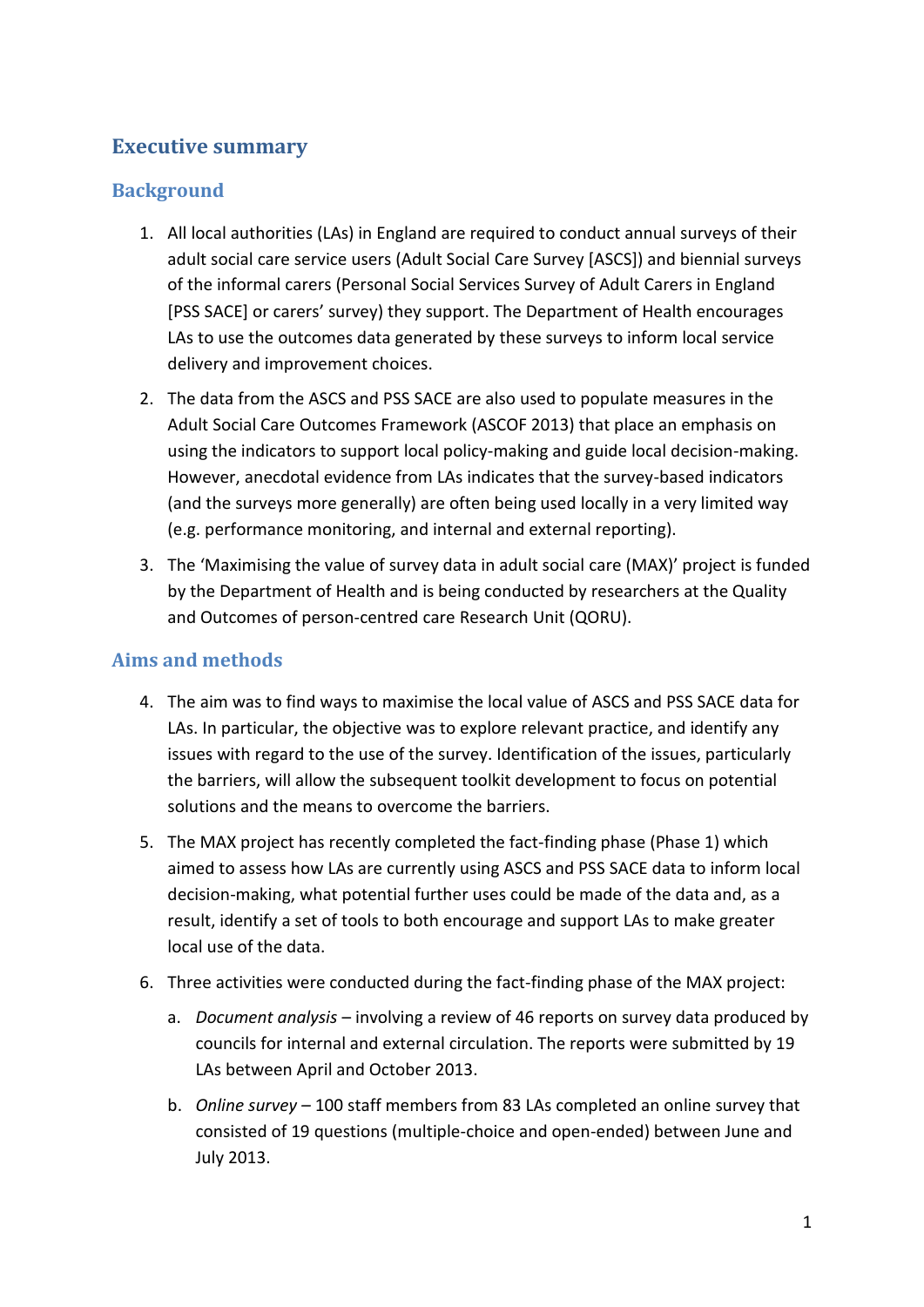## Executive summary

### Background

1. All local authorities (LAs) in England are required to conduct annual surveys of their adult social care service users (Adult Social Care Survey [ASCS]) and biennial surveys of the informal carers (Personal Social Services Survey of Adult Carers in England [PSS SACE] or carers' survey) they support. The Department of Health encourages LAs to use the outcomes data generated by these surveys to inform local service delivery and improvement choices.

2. The data from the ASCS and PSS SACE are also used to populate measures in the Adult Social Care Outcomes Framework (ASCOF 2013) that place an emphasis on using the indicators to support local policy-making and guide local decision-making. However, anecdotal evidence from LAs indicates that the survey-based indicators (and the surveys more generally) are often being used locally in a very limited way (e.g. performance monitoring, and internal and external reporting).

3. The 'Maximising the value of survey data in adult social care (MAX)' project is funded by the Department of Health and is being conducted by researchers at the Quality and Outcomes of person-centred care Research Unit (QORU).

### Aims and methods

4. The aim was to find ways to maximise the local value of ASCS and PSS SACE data for LAs. In particular, the objective was to explore relevant practice, and identify any issues with regard to the use of the survey. Identification of the issues, particularly the barriers, will allow the subsequent toolkit development to focus on potential solutions and the means to overcome the barriers.

5. The MAX project has recently completed the fact-finding phase (Phase 1) which aimed to assess how LAs are currently using ASCS and PSS SACE data to inform local decision-making, what potential further uses could be made of the data and, as a result, identify a set of tools to both encourage and support LAs to make greater local use of the data.

6. Three activities were conducted during the fact-finding phase of the MAX project:

   a. *Document analysis* – involving a review of 46 reports on survey data produced by councils for internal and external circulation. The reports were submitted by 19 LAs between April and October 2013.

   b. *Online survey* – 100 staff members from 83 LAs completed an online survey that consisted of 19 questions (multiple-choice and open-ended) between June and July 2013.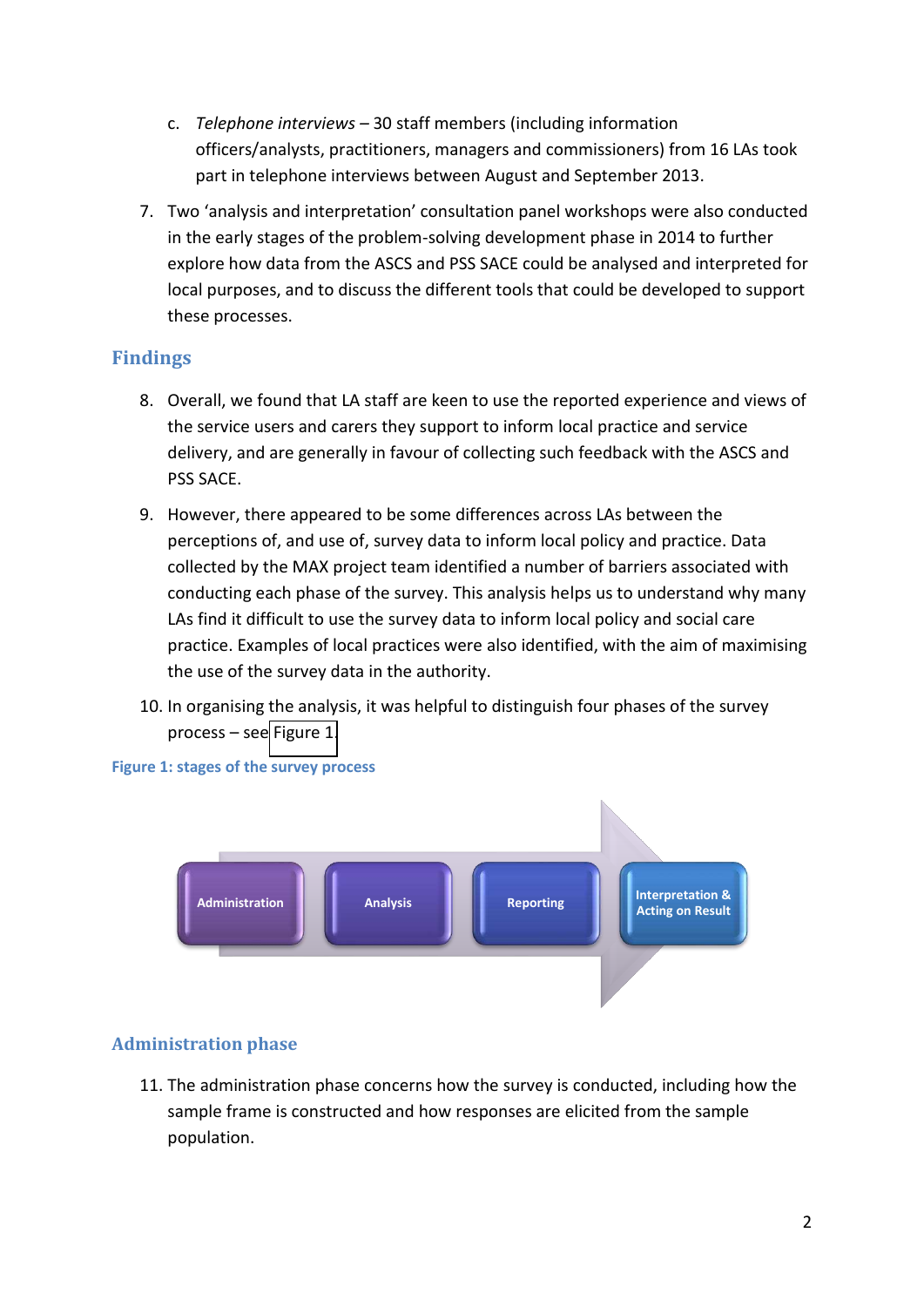c. *Telephone interviews* – 30 staff members (including information officers/analysts, practitioners, managers and commissioners) from 16 LAs took part in telephone interviews between August and September 2013.

7. Two 'analysis and interpretation' consultation panel workshops were also conducted in the early stages of the problem-solving development phase in 2014 to further explore how data from the ASCS and PSS SACE could be analysed and interpreted for local purposes, and to discuss the different tools that could be developed to support these processes.

## Findings

8. Overall, we found that LA staff are keen to use the reported experience and views of the service users and carers they support to inform local practice and service delivery, and are generally in favour of collecting such feedback with the ASCS and PSS SACE.

9. However, there appeared to be some differences across LAs between the perceptions of, and use of, survey data to inform local policy and practice. Data collected by the MAX project team identified a number of barriers associated with conducting each phase of the survey. This analysis helps us to understand why many LAs find it difficult to use the survey data to inform local policy and social care practice. Examples of local practices were also identified, with the aim of maximising the use of the survey data in the authority.

10. In organising the analysis, it was helpful to distinguish four phases of the survey process – see Figure 1.

**Figure 1: stages of the survey process**

Administration → Analysis → Reporting → Interpretation & Acting on Result

## Administration phase

11. The administration phase concerns how the survey is conducted, including how the sample frame is constructed and how responses are elicited from the sample population.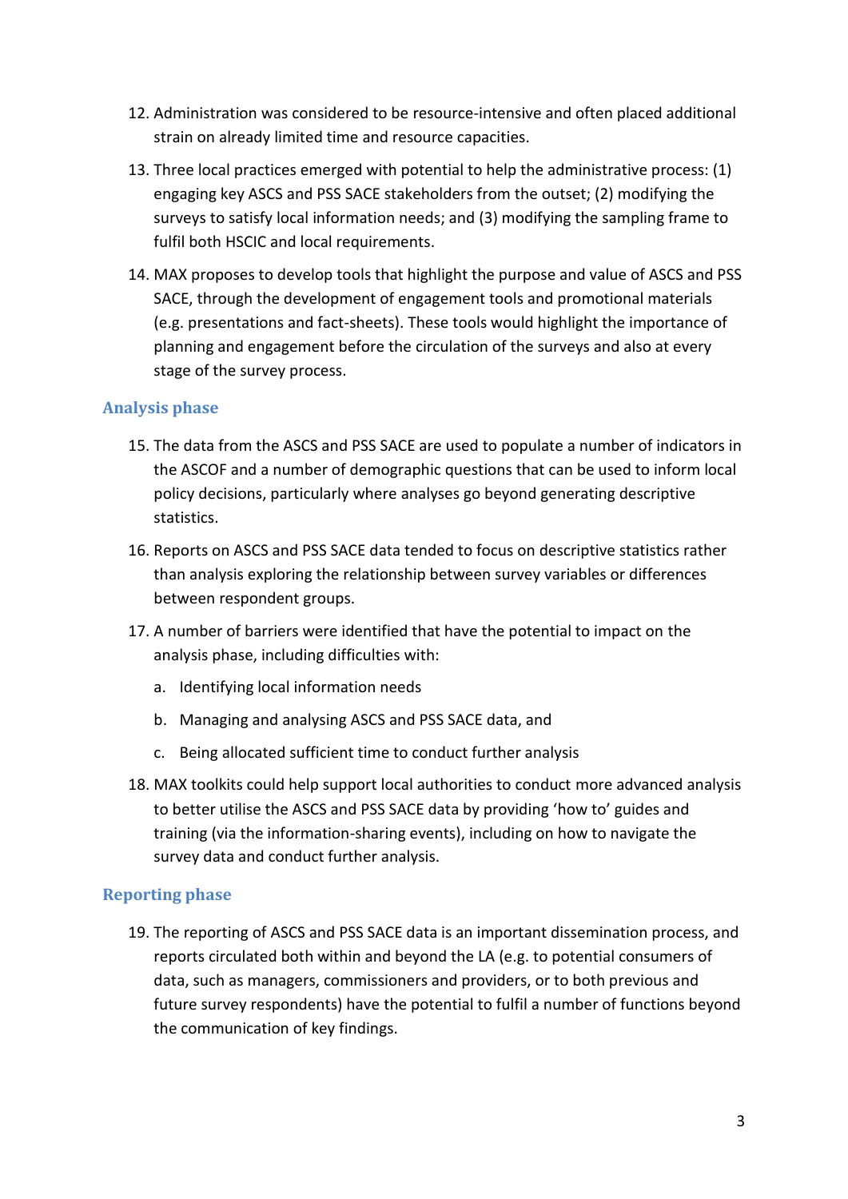12. Administration was considered to be resource-intensive and often placed additional strain on already limited time and resource capacities.

13. Three local practices emerged with potential to help the administrative process: (1) engaging key ASCS and PSS SACE stakeholders from the outset; (2) modifying the surveys to satisfy local information needs; and (3) modifying the sampling frame to fulfil both HSCIC and local requirements.

14. MAX proposes to develop tools that highlight the purpose and value of ASCS and PSS SACE, through the development of engagement tools and promotional materials (e.g. presentations and fact-sheets). These tools would highlight the importance of planning and engagement before the circulation of the surveys and also at every stage of the survey process.

### Analysis phase

15. The data from the ASCS and PSS SACE are used to populate a number of indicators in the ASCOF and a number of demographic questions that can be used to inform local policy decisions, particularly where analyses go beyond generating descriptive statistics.

16. Reports on ASCS and PSS SACE data tended to focus on descriptive statistics rather than analysis exploring the relationship between survey variables or differences between respondent groups.

17. A number of barriers were identified that have the potential to impact on the analysis phase, including difficulties with:

    a. Identifying local information needs

    b. Managing and analysing ASCS and PSS SACE data, and

    c. Being allocated sufficient time to conduct further analysis

18. MAX toolkits could help support local authorities to conduct more advanced analysis to better utilise the ASCS and PSS SACE data by providing 'how to' guides and training (via the information-sharing events), including on how to navigate the survey data and conduct further analysis.

### Reporting phase

19. The reporting of ASCS and PSS SACE data is an important dissemination process, and reports circulated both within and beyond the LA (e.g. to potential consumers of data, such as managers, commissioners and providers, or to both previous and future survey respondents) have the potential to fulfil a number of functions beyond the communication of key findings.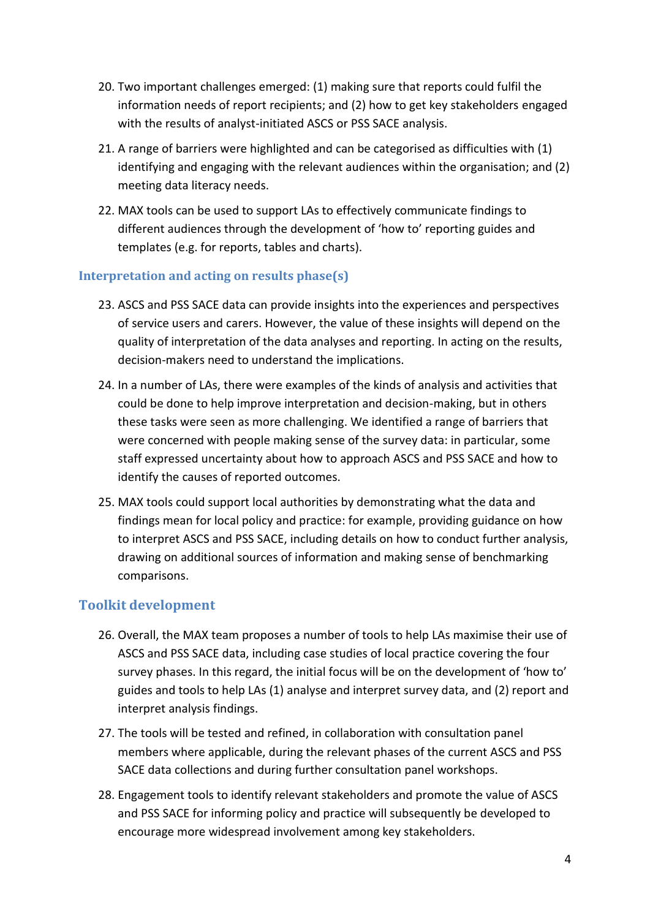20. Two important challenges emerged: (1) making sure that reports could fulfil the information needs of report recipients; and (2) how to get key stakeholders engaged with the results of analyst-initiated ASCS or PSS SACE analysis.

21. A range of barriers were highlighted and can be categorised as difficulties with (1) identifying and engaging with the relevant audiences within the organisation; and (2) meeting data literacy needs.

22. MAX tools can be used to support LAs to effectively communicate findings to different audiences through the development of 'how to' reporting guides and templates (e.g. for reports, tables and charts).

### Interpretation and acting on results phase(s)

23. ASCS and PSS SACE data can provide insights into the experiences and perspectives of service users and carers. However, the value of these insights will depend on the quality of interpretation of the data analyses and reporting. In acting on the results, decision-makers need to understand the implications.

24. In a number of LAs, there were examples of the kinds of analysis and activities that could be done to help improve interpretation and decision-making, but in others these tasks were seen as more challenging. We identified a range of barriers that were concerned with people making sense of the survey data: in particular, some staff expressed uncertainty about how to approach ASCS and PSS SACE and how to identify the causes of reported outcomes.

25. MAX tools could support local authorities by demonstrating what the data and findings mean for local policy and practice: for example, providing guidance on how to interpret ASCS and PSS SACE, including details on how to conduct further analysis, drawing on additional sources of information and making sense of benchmarking comparisons.

## Toolkit development

26. Overall, the MAX team proposes a number of tools to help LAs maximise their use of ASCS and PSS SACE data, including case studies of local practice covering the four survey phases. In this regard, the initial focus will be on the development of 'how to' guides and tools to help LAs (1) analyse and interpret survey data, and (2) report and interpret analysis findings.

27. The tools will be tested and refined, in collaboration with consultation panel members where applicable, during the relevant phases of the current ASCS and PSS SACE data collections and during further consultation panel workshops.

28. Engagement tools to identify relevant stakeholders and promote the value of ASCS and PSS SACE for informing policy and practice will subsequently be developed to encourage more widespread involvement among key stakeholders.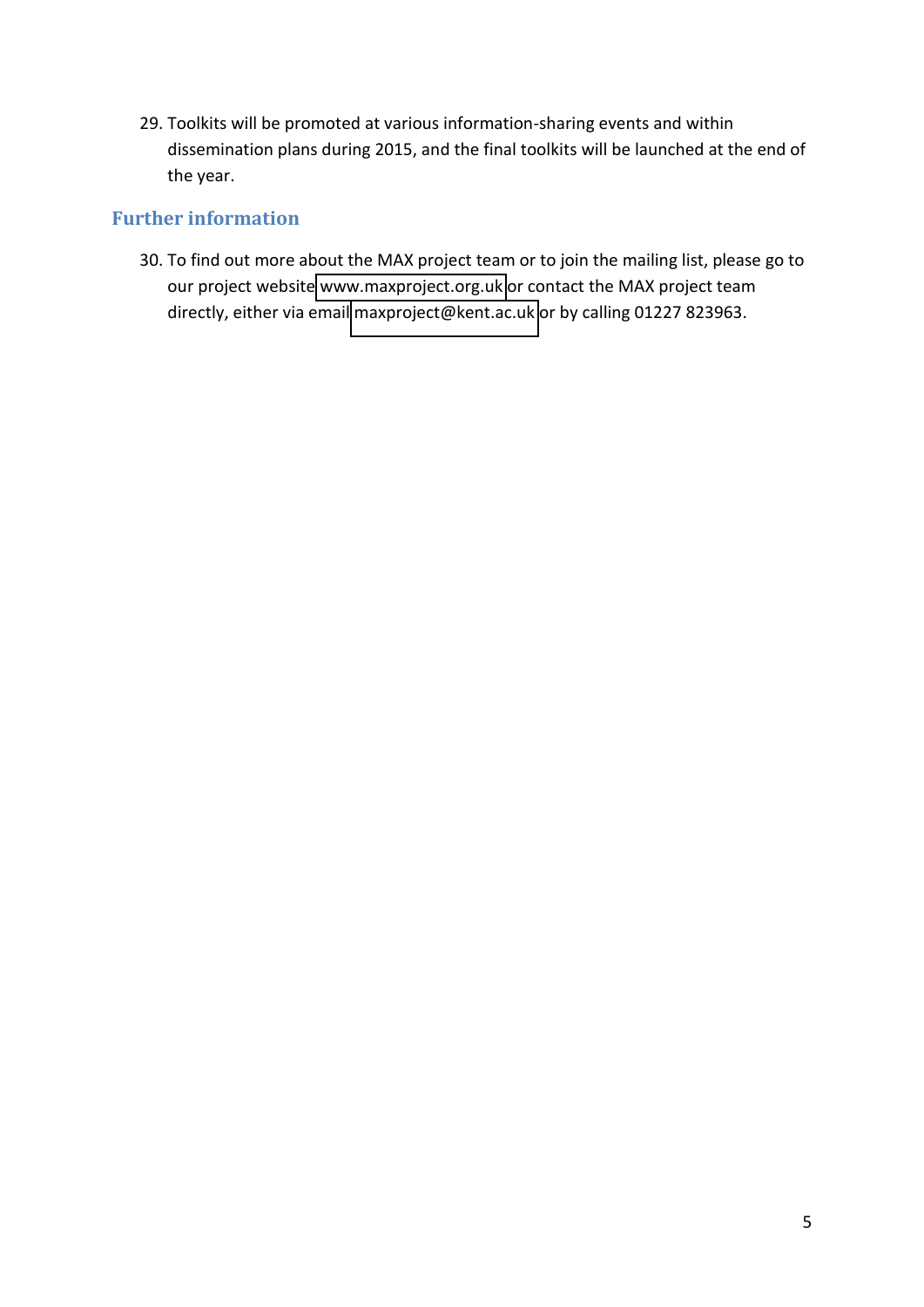29. Toolkits will be promoted at various information-sharing events and within dissemination plans during 2015, and the final toolkits will be launched at the end of the year.

## Further information

30. To find out more about the MAX project team or to join the mailing list, please go to our project website www.maxproject.org.uk or contact the MAX project team directly, either via email maxproject@kent.ac.uk or by calling 01227 823963.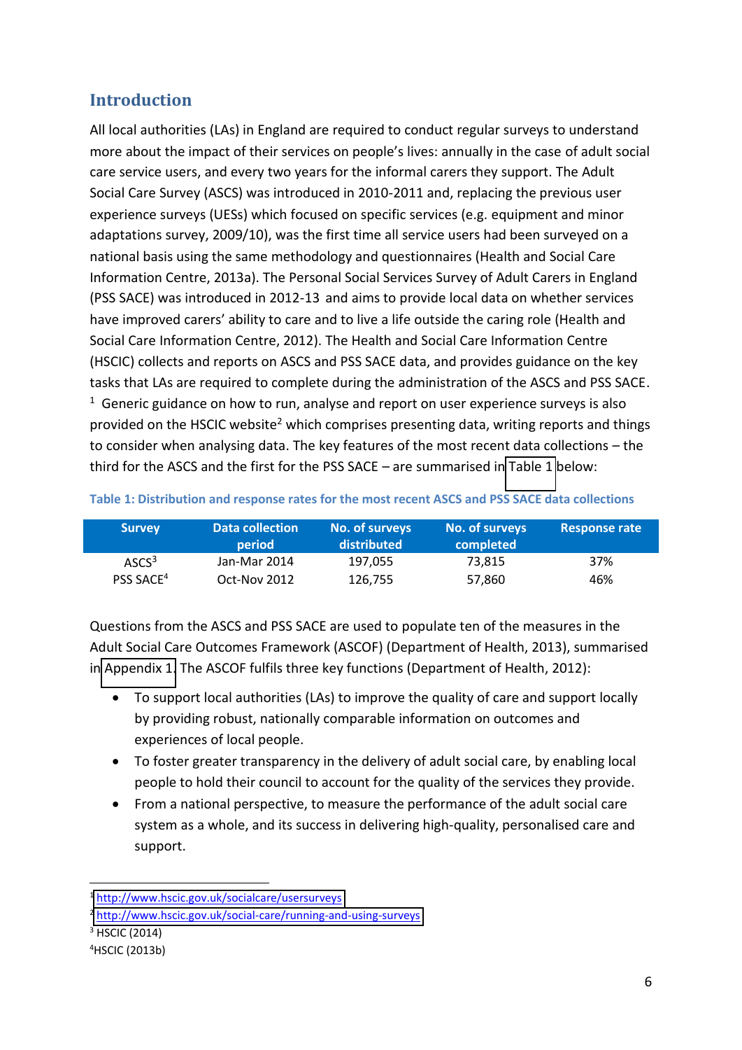## Introduction

All local authorities (LAs) in England are required to conduct regular surveys to understand more about the impact of their services on people's lives: annually in the case of adult social care service users, and every two years for the informal carers they support. The Adult Social Care Survey (ASCS) was introduced in 2010-2011 and, replacing the previous user experience surveys (UESs) which focused on specific services (e.g. equipment and minor adaptations survey, 2009/10), was the first time all service users had been surveyed on a national basis using the same methodology and questionnaires (Health and Social Care Information Centre, 2013a). The Personal Social Services Survey of Adult Carers in England (PSS SACE) was introduced in 2012-13 and aims to provide local data on whether services have improved carers' ability to care and to live a life outside the caring role (Health and Social Care Information Centre, 2012). The Health and Social Care Information Centre (HSCIC) collects and reports on ASCS and PSS SACE data, and provides guidance on the key tasks that LAs are required to complete during the administration of the ASCS and PSS SACE. [1] Generic guidance on how to run, analyse and report on user experience surveys is also provided on the HSCIC website[2] which comprises presenting data, writing reports and things to consider when analysing data. The key features of the most recent data collections – the third for the ASCS and the first for the PSS SACE – are summarised in Table 1 below:

**Table 1: Distribution and response rates for the most recent ASCS and PSS SACE data collections**

| Survey | Data collection period | No. of surveys distributed | No. of surveys completed | Response rate |
|---|---|---|---|---|
| ASCS[3] | Jan-Mar 2014 | 197,055 | 73,815 | 37% |
| PSS SACE[4] | Oct-Nov 2012 | 126,755 | 57,860 | 46% |

Questions from the ASCS and PSS SACE are used to populate ten of the measures in the Adult Social Care Outcomes Framework (ASCOF) (Department of Health, 2013), summarised in Appendix 1. The ASCOF fulfils three key functions (Department of Health, 2012):

- To support local authorities (LAs) to improve the quality of care and support locally by providing robust, nationally comparable information on outcomes and experiences of local people.
- To foster greater transparency in the delivery of adult social care, by enabling local people to hold their council to account for the quality of the services they provide.
- From a national perspective, to measure the performance of the adult social care system as a whole, and its success in delivering high-quality, personalised care and support.

---

[1] http://www.hscic.gov.uk/socialcare/usersurveys

[2] http://www.hscic.gov.uk/social-care/running-and-using-surveys

[3] HSCIC (2014)

[4] HSCIC (2013b)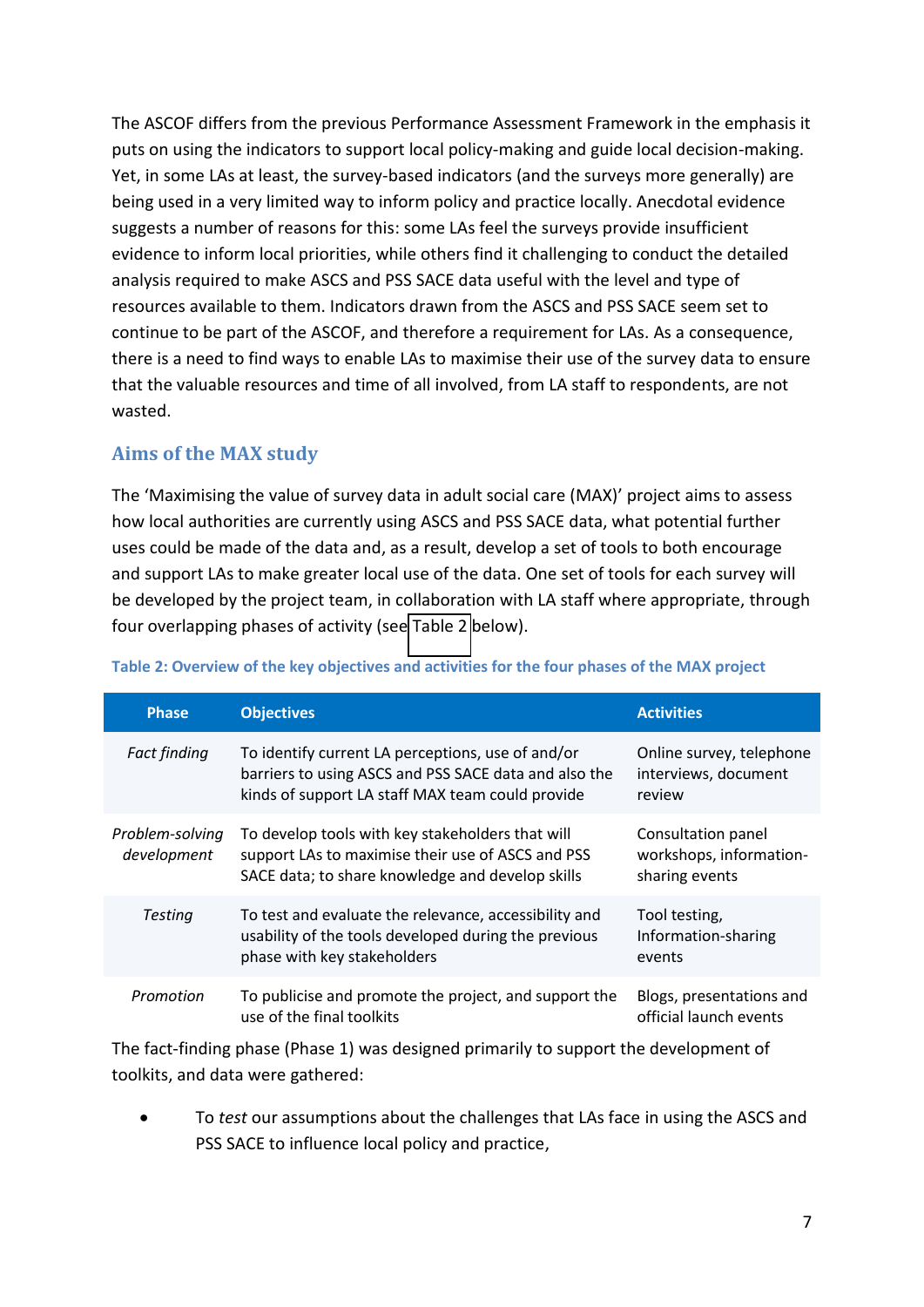The ASCOF differs from the previous Performance Assessment Framework in the emphasis it puts on using the indicators to support local policy-making and guide local decision-making. Yet, in some LAs at least, the survey-based indicators (and the surveys more generally) are being used in a very limited way to inform policy and practice locally. Anecdotal evidence suggests a number of reasons for this: some LAs feel the surveys provide insufficient evidence to inform local priorities, while others find it challenging to conduct the detailed analysis required to make ASCS and PSS SACE data useful with the level and type of resources available to them. Indicators drawn from the ASCS and PSS SACE seem set to continue to be part of the ASCOF, and therefore a requirement for LAs. As a consequence, there is a need to find ways to enable LAs to maximise their use of the survey data to ensure that the valuable resources and time of all involved, from LA staff to respondents, are not wasted.

## Aims of the MAX study

The 'Maximising the value of survey data in adult social care (MAX)' project aims to assess how local authorities are currently using ASCS and PSS SACE data, what potential further uses could be made of the data and, as a result, develop a set of tools to both encourage and support LAs to make greater local use of the data. One set of tools for each survey will be developed by the project team, in collaboration with LA staff where appropriate, through four overlapping phases of activity (see Table 2 below).

**Table 2: Overview of the key objectives and activities for the four phases of the MAX project**

| Phase | Objectives | Activities |
|---|---|---|
| *Fact finding* | To identify current LA perceptions, use of and/or barriers to using ASCS and PSS SACE data and also the kinds of support LA staff MAX team could provide | Online survey, telephone interviews, document review |
| *Problem-solving development* | To develop tools with key stakeholders that will support LAs to maximise their use of ASCS and PSS SACE data; to share knowledge and develop skills | Consultation panel workshops, information-sharing events |
| *Testing* | To test and evaluate the relevance, accessibility and usability of the tools developed during the previous phase with key stakeholders | Tool testing, Information-sharing events |
| *Promotion* | To publicise and promote the project, and support the use of the final toolkits | Blogs, presentations and official launch events |

The fact-finding phase (Phase 1) was designed primarily to support the development of toolkits, and data were gathered:

- To *test* our assumptions about the challenges that LAs face in using the ASCS and PSS SACE to influence local policy and practice,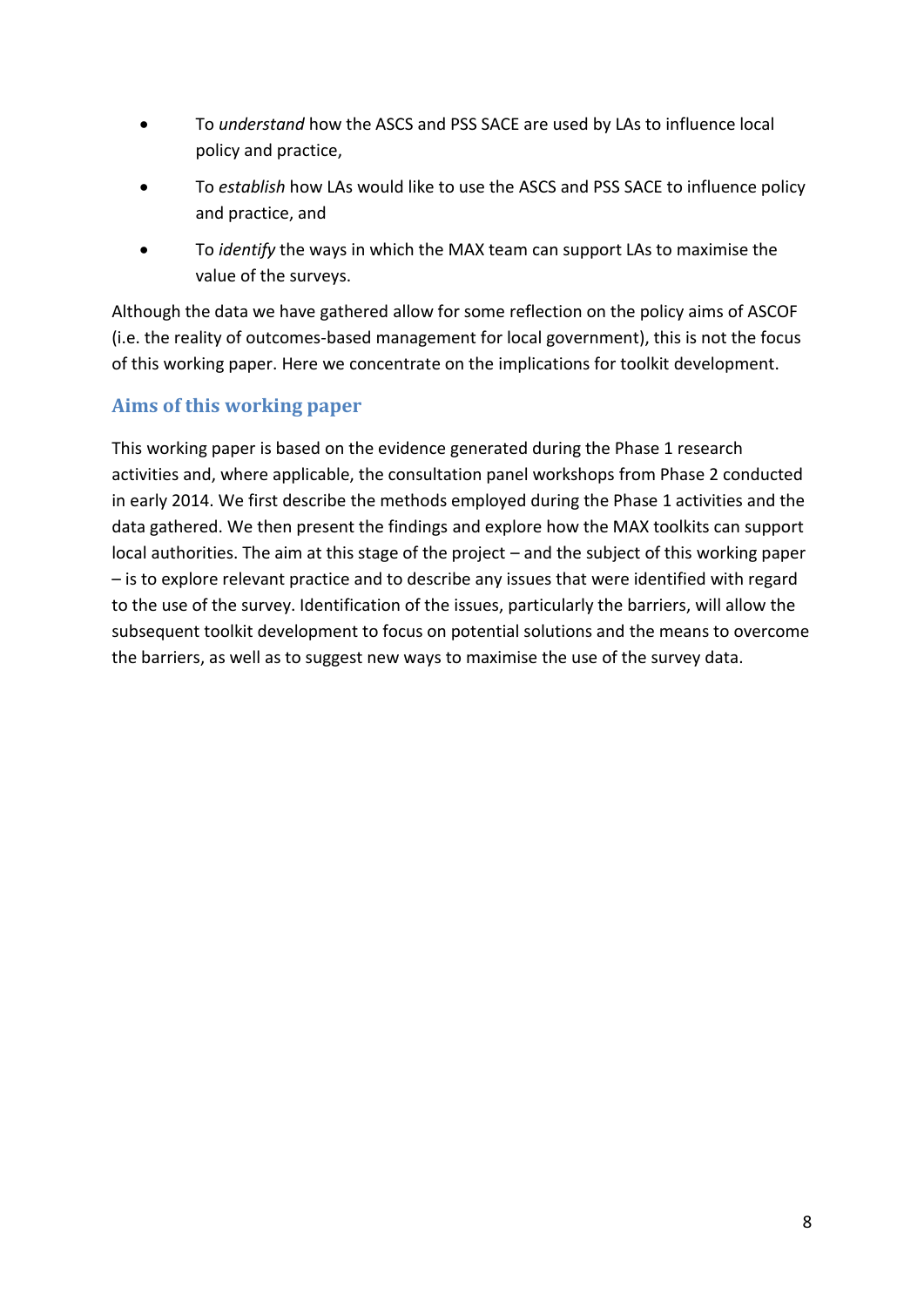- To *understand* how the ASCS and PSS SACE are used by LAs to influence local policy and practice,
- To *establish* how LAs would like to use the ASCS and PSS SACE to influence policy and practice, and
- To *identify* the ways in which the MAX team can support LAs to maximise the value of the surveys.

Although the data we have gathered allow for some reflection on the policy aims of ASCOF (i.e. the reality of outcomes-based management for local government), this is not the focus of this working paper. Here we concentrate on the implications for toolkit development.

## Aims of this working paper

This working paper is based on the evidence generated during the Phase 1 research activities and, where applicable, the consultation panel workshops from Phase 2 conducted in early 2014. We first describe the methods employed during the Phase 1 activities and the data gathered. We then present the findings and explore how the MAX toolkits can support local authorities. The aim at this stage of the project – and the subject of this working paper – is to explore relevant practice and to describe any issues that were identified with regard to the use of the survey. Identification of the issues, particularly the barriers, will allow the subsequent toolkit development to focus on potential solutions and the means to overcome the barriers, as well as to suggest new ways to maximise the use of the survey data.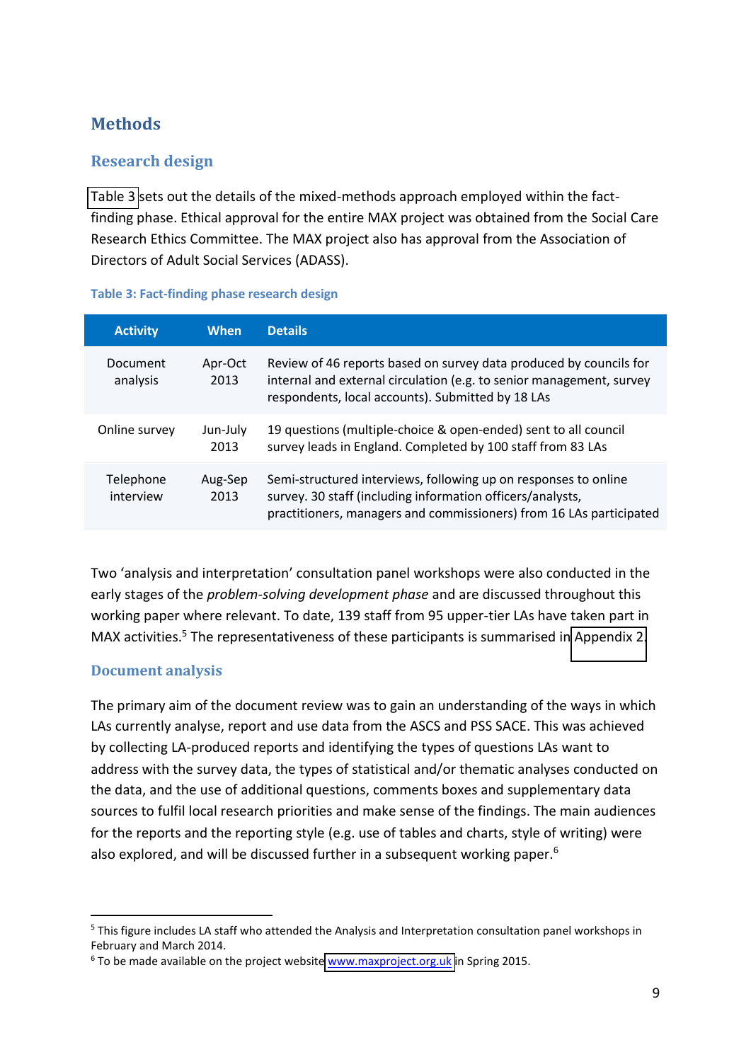## Methods

### Research design

Table 3 sets out the details of the mixed-methods approach employed within the fact-finding phase. Ethical approval for the entire MAX project was obtained from the Social Care Research Ethics Committee. The MAX project also has approval from the Association of Directors of Adult Social Services (ADASS).

**Table 3: Fact-finding phase research design**

| Activity | When | Details |
|---|---|---|
| Document analysis | Apr-Oct 2013 | Review of 46 reports based on survey data produced by councils for internal and external circulation (e.g. to senior management, survey respondents, local accounts). Submitted by 18 LAs |
| Online survey | Jun-July 2013 | 19 questions (multiple-choice & open-ended) sent to all council survey leads in England. Completed by 100 staff from 83 LAs |
| Telephone interview | Aug-Sep 2013 | Semi-structured interviews, following up on responses to online survey. 30 staff (including information officers/analysts, practitioners, managers and commissioners) from 16 LAs participated |

Two 'analysis and interpretation' consultation panel workshops were also conducted in the early stages of the *problem-solving development phase* and are discussed throughout this working paper where relevant. To date, 139 staff from 95 upper-tier LAs have taken part in MAX activities.[5] The representativeness of these participants is summarised in Appendix 2.

### Document analysis

The primary aim of the document review was to gain an understanding of the ways in which LAs currently analyse, report and use data from the ASCS and PSS SACE. This was achieved by collecting LA-produced reports and identifying the types of questions LAs want to address with the survey data, the types of statistical and/or thematic analyses conducted on the data, and the use of additional questions, comments boxes and supplementary data sources to fulfil local research priorities and make sense of the findings. The main audiences for the reports and the reporting style (e.g. use of tables and charts, style of writing) were also explored, and will be discussed further in a subsequent working paper.[6]

---

[5] This figure includes LA staff who attended the Analysis and Interpretation consultation panel workshops in February and March 2014.

[6] To be made available on the project website www.maxproject.org.uk in Spring 2015.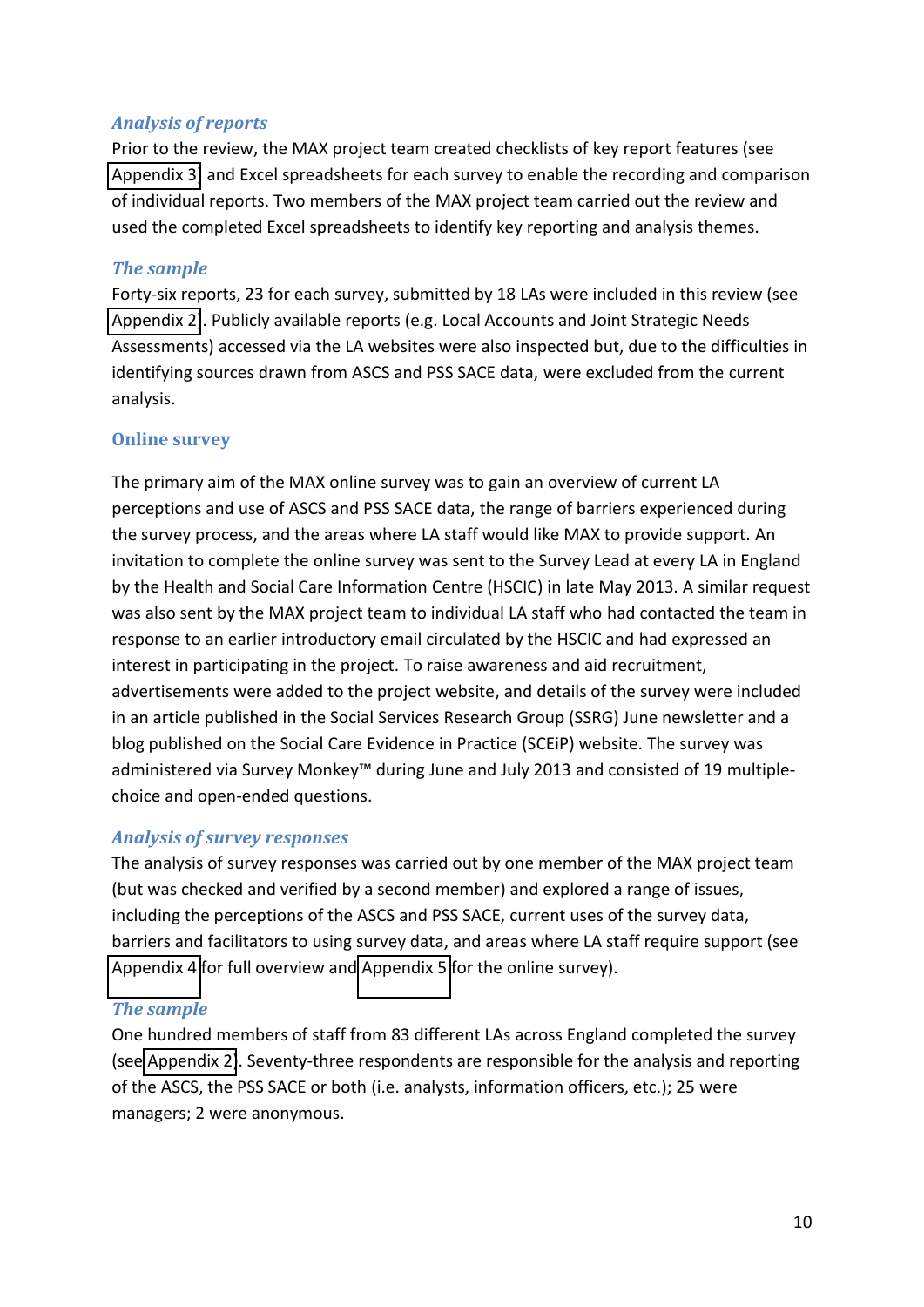### *Analysis of reports*

Prior to the review, the MAX project team created checklists of key report features (see Appendix 3) and Excel spreadsheets for each survey to enable the recording and comparison of individual reports. Two members of the MAX project team carried out the review and used the completed Excel spreadsheets to identify key reporting and analysis themes.

### *The sample*

Forty-six reports, 23 for each survey, submitted by 18 LAs were included in this review (see Appendix 2). Publicly available reports (e.g. Local Accounts and Joint Strategic Needs Assessments) accessed via the LA websites were also inspected but, due to the difficulties in identifying sources drawn from ASCS and PSS SACE data, were excluded from the current analysis.

## Online survey

The primary aim of the MAX online survey was to gain an overview of current LA perceptions and use of ASCS and PSS SACE data, the range of barriers experienced during the survey process, and the areas where LA staff would like MAX to provide support. An invitation to complete the online survey was sent to the Survey Lead at every LA in England by the Health and Social Care Information Centre (HSCIC) in late May 2013. A similar request was also sent by the MAX project team to individual LA staff who had contacted the team in response to an earlier introductory email circulated by the HSCIC and had expressed an interest in participating in the project. To raise awareness and aid recruitment, advertisements were added to the project website, and details of the survey were included in an article published in the Social Services Research Group (SSRG) June newsletter and a blog published on the Social Care Evidence in Practice (SCEiP) website. The survey was administered via Survey Monkey™ during June and July 2013 and consisted of 19 multiple-choice and open-ended questions.

### *Analysis of survey responses*

The analysis of survey responses was carried out by one member of the MAX project team (but was checked and verified by a second member) and explored a range of issues, including the perceptions of the ASCS and PSS SACE, current uses of the survey data, barriers and facilitators to using survey data, and areas where LA staff require support (see Appendix 4 for full overview and Appendix 5 for the online survey).

### *The sample*

One hundred members of staff from 83 different LAs across England completed the survey (see Appendix 2). Seventy-three respondents are responsible for the analysis and reporting of the ASCS, the PSS SACE or both (i.e. analysts, information officers, etc.); 25 were managers; 2 were anonymous.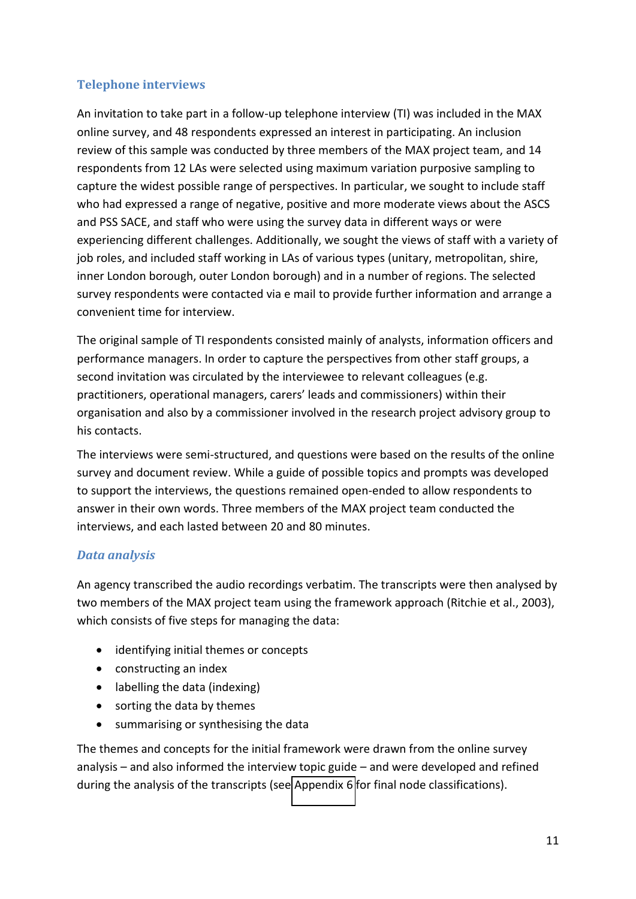### Telephone interviews

An invitation to take part in a follow-up telephone interview (TI) was included in the MAX online survey, and 48 respondents expressed an interest in participating. An inclusion review of this sample was conducted by three members of the MAX project team, and 14 respondents from 12 LAs were selected using maximum variation purposive sampling to capture the widest possible range of perspectives. In particular, we sought to include staff who had expressed a range of negative, positive and more moderate views about the ASCS and PSS SACE, and staff who were using the survey data in different ways or were experiencing different challenges. Additionally, we sought the views of staff with a variety of job roles, and included staff working in LAs of various types (unitary, metropolitan, shire, inner London borough, outer London borough) and in a number of regions. The selected survey respondents were contacted via e mail to provide further information and arrange a convenient time for interview.

The original sample of TI respondents consisted mainly of analysts, information officers and performance managers. In order to capture the perspectives from other staff groups, a second invitation was circulated by the interviewee to relevant colleagues (e.g. practitioners, operational managers, carers' leads and commissioners) within their organisation and also by a commissioner involved in the research project advisory group to his contacts.

The interviews were semi-structured, and questions were based on the results of the online survey and document review. While a guide of possible topics and prompts was developed to support the interviews, the questions remained open-ended to allow respondents to answer in their own words. Three members of the MAX project team conducted the interviews, and each lasted between 20 and 80 minutes.

#### *Data analysis*

An agency transcribed the audio recordings verbatim. The transcripts were then analysed by two members of the MAX project team using the framework approach (Ritchie et al., 2003), which consists of five steps for managing the data:

- identifying initial themes or concepts
- constructing an index
- labelling the data (indexing)
- sorting the data by themes
- summarising or synthesising the data

The themes and concepts for the initial framework were drawn from the online survey analysis – and also informed the interview topic guide – and were developed and refined during the analysis of the transcripts (see Appendix 6 for final node classifications).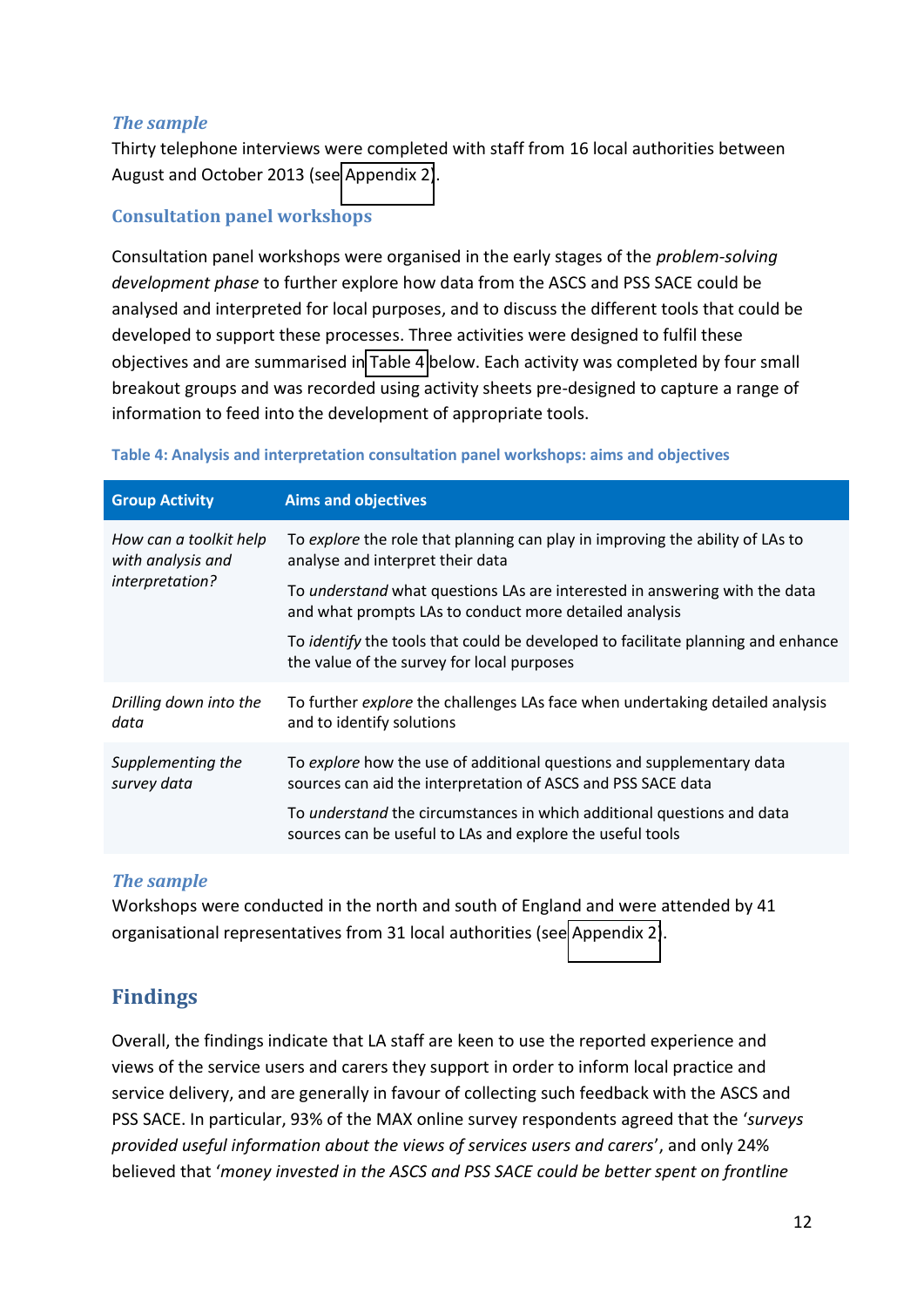### *The sample*

Thirty telephone interviews were completed with staff from 16 local authorities between August and October 2013 (see Appendix 2).

### Consultation panel workshops

Consultation panel workshops were organised in the early stages of the *problem-solving development phase* to further explore how data from the ASCS and PSS SACE could be analysed and interpreted for local purposes, and to discuss the different tools that could be developed to support these processes. Three activities were designed to fulfil these objectives and are summarised in Table 4 below. Each activity was completed by four small breakout groups and was recorded using activity sheets pre-designed to capture a range of information to feed into the development of appropriate tools.

**Table 4: Analysis and interpretation consultation panel workshops: aims and objectives**

| Group Activity | Aims and objectives |
|---|---|
| *How can a toolkit help with analysis and interpretation?* | To *explore* the role that planning can play in improving the ability of LAs to analyse and interpret their data |
| | To *understand* what questions LAs are interested in answering with the data and what prompts LAs to conduct more detailed analysis |
| | To *identify* the tools that could be developed to facilitate planning and enhance the value of the survey for local purposes |
| *Drilling down into the data* | To further *explore* the challenges LAs face when undertaking detailed analysis and to identify solutions |
| *Supplementing the survey data* | To *explore* how the use of additional questions and supplementary data sources can aid the interpretation of ASCS and PSS SACE data |
| | To *understand* the circumstances in which additional questions and data sources can be useful to LAs and explore the useful tools |

### *The sample*

Workshops were conducted in the north and south of England and were attended by 41 organisational representatives from 31 local authorities (see Appendix 2).

## Findings

Overall, the findings indicate that LA staff are keen to use the reported experience and views of the service users and carers they support in order to inform local practice and service delivery, and are generally in favour of collecting such feedback with the ASCS and PSS SACE. In particular, 93% of the MAX online survey respondents agreed that the '*surveys provided useful information about the views of services users and carers*', and only 24% believed that '*money invested in the ASCS and PSS SACE could be better spent on frontline*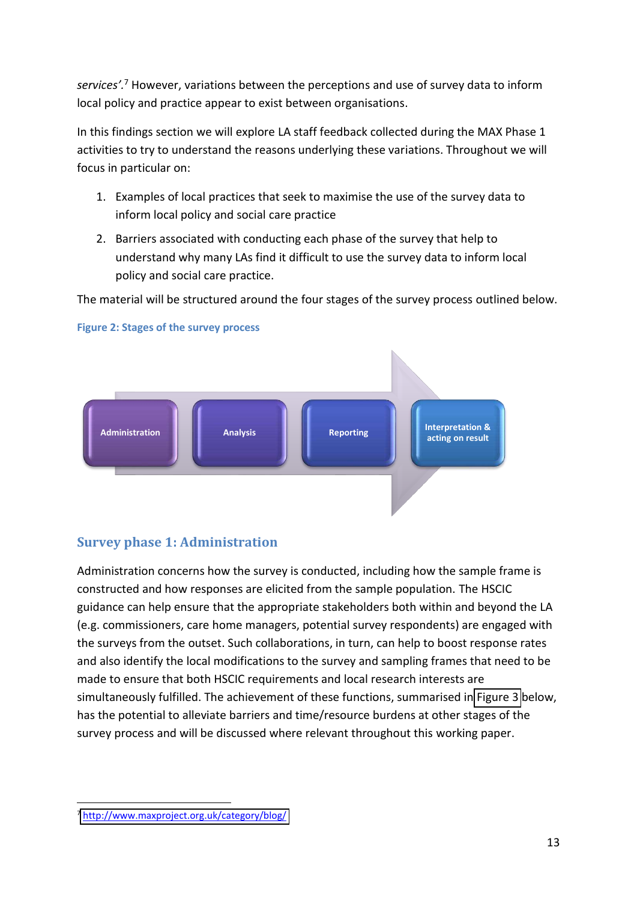*services'*.[7] However, variations between the perceptions and use of survey data to inform local policy and practice appear to exist between organisations.

In this findings section we will explore LA staff feedback collected during the MAX Phase 1 activities to try to understand the reasons underlying these variations. Throughout we will focus in particular on:

1. Examples of local practices that seek to maximise the use of the survey data to inform local policy and social care practice
2. Barriers associated with conducting each phase of the survey that help to understand why many LAs find it difficult to use the survey data to inform local policy and social care practice.

The material will be structured around the four stages of the survey process outlined below.

**Figure 2: Stages of the survey process**

Administration → Analysis → Reporting → Interpretation & acting on result

## Survey phase 1: Administration

Administration concerns how the survey is conducted, including how the sample frame is constructed and how responses are elicited from the sample population. The HSCIC guidance can help ensure that the appropriate stakeholders both within and beyond the LA (e.g. commissioners, care home managers, potential survey respondents) are engaged with the surveys from the outset. Such collaborations, in turn, can help to boost response rates and also identify the local modifications to the survey and sampling frames that need to be made to ensure that both HSCIC requirements and local research interests are simultaneously fulfilled. The achievement of these functions, summarised in Figure 3 below, has the potential to alleviate barriers and time/resource burdens at other stages of the survey process and will be discussed where relevant throughout this working paper.

[7] http://www.maxproject.org.uk/category/blog/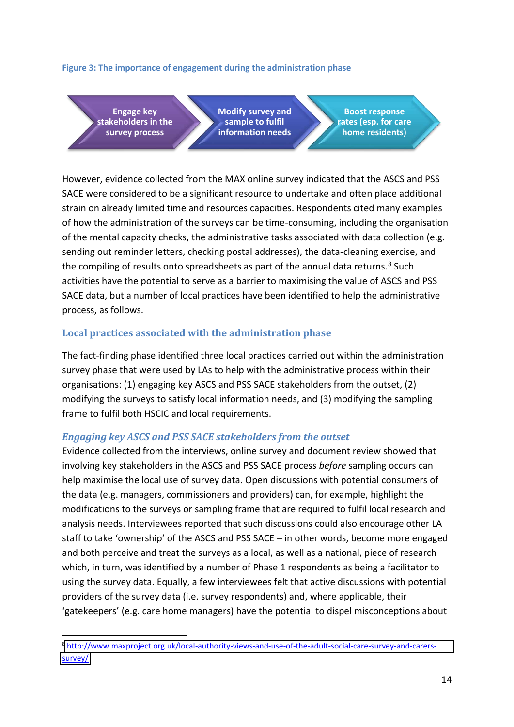**Figure 3: The importance of engagement during the administration phase**

Engage key stakeholders in the survey process → Modify survey and sample to fulfil information needs → Boost response rates (esp. for care home residents)

However, evidence collected from the MAX online survey indicated that the ASCS and PSS SACE were considered to be a significant resource to undertake and often place additional strain on already limited time and resources capacities. Respondents cited many examples of how the administration of the surveys can be time-consuming, including the organisation of the mental capacity checks, the administrative tasks associated with data collection (e.g. sending out reminder letters, checking postal addresses), the data-cleaning exercise, and the compiling of results onto spreadsheets as part of the annual data returns.[8] Such activities have the potential to serve as a barrier to maximising the value of ASCS and PSS SACE data, but a number of local practices have been identified to help the administrative process, as follows.

## Local practices associated with the administration phase

The fact-finding phase identified three local practices carried out within the administration survey phase that were used by LAs to help with the administrative process within their organisations: (1) engaging key ASCS and PSS SACE stakeholders from the outset, (2) modifying the surveys to satisfy local information needs, and (3) modifying the sampling frame to fulfil both HSCIC and local requirements.

### *Engaging key ASCS and PSS SACE stakeholders from the outset*

Evidence collected from the interviews, online survey and document review showed that involving key stakeholders in the ASCS and PSS SACE process *before* sampling occurs can help maximise the local use of survey data. Open discussions with potential consumers of the data (e.g. managers, commissioners and providers) can, for example, highlight the modifications to the surveys or sampling frame that are required to fulfil local research and analysis needs. Interviewees reported that such discussions could also encourage other LA staff to take 'ownership' of the ASCS and PSS SACE – in other words, become more engaged and both perceive and treat the surveys as a local, as well as a national, piece of research – which, in turn, was identified by a number of Phase 1 respondents as being a facilitator to using the survey data. Equally, a few interviewees felt that active discussions with potential providers of the survey data (i.e. survey respondents) and, where applicable, their 'gatekeepers' (e.g. care home managers) have the potential to dispel misconceptions about

---

[8] http://www.maxproject.org.uk/local-authority-views-and-use-of-the-adult-social-care-survey-and-carers-survey/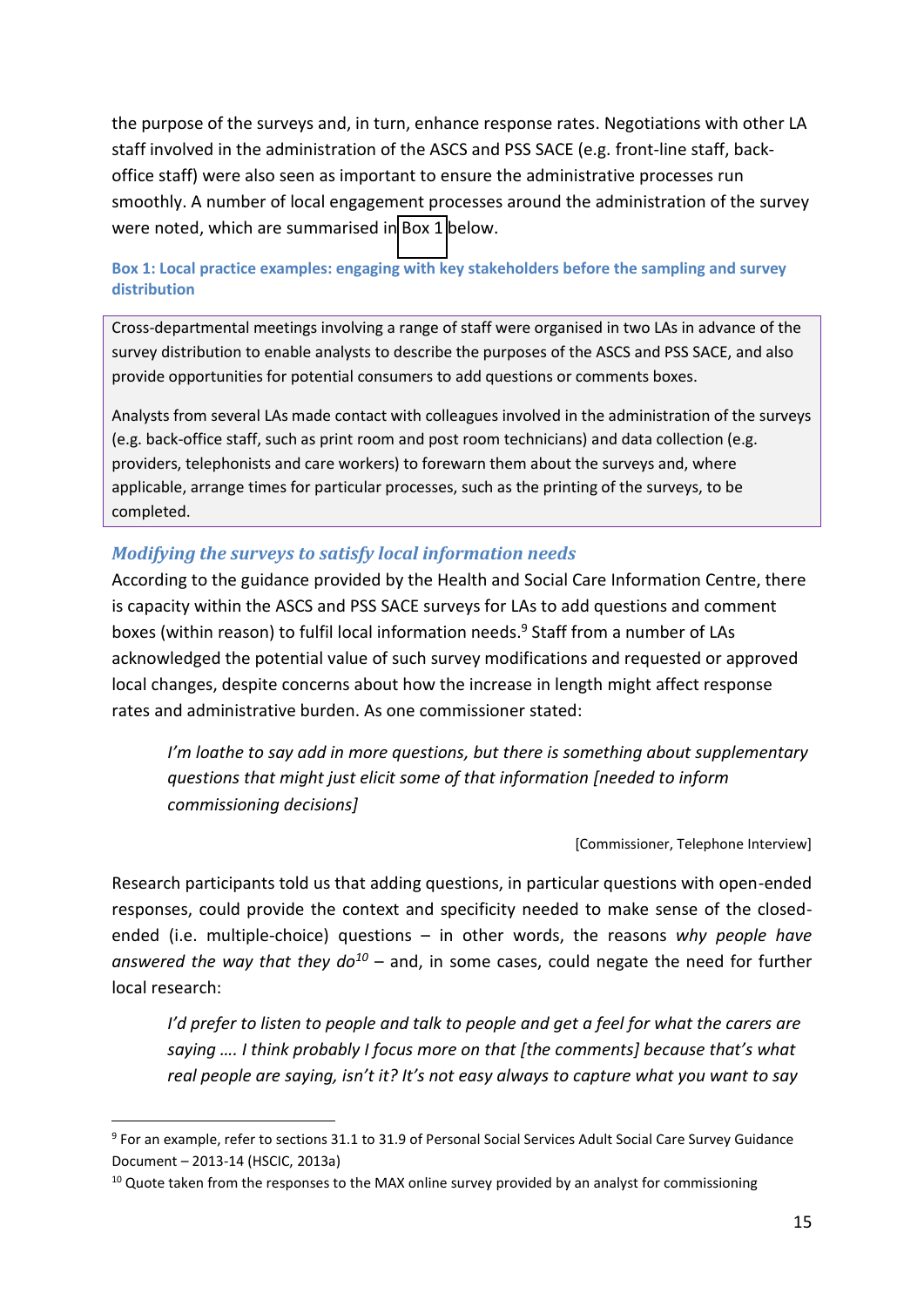the purpose of the surveys and, in turn, enhance response rates. Negotiations with other LA staff involved in the administration of the ASCS and PSS SACE (e.g. front-line staff, back-office staff) were also seen as important to ensure the administrative processes run smoothly. A number of local engagement processes around the administration of the survey were noted, which are summarised in Box 1 below.

**Box 1: Local practice examples: engaging with key stakeholders before the sampling and survey distribution**

> Cross-departmental meetings involving a range of staff were organised in two LAs in advance of the survey distribution to enable analysts to describe the purposes of the ASCS and PSS SACE, and also provide opportunities for potential consumers to add questions or comments boxes.
>
> Analysts from several LAs made contact with colleagues involved in the administration of the surveys (e.g. back-office staff, such as print room and post room technicians) and data collection (e.g. providers, telephonists and care workers) to forewarn them about the surveys and, where applicable, arrange times for particular processes, such as the printing of the surveys, to be completed.

### *Modifying the surveys to satisfy local information needs*

According to the guidance provided by the Health and Social Care Information Centre, there is capacity within the ASCS and PSS SACE surveys for LAs to add questions and comment boxes (within reason) to fulfil local information needs.[9] Staff from a number of LAs acknowledged the potential value of such survey modifications and requested or approved local changes, despite concerns about how the increase in length might affect response rates and administrative burden. As one commissioner stated:

> *I'm loathe to say add in more questions, but there is something about supplementary questions that might just elicit some of that information [needed to inform commissioning decisions]*
>
> [Commissioner, Telephone Interview]

Research participants told us that adding questions, in particular questions with open-ended responses, could provide the context and specificity needed to make sense of the closed-ended (i.e. multiple-choice) questions – in other words, the reasons *why people have answered the way that they do*[10] – and, in some cases, could negate the need for further local research:

> *I'd prefer to listen to people and talk to people and get a feel for what the carers are saying …. I think probably I focus more on that [the comments] because that's what real people are saying, isn't it? It's not easy always to capture what you want to say*

[9] For an example, refer to sections 31.1 to 31.9 of Personal Social Services Adult Social Care Survey Guidance Document – 2013-14 (HSCIC, 2013a)

[10] Quote taken from the responses to the MAX online survey provided by an analyst for commissioning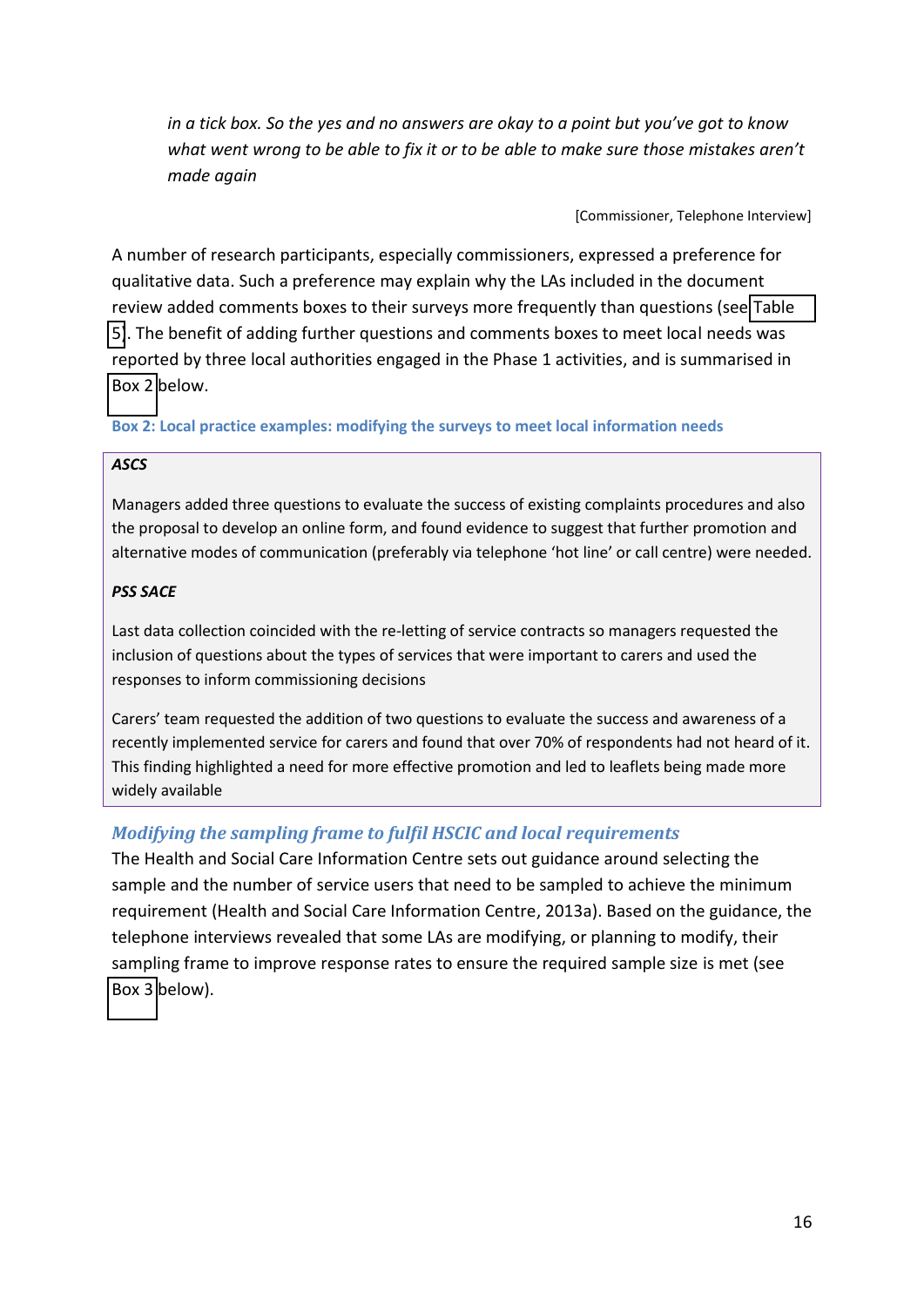*in a tick box. So the yes and no answers are okay to a point but you've got to know what went wrong to be able to fix it or to be able to make sure those mistakes aren't made again*

[Commissioner, Telephone Interview]

A number of research participants, especially commissioners, expressed a preference for qualitative data. Such a preference may explain why the LAs included in the document review added comments boxes to their surveys more frequently than questions (see Table 5). The benefit of adding further questions and comments boxes to meet local needs was reported by three local authorities engaged in the Phase 1 activities, and is summarised in Box 2 below.

**Box 2: Local practice examples: modifying the surveys to meet local information needs**

***ASCS***

Managers added three questions to evaluate the success of existing complaints procedures and also the proposal to develop an online form, and found evidence to suggest that further promotion and alternative modes of communication (preferably via telephone 'hot line' or call centre) were needed.

***PSS SACE***

Last data collection coincided with the re-letting of service contracts so managers requested the inclusion of questions about the types of services that were important to carers and used the responses to inform commissioning decisions

Carers' team requested the addition of two questions to evaluate the success and awareness of a recently implemented service for carers and found that over 70% of respondents had not heard of it. This finding highlighted a need for more effective promotion and led to leaflets being made more widely available

### *Modifying the sampling frame to fulfil HSCIC and local requirements*

The Health and Social Care Information Centre sets out guidance around selecting the sample and the number of service users that need to be sampled to achieve the minimum requirement (Health and Social Care Information Centre, 2013a). Based on the guidance, the telephone interviews revealed that some LAs are modifying, or planning to modify, their sampling frame to improve response rates to ensure the required sample size is met (see Box 3 below).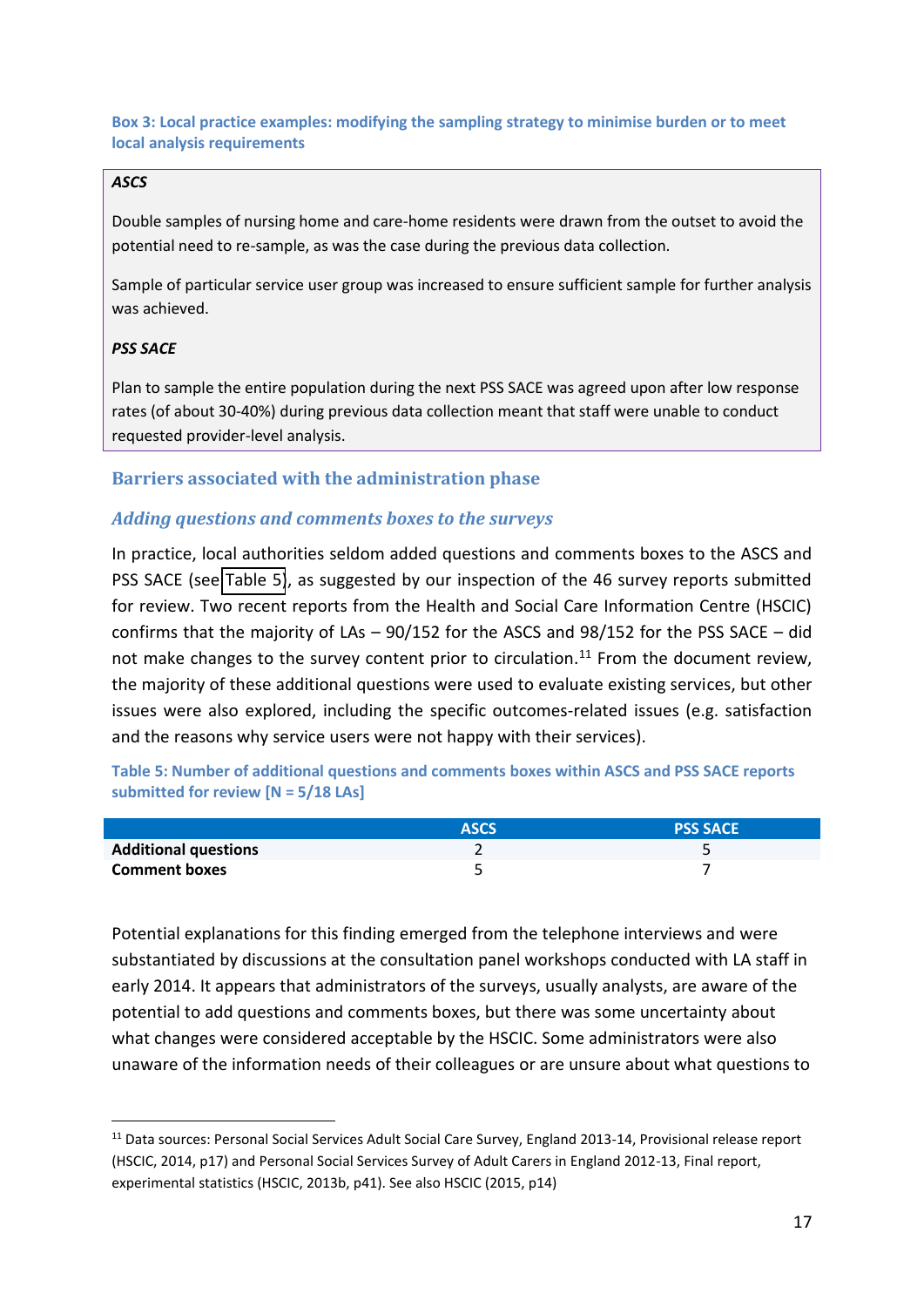**Box 3: Local practice examples: modifying the sampling strategy to minimise burden or to meet local analysis requirements**

***ASCS***

Double samples of nursing home and care-home residents were drawn from the outset to avoid the potential need to re-sample, as was the case during the previous data collection.

Sample of particular service user group was increased to ensure sufficient sample for further analysis was achieved.

***PSS SACE***

Plan to sample the entire population during the next PSS SACE was agreed upon after low response rates (of about 30-40%) during previous data collection meant that staff were unable to conduct requested provider-level analysis.

## Barriers associated with the administration phase

### *Adding questions and comments boxes to the surveys*

In practice, local authorities seldom added questions and comments boxes to the ASCS and PSS SACE (see Table 5), as suggested by our inspection of the 46 survey reports submitted for review. Two recent reports from the Health and Social Care Information Centre (HSCIC) confirms that the majority of LAs – 90/152 for the ASCS and 98/152 for the PSS SACE – did not make changes to the survey content prior to circulation.[11] From the document review, the majority of these additional questions were used to evaluate existing services, but other issues were also explored, including the specific outcomes-related issues (e.g. satisfaction and the reasons why service users were not happy with their services).

**Table 5: Number of additional questions and comments boxes within ASCS and PSS SACE reports submitted for review [N = 5/18 LAs]**

| | ASCS | PSS SACE |
|---|---|---|
| **Additional questions** | 2 | 5 |
| **Comment boxes** | 5 | 7 |

Potential explanations for this finding emerged from the telephone interviews and were substantiated by discussions at the consultation panel workshops conducted with LA staff in early 2014. It appears that administrators of the surveys, usually analysts, are aware of the potential to add questions and comments boxes, but there was some uncertainty about what changes were considered acceptable by the HSCIC. Some administrators were also unaware of the information needs of their colleagues or are unsure about what questions to

[11] Data sources: Personal Social Services Adult Social Care Survey, England 2013-14, Provisional release report (HSCIC, 2014, p17) and Personal Social Services Survey of Adult Carers in England 2012-13, Final report, experimental statistics (HSCIC, 2013b, p41). See also HSCIC (2015, p14)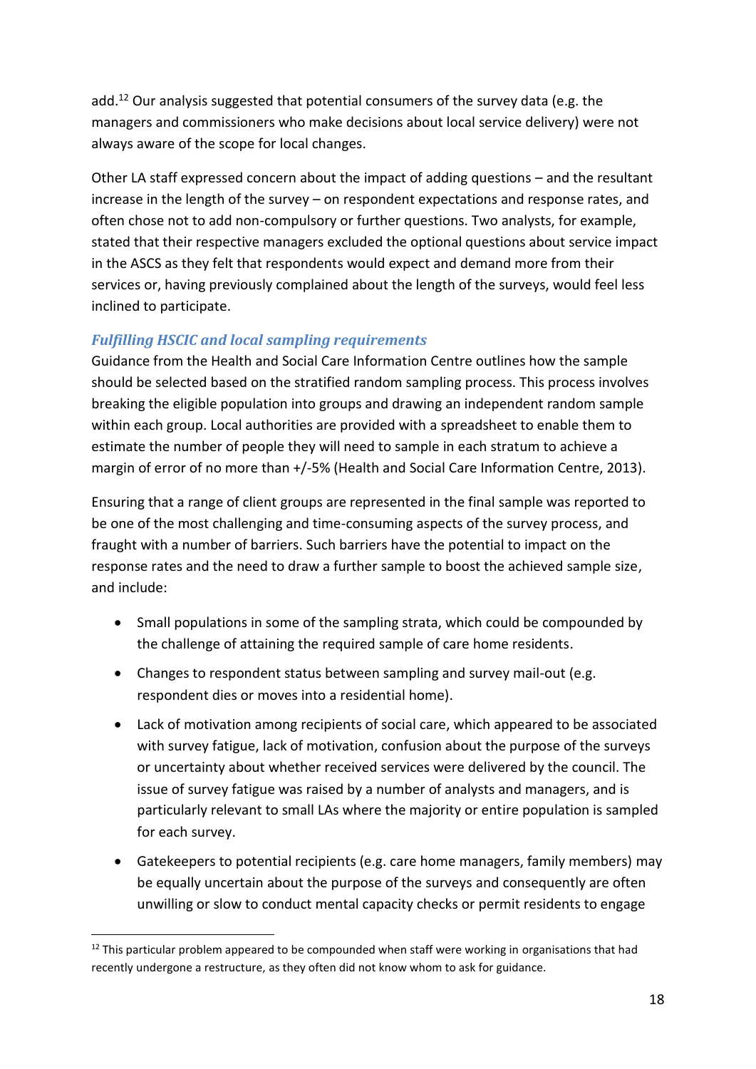add.[12] Our analysis suggested that potential consumers of the survey data (e.g. the managers and commissioners who make decisions about local service delivery) were not always aware of the scope for local changes.

Other LA staff expressed concern about the impact of adding questions – and the resultant increase in the length of the survey – on respondent expectations and response rates, and often chose not to add non-compulsory or further questions. Two analysts, for example, stated that their respective managers excluded the optional questions about service impact in the ASCS as they felt that respondents would expect and demand more from their services or, having previously complained about the length of the surveys, would feel less inclined to participate.

### *Fulfilling HSCIC and local sampling requirements*

Guidance from the Health and Social Care Information Centre outlines how the sample should be selected based on the stratified random sampling process. This process involves breaking the eligible population into groups and drawing an independent random sample within each group. Local authorities are provided with a spreadsheet to enable them to estimate the number of people they will need to sample in each stratum to achieve a margin of error of no more than +/-5% (Health and Social Care Information Centre, 2013).

Ensuring that a range of client groups are represented in the final sample was reported to be one of the most challenging and time-consuming aspects of the survey process, and fraught with a number of barriers. Such barriers have the potential to impact on the response rates and the need to draw a further sample to boost the achieved sample size, and include:

- Small populations in some of the sampling strata, which could be compounded by the challenge of attaining the required sample of care home residents.
- Changes to respondent status between sampling and survey mail-out (e.g. respondent dies or moves into a residential home).
- Lack of motivation among recipients of social care, which appeared to be associated with survey fatigue, lack of motivation, confusion about the purpose of the surveys or uncertainty about whether received services were delivered by the council. The issue of survey fatigue was raised by a number of analysts and managers, and is particularly relevant to small LAs where the majority or entire population is sampled for each survey.
- Gatekeepers to potential recipients (e.g. care home managers, family members) may be equally uncertain about the purpose of the surveys and consequently are often unwilling or slow to conduct mental capacity checks or permit residents to engage

[12] This particular problem appeared to be compounded when staff were working in organisations that had recently undergone a restructure, as they often did not know whom to ask for guidance.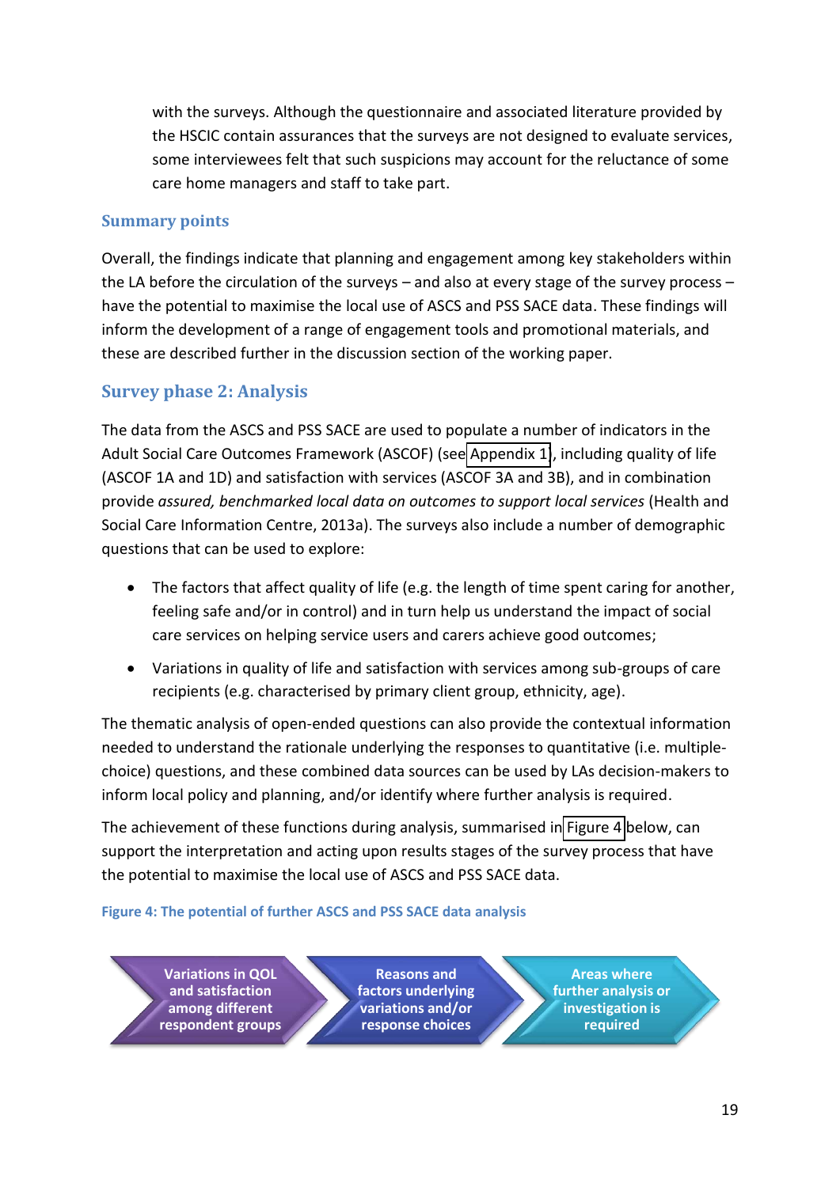with the surveys. Although the questionnaire and associated literature provided by the HSCIC contain assurances that the surveys are not designed to evaluate services, some interviewees felt that such suspicions may account for the reluctance of some care home managers and staff to take part.

### Summary points

Overall, the findings indicate that planning and engagement among key stakeholders within the LA before the circulation of the surveys – and also at every stage of the survey process – have the potential to maximise the local use of ASCS and PSS SACE data. These findings will inform the development of a range of engagement tools and promotional materials, and these are described further in the discussion section of the working paper.

## Survey phase 2: Analysis

The data from the ASCS and PSS SACE are used to populate a number of indicators in the Adult Social Care Outcomes Framework (ASCOF) (see Appendix 1), including quality of life (ASCOF 1A and 1D) and satisfaction with services (ASCOF 3A and 3B), and in combination provide *assured, benchmarked local data on outcomes to support local services* (Health and Social Care Information Centre, 2013a). The surveys also include a number of demographic questions that can be used to explore:

- The factors that affect quality of life (e.g. the length of time spent caring for another, feeling safe and/or in control) and in turn help us understand the impact of social care services on helping service users and carers achieve good outcomes;
- Variations in quality of life and satisfaction with services among sub-groups of care recipients (e.g. characterised by primary client group, ethnicity, age).

The thematic analysis of open-ended questions can also provide the contextual information needed to understand the rationale underlying the responses to quantitative (i.e. multiple-choice) questions, and these combined data sources can be used by LAs decision-makers to inform local policy and planning, and/or identify where further analysis is required.

The achievement of these functions during analysis, summarised in Figure 4 below, can support the interpretation and acting upon results stages of the survey process that have the potential to maximise the local use of ASCS and PSS SACE data.

Figure 4: The potential of further ASCS and PSS SACE data analysis

Variations in QOL and satisfaction among different respondent groups → Reasons and factors underlying variations and/or response choices → Areas where further analysis or investigation is required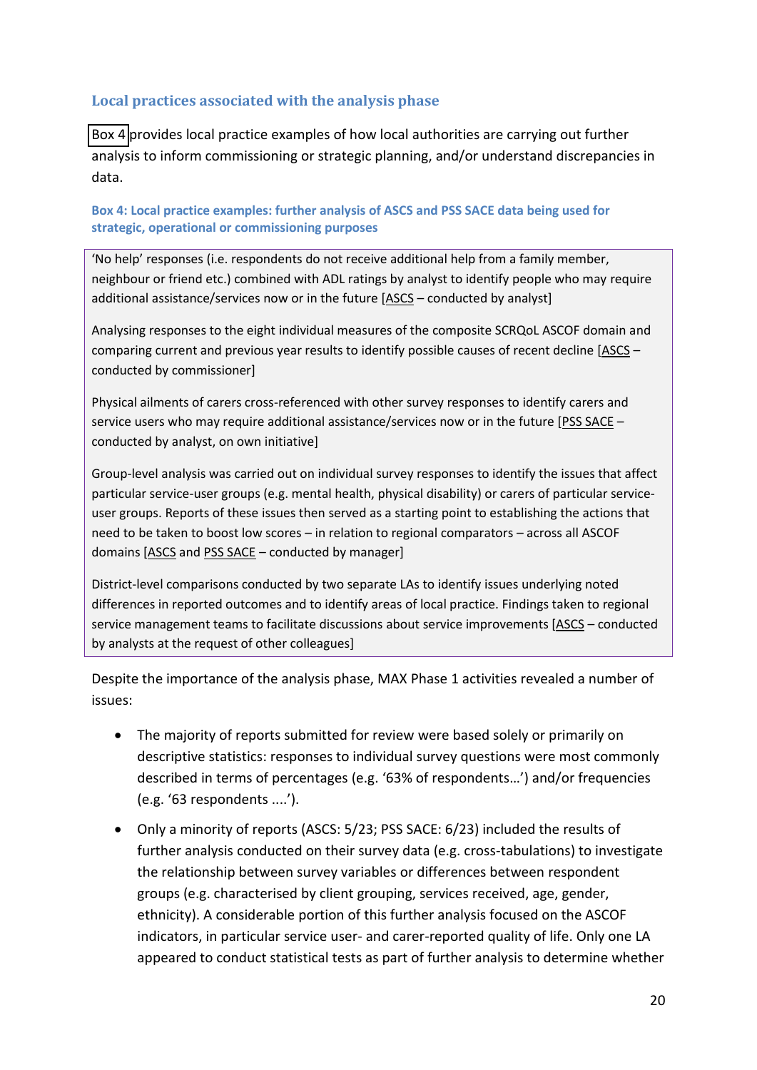### Local practices associated with the analysis phase

Box 4 provides local practice examples of how local authorities are carrying out further analysis to inform commissioning or strategic planning, and/or understand discrepancies in data.

#### Box 4: Local practice examples: further analysis of ASCS and PSS SACE data being used for strategic, operational or commissioning purposes

> 'No help' responses (i.e. respondents do not receive additional help from a family member, neighbour or friend etc.) combined with ADL ratings by analyst to identify people who may require additional assistance/services now or in the future [ASCS – conducted by analyst]
>
> Analysing responses to the eight individual measures of the composite SCRQoL ASCOF domain and comparing current and previous year results to identify possible causes of recent decline [ASCS – conducted by commissioner]
>
> Physical ailments of carers cross-referenced with other survey responses to identify carers and service users who may require additional assistance/services now or in the future [PSS SACE – conducted by analyst, on own initiative]
>
> Group-level analysis was carried out on individual survey responses to identify the issues that affect particular service-user groups (e.g. mental health, physical disability) or carers of particular service-user groups. Reports of these issues then served as a starting point to establishing the actions that need to be taken to boost low scores – in relation to regional comparators – across all ASCOF domains [ASCS and PSS SACE – conducted by manager]
>
> District-level comparisons conducted by two separate LAs to identify issues underlying noted differences in reported outcomes and to identify areas of local practice. Findings taken to regional service management teams to facilitate discussions about service improvements [ASCS – conducted by analysts at the request of other colleagues]

Despite the importance of the analysis phase, MAX Phase 1 activities revealed a number of issues:

- The majority of reports submitted for review were based solely or primarily on descriptive statistics: responses to individual survey questions were most commonly described in terms of percentages (e.g. '63% of respondents…') and/or frequencies (e.g. '63 respondents ....').
- Only a minority of reports (ASCS: 5/23; PSS SACE: 6/23) included the results of further analysis conducted on their survey data (e.g. cross-tabulations) to investigate the relationship between survey variables or differences between respondent groups (e.g. characterised by client grouping, services received, age, gender, ethnicity). A considerable portion of this further analysis focused on the ASCOF indicators, in particular service user- and carer-reported quality of life. Only one LA appeared to conduct statistical tests as part of further analysis to determine whether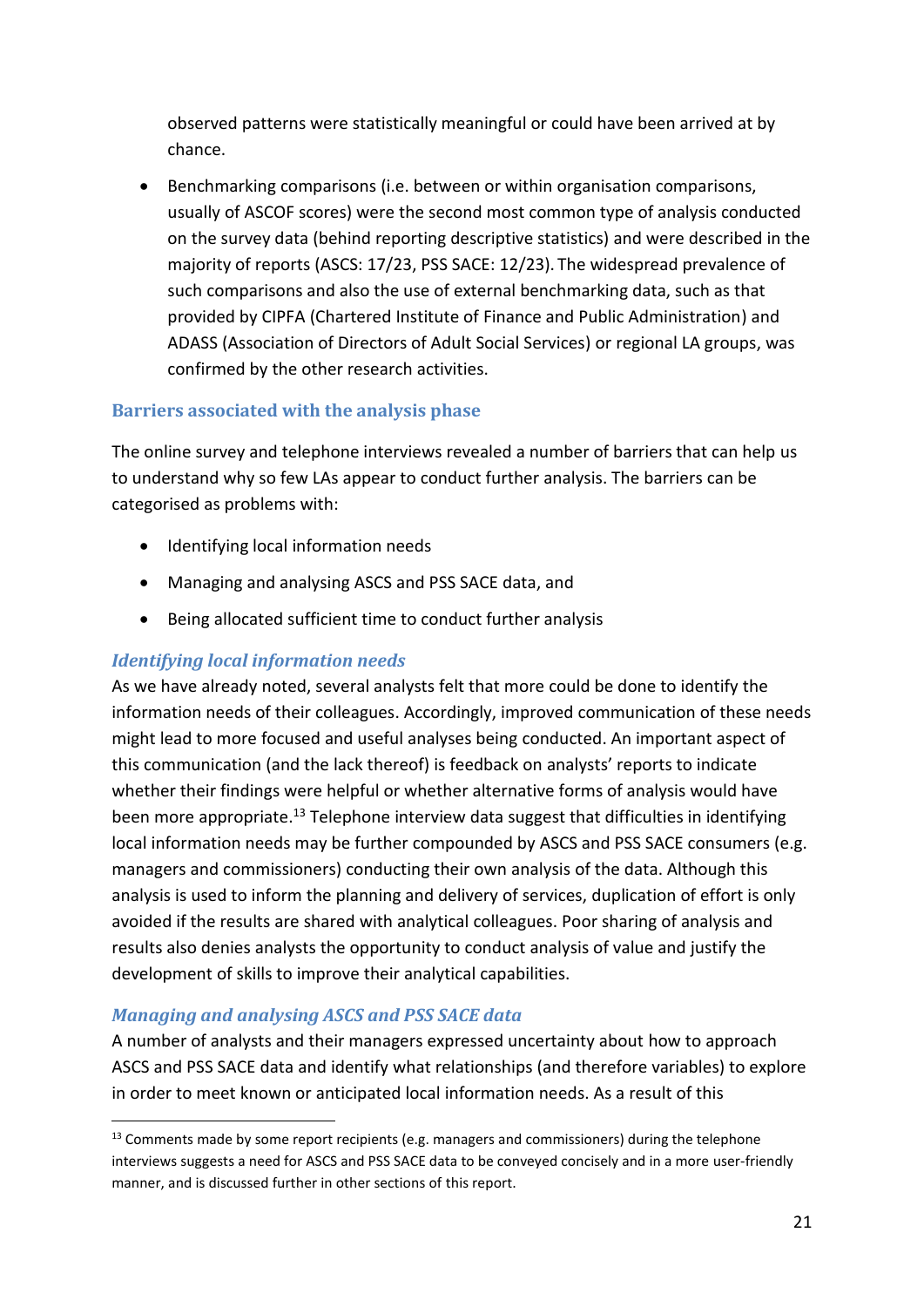observed patterns were statistically meaningful or could have been arrived at by chance.

- Benchmarking comparisons (i.e. between or within organisation comparisons, usually of ASCOF scores) were the second most common type of analysis conducted on the survey data (behind reporting descriptive statistics) and were described in the majority of reports (ASCS: 17/23, PSS SACE: 12/23). The widespread prevalence of such comparisons and also the use of external benchmarking data, such as that provided by CIPFA (Chartered Institute of Finance and Public Administration) and ADASS (Association of Directors of Adult Social Services) or regional LA groups, was confirmed by the other research activities.

## Barriers associated with the analysis phase

The online survey and telephone interviews revealed a number of barriers that can help us to understand why so few LAs appear to conduct further analysis. The barriers can be categorised as problems with:

- Identifying local information needs
- Managing and analysing ASCS and PSS SACE data, and
- Being allocated sufficient time to conduct further analysis

### *Identifying local information needs*

As we have already noted, several analysts felt that more could be done to identify the information needs of their colleagues. Accordingly, improved communication of these needs might lead to more focused and useful analyses being conducted. An important aspect of this communication (and the lack thereof) is feedback on analysts' reports to indicate whether their findings were helpful or whether alternative forms of analysis would have been more appropriate.[13] Telephone interview data suggest that difficulties in identifying local information needs may be further compounded by ASCS and PSS SACE consumers (e.g. managers and commissioners) conducting their own analysis of the data. Although this analysis is used to inform the planning and delivery of services, duplication of effort is only avoided if the results are shared with analytical colleagues. Poor sharing of analysis and results also denies analysts the opportunity to conduct analysis of value and justify the development of skills to improve their analytical capabilities.

### *Managing and analysing ASCS and PSS SACE data*

A number of analysts and their managers expressed uncertainty about how to approach ASCS and PSS SACE data and identify what relationships (and therefore variables) to explore in order to meet known or anticipated local information needs. As a result of this

[13] Comments made by some report recipients (e.g. managers and commissioners) during the telephone interviews suggests a need for ASCS and PSS SACE data to be conveyed concisely and in a more user-friendly manner, and is discussed further in other sections of this report.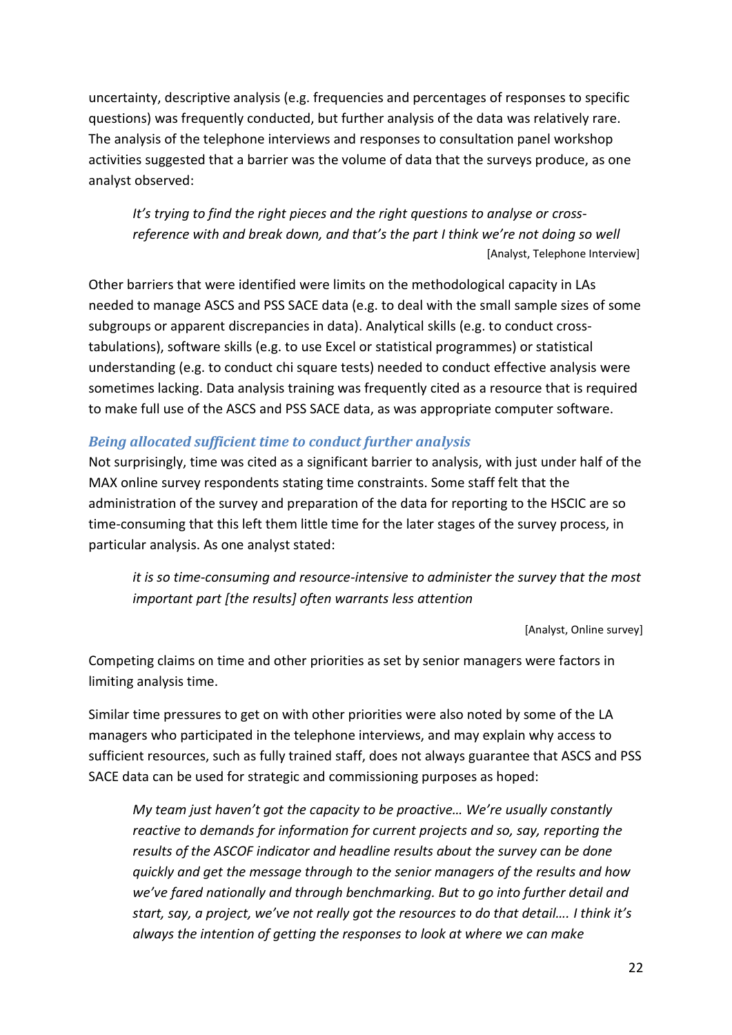uncertainty, descriptive analysis (e.g. frequencies and percentages of responses to specific questions) was frequently conducted, but further analysis of the data was relatively rare. The analysis of the telephone interviews and responses to consultation panel workshop activities suggested that a barrier was the volume of data that the surveys produce, as one analyst observed:

> *It's trying to find the right pieces and the right questions to analyse or cross-reference with and break down, and that's the part I think we're not doing so well*
>
> [Analyst, Telephone Interview]

Other barriers that were identified were limits on the methodological capacity in LAs needed to manage ASCS and PSS SACE data (e.g. to deal with the small sample sizes of some subgroups or apparent discrepancies in data). Analytical skills (e.g. to conduct cross-tabulations), software skills (e.g. to use Excel or statistical programmes) or statistical understanding (e.g. to conduct chi square tests) needed to conduct effective analysis were sometimes lacking. Data analysis training was frequently cited as a resource that is required to make full use of the ASCS and PSS SACE data, as was appropriate computer software.

### *Being allocated sufficient time to conduct further analysis*

Not surprisingly, time was cited as a significant barrier to analysis, with just under half of the MAX online survey respondents stating time constraints. Some staff felt that the administration of the survey and preparation of the data for reporting to the HSCIC are so time-consuming that this left them little time for the later stages of the survey process, in particular analysis. As one analyst stated:

> *it is so time-consuming and resource-intensive to administer the survey that the most important part [the results] often warrants less attention*
>
> [Analyst, Online survey]

Competing claims on time and other priorities as set by senior managers were factors in limiting analysis time.

Similar time pressures to get on with other priorities were also noted by some of the LA managers who participated in the telephone interviews, and may explain why access to sufficient resources, such as fully trained staff, does not always guarantee that ASCS and PSS SACE data can be used for strategic and commissioning purposes as hoped:

> *My team just haven't got the capacity to be proactive… We're usually constantly reactive to demands for information for current projects and so, say, reporting the results of the ASCOF indicator and headline results about the survey can be done quickly and get the message through to the senior managers of the results and how we've fared nationally and through benchmarking. But to go into further detail and start, say, a project, we've not really got the resources to do that detail…. I think it's always the intention of getting the responses to look at where we can make*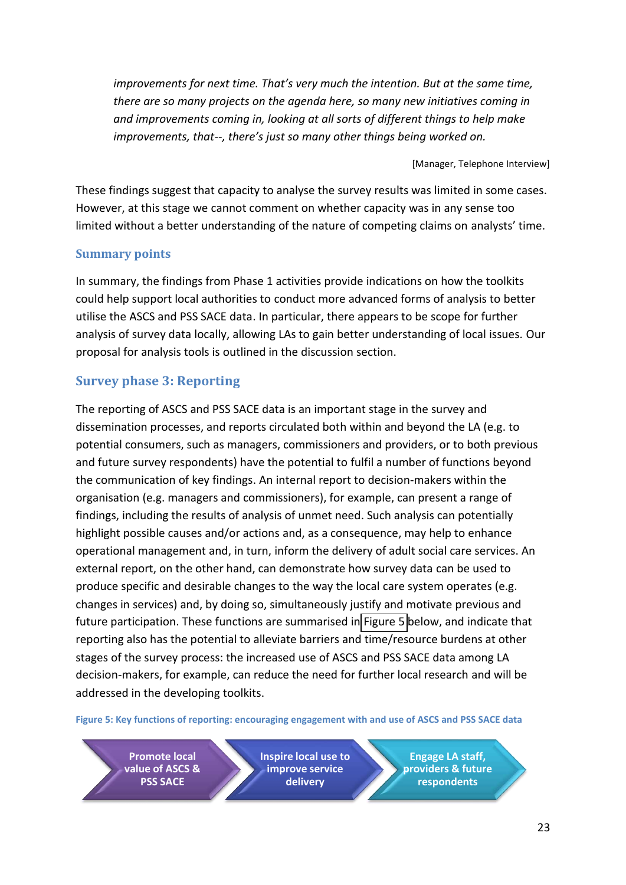*improvements for next time. That's very much the intention. But at the same time, there are so many projects on the agenda here, so many new initiatives coming in and improvements coming in, looking at all sorts of different things to help make improvements, that--, there's just so many other things being worked on.*

[Manager, Telephone Interview]

These findings suggest that capacity to analyse the survey results was limited in some cases. However, at this stage we cannot comment on whether capacity was in any sense too limited without a better understanding of the nature of competing claims on analysts' time.

### Summary points

In summary, the findings from Phase 1 activities provide indications on how the toolkits could help support local authorities to conduct more advanced forms of analysis to better utilise the ASCS and PSS SACE data. In particular, there appears to be scope for further analysis of survey data locally, allowing LAs to gain better understanding of local issues. Our proposal for analysis tools is outlined in the discussion section.

## Survey phase 3: Reporting

The reporting of ASCS and PSS SACE data is an important stage in the survey and dissemination processes, and reports circulated both within and beyond the LA (e.g. to potential consumers, such as managers, commissioners and providers, or to both previous and future survey respondents) have the potential to fulfil a number of functions beyond the communication of key findings. An internal report to decision-makers within the organisation (e.g. managers and commissioners), for example, can present a range of findings, including the results of analysis of unmet need. Such analysis can potentially highlight possible causes and/or actions and, as a consequence, may help to enhance operational management and, in turn, inform the delivery of adult social care services. An external report, on the other hand, can demonstrate how survey data can be used to produce specific and desirable changes to the way the local care system operates (e.g. changes in services) and, by doing so, simultaneously justify and motivate previous and future participation. These functions are summarised in Figure 5 below, and indicate that reporting also has the potential to alleviate barriers and time/resource burdens at other stages of the survey process: the increased use of ASCS and PSS SACE data among LA decision-makers, for example, can reduce the need for further local research and will be addressed in the developing toolkits.

**Figure 5: Key functions of reporting: encouraging engagement with and use of ASCS and PSS SACE data**

Promote local value of ASCS & PSS SACE → Inspire local use to improve service delivery → Engage LA staff, providers & future respondents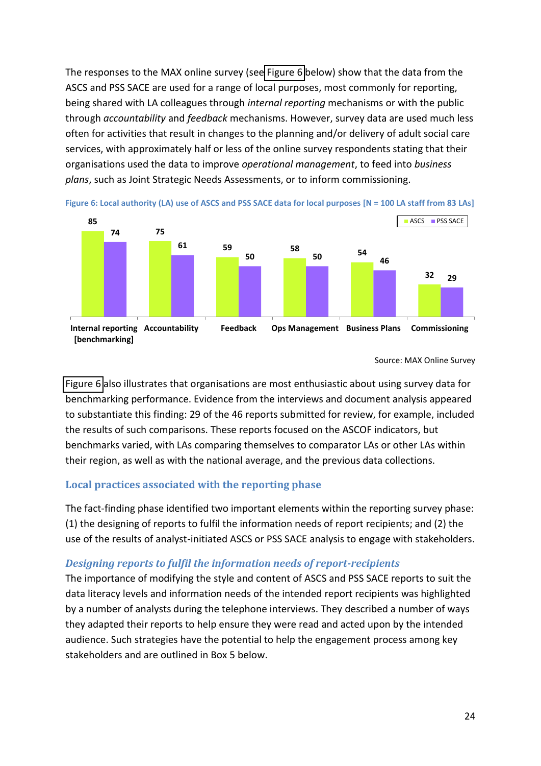The responses to the MAX online survey (see Figure 6 below) show that the data from the ASCS and PSS SACE are used for a range of local purposes, most commonly for reporting, being shared with LA colleagues through *internal reporting* mechanisms or with the public through *accountability* and *feedback* mechanisms. However, survey data are used much less often for activities that result in changes to the planning and/or delivery of adult social care services, with approximately half or less of the online survey respondents stating that their organisations used the data to improve *operational management*, to feed into *business plans*, such as Joint Strategic Needs Assessments, or to inform commissioning.

**Figure 6: Local authority (LA) use of ASCS and PSS SACE data for local purposes [N = 100 LA staff from 83 LAs]**

| | ASCS | PSS SACE |
|---|---|---|
| Internal reporting [benchmarking] | 85 | 74 |
| Accountability | 75 | 61 |
| Feedback | 59 | 50 |
| Ops Management | 58 | 50 |
| Business Plans | 54 | 46 |
| Commissioning | 32 | 29 |

Source: MAX Online Survey

Figure 6 also illustrates that organisations are most enthusiastic about using survey data for benchmarking performance. Evidence from the interviews and document analysis appeared to substantiate this finding: 29 of the 46 reports submitted for review, for example, included the results of such comparisons. These reports focused on the ASCOF indicators, but benchmarks varied, with LAs comparing themselves to comparator LAs or other LAs within their region, as well as with the national average, and the previous data collections.

## Local practices associated with the reporting phase

The fact-finding phase identified two important elements within the reporting survey phase: (1) the designing of reports to fulfil the information needs of report recipients; and (2) the use of the results of analyst-initiated ASCS or PSS SACE analysis to engage with stakeholders.

### *Designing reports to fulfil the information needs of report-recipients*

The importance of modifying the style and content of ASCS and PSS SACE reports to suit the data literacy levels and information needs of the intended report recipients was highlighted by a number of analysts during the telephone interviews. They described a number of ways they adapted their reports to help ensure they were read and acted upon by the intended audience. Such strategies have the potential to help the engagement process among key stakeholders and are outlined in Box 5 below.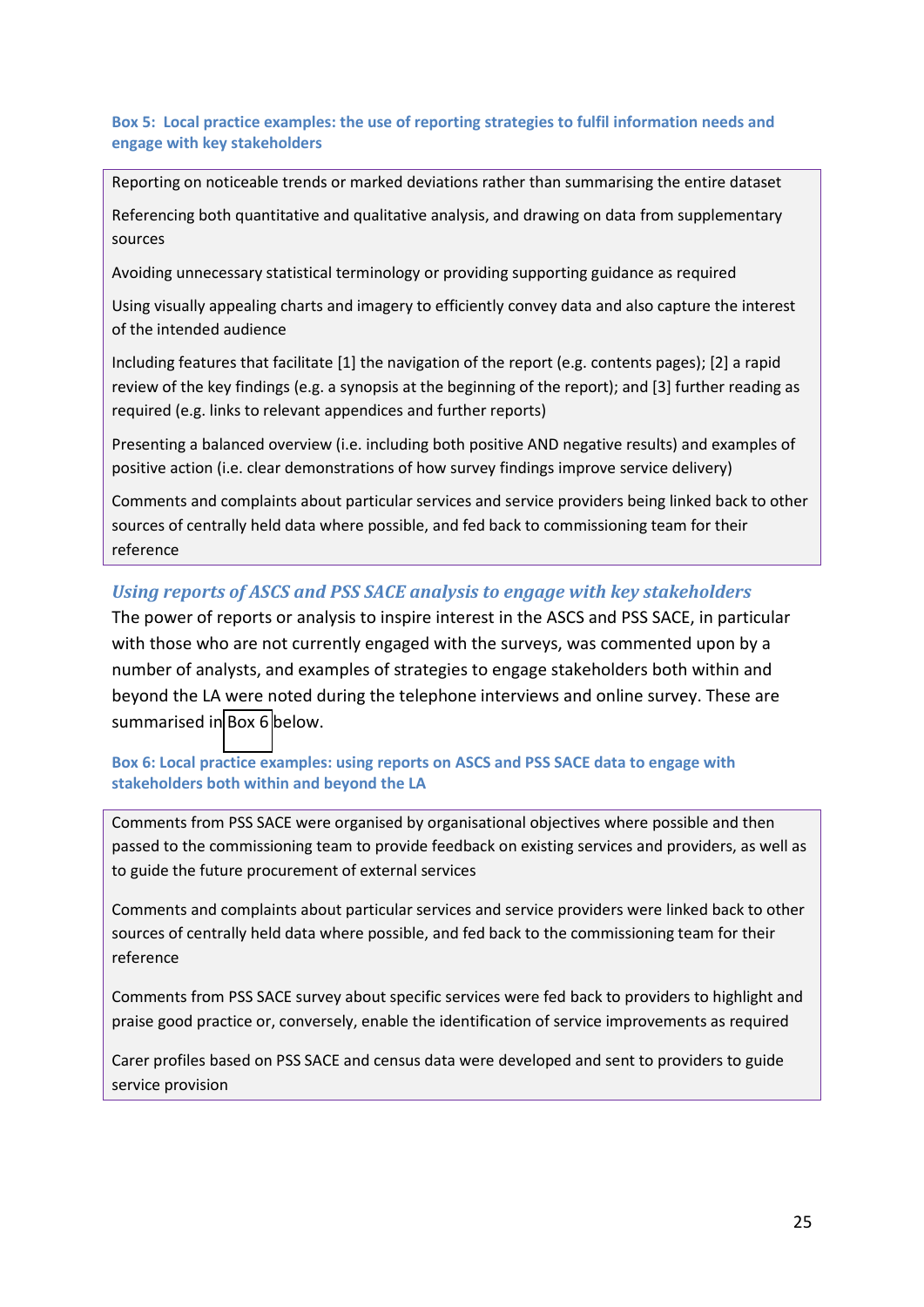**Box 5: Local practice examples: the use of reporting strategies to fulfil information needs and engage with key stakeholders**

Reporting on noticeable trends or marked deviations rather than summarising the entire dataset

Referencing both quantitative and qualitative analysis, and drawing on data from supplementary sources

Avoiding unnecessary statistical terminology or providing supporting guidance as required

Using visually appealing charts and imagery to efficiently convey data and also capture the interest of the intended audience

Including features that facilitate [1] the navigation of the report (e.g. contents pages); [2] a rapid review of the key findings (e.g. a synopsis at the beginning of the report); and [3] further reading as required (e.g. links to relevant appendices and further reports)

Presenting a balanced overview (i.e. including both positive AND negative results) and examples of positive action (i.e. clear demonstrations of how survey findings improve service delivery)

Comments and complaints about particular services and service providers being linked back to other sources of centrally held data where possible, and fed back to commissioning team for their reference

### *Using reports of ASCS and PSS SACE analysis to engage with key stakeholders*

The power of reports or analysis to inspire interest in the ASCS and PSS SACE, in particular with those who are not currently engaged with the surveys, was commented upon by a number of analysts, and examples of strategies to engage stakeholders both within and beyond the LA were noted during the telephone interviews and online survey. These are summarised in Box 6 below.

**Box 6: Local practice examples: using reports on ASCS and PSS SACE data to engage with stakeholders both within and beyond the LA**

Comments from PSS SACE were organised by organisational objectives where possible and then passed to the commissioning team to provide feedback on existing services and providers, as well as to guide the future procurement of external services

Comments and complaints about particular services and service providers were linked back to other sources of centrally held data where possible, and fed back to the commissioning team for their reference

Comments from PSS SACE survey about specific services were fed back to providers to highlight and praise good practice or, conversely, enable the identification of service improvements as required

Carer profiles based on PSS SACE and census data were developed and sent to providers to guide service provision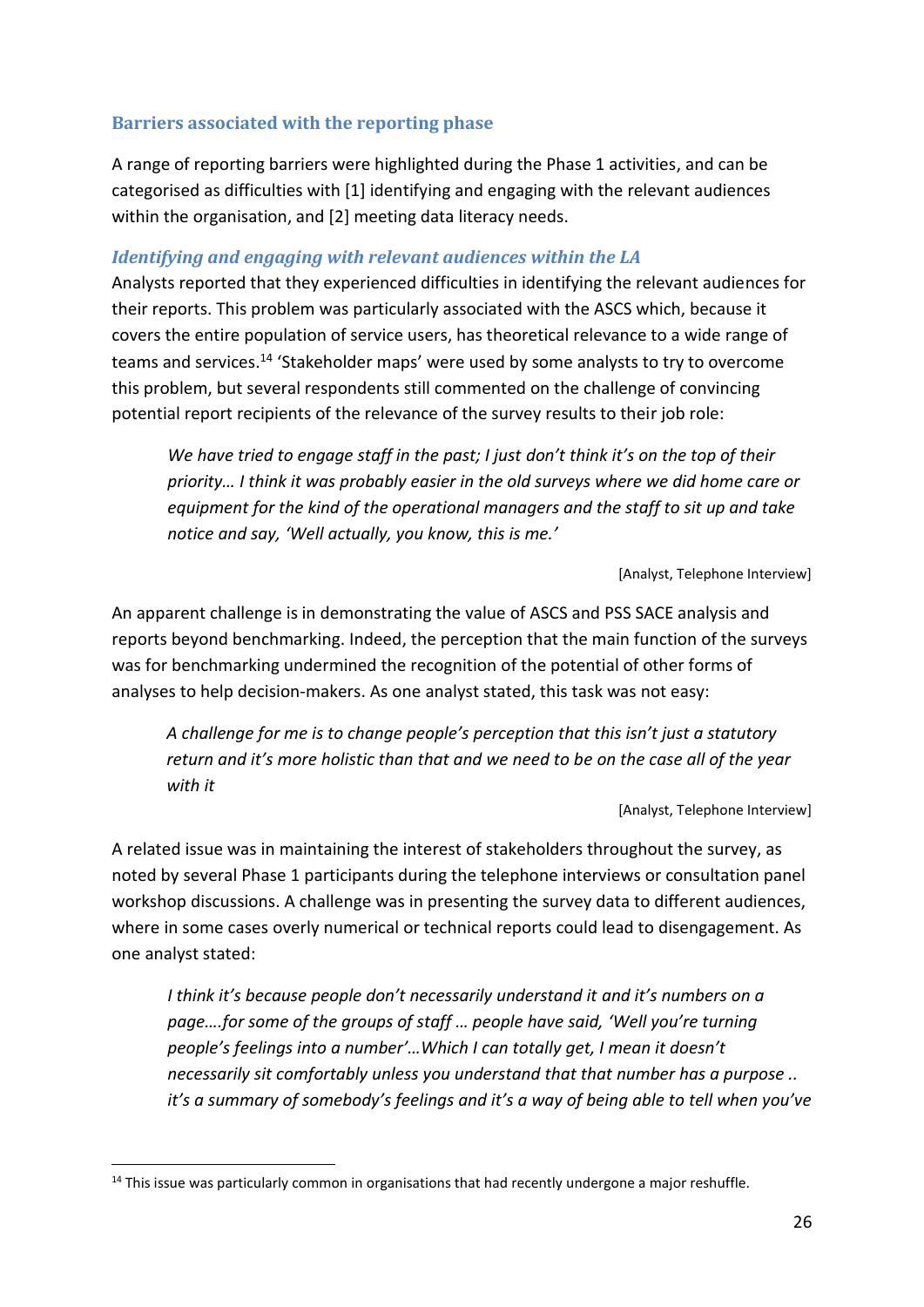### Barriers associated with the reporting phase

A range of reporting barriers were highlighted during the Phase 1 activities, and can be categorised as difficulties with [1] identifying and engaging with the relevant audiences within the organisation, and [2] meeting data literacy needs.

#### *Identifying and engaging with relevant audiences within the LA*

Analysts reported that they experienced difficulties in identifying the relevant audiences for their reports. This problem was particularly associated with the ASCS which, because it covers the entire population of service users, has theoretical relevance to a wide range of teams and services.[14] 'Stakeholder maps' were used by some analysts to try to overcome this problem, but several respondents still commented on the challenge of convincing potential report recipients of the relevance of the survey results to their job role:

> *We have tried to engage staff in the past; I just don't think it's on the top of their priority… I think it was probably easier in the old surveys where we did home care or equipment for the kind of the operational managers and the staff to sit up and take notice and say, 'Well actually, you know, this is me.'*
>
> [Analyst, Telephone Interview]

An apparent challenge is in demonstrating the value of ASCS and PSS SACE analysis and reports beyond benchmarking. Indeed, the perception that the main function of the surveys was for benchmarking undermined the recognition of the potential of other forms of analyses to help decision-makers. As one analyst stated, this task was not easy:

> *A challenge for me is to change people's perception that this isn't just a statutory return and it's more holistic than that and we need to be on the case all of the year with it*
>
> [Analyst, Telephone Interview]

A related issue was in maintaining the interest of stakeholders throughout the survey, as noted by several Phase 1 participants during the telephone interviews or consultation panel workshop discussions. A challenge was in presenting the survey data to different audiences, where in some cases overly numerical or technical reports could lead to disengagement. As one analyst stated:

> *I think it's because people don't necessarily understand it and it's numbers on a page….for some of the groups of staff … people have said, 'Well you're turning people's feelings into a number'…Which I can totally get, I mean it doesn't necessarily sit comfortably unless you understand that that number has a purpose .. it's a summary of somebody's feelings and it's a way of being able to tell when you've*

---

[14] This issue was particularly common in organisations that had recently undergone a major reshuffle.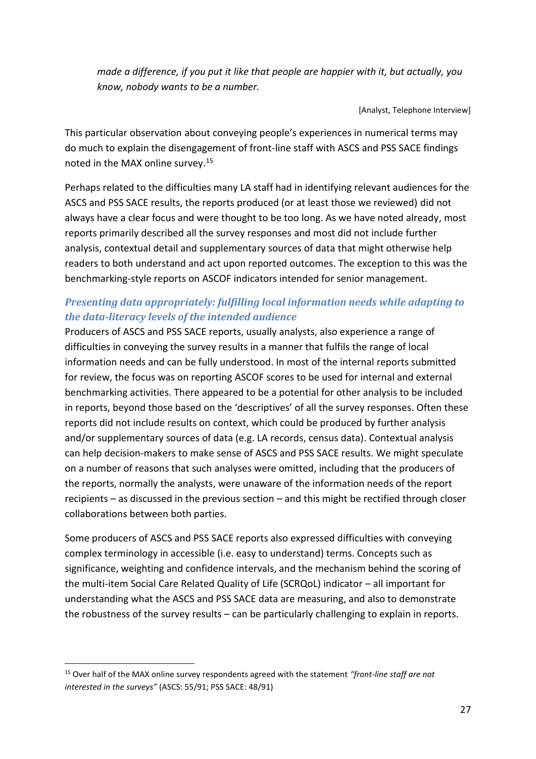*made a difference, if you put it like that people are happier with it, but actually, you know, nobody wants to be a number.*

[Analyst, Telephone Interview]

This particular observation about conveying people's experiences in numerical terms may do much to explain the disengagement of front-line staff with ASCS and PSS SACE findings noted in the MAX online survey.[15]

Perhaps related to the difficulties many LA staff had in identifying relevant audiences for the ASCS and PSS SACE results, the reports produced (or at least those we reviewed) did not always have a clear focus and were thought to be too long. As we have noted already, most reports primarily described all the survey responses and most did not include further analysis, contextual detail and supplementary sources of data that might otherwise help readers to both understand and act upon reported outcomes. The exception to this was the benchmarking-style reports on ASCOF indicators intended for senior management.

### *Presenting data appropriately: fulfilling local information needs while adapting to the data-literacy levels of the intended audience*

Producers of ASCS and PSS SACE reports, usually analysts, also experience a range of difficulties in conveying the survey results in a manner that fulfils the range of local information needs and can be fully understood. In most of the internal reports submitted for review, the focus was on reporting ASCOF scores to be used for internal and external benchmarking activities. There appeared to be a potential for other analysis to be included in reports, beyond those based on the 'descriptives' of all the survey responses. Often these reports did not include results on context, which could be produced by further analysis and/or supplementary sources of data (e.g. LA records, census data). Contextual analysis can help decision-makers to make sense of ASCS and PSS SACE results. We might speculate on a number of reasons that such analyses were omitted, including that the producers of the reports, normally the analysts, were unaware of the information needs of the report recipients – as discussed in the previous section – and this might be rectified through closer collaborations between both parties.

Some producers of ASCS and PSS SACE reports also expressed difficulties with conveying complex terminology in accessible (i.e. easy to understand) terms. Concepts such as significance, weighting and confidence intervals, and the mechanism behind the scoring of the multi-item Social Care Related Quality of Life (SCRQoL) indicator – all important for understanding what the ASCS and PSS SACE data are measuring, and also to demonstrate the robustness of the survey results – can be particularly challenging to explain in reports.

[15] Over half of the MAX online survey respondents agreed with the statement *"front-line staff are not interested in the surveys"* (ASCS: 55/91; PSS SACE: 48/91)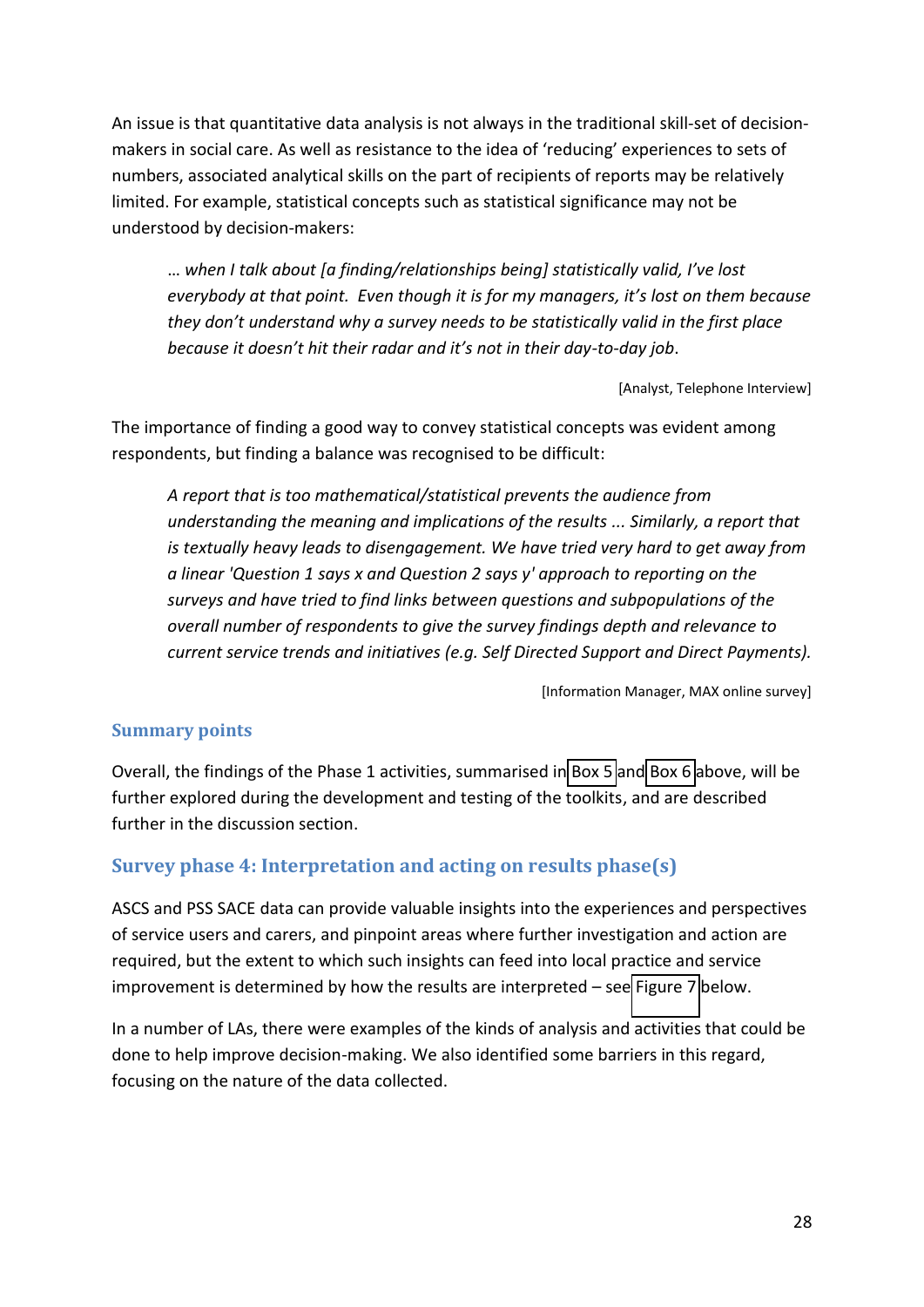An issue is that quantitative data analysis is not always in the traditional skill-set of decision-makers in social care. As well as resistance to the idea of 'reducing' experiences to sets of numbers, associated analytical skills on the part of recipients of reports may be relatively limited. For example, statistical concepts such as statistical significance may not be understood by decision-makers:

> *… when I talk about [a finding/relationships being] statistically valid, I've lost everybody at that point. Even though it is for my managers, it's lost on them because they don't understand why a survey needs to be statistically valid in the first place because it doesn't hit their radar and it's not in their day-to-day job*.
>
> [Analyst, Telephone Interview]

The importance of finding a good way to convey statistical concepts was evident among respondents, but finding a balance was recognised to be difficult:

> *A report that is too mathematical/statistical prevents the audience from understanding the meaning and implications of the results ... Similarly, a report that is textually heavy leads to disengagement. We have tried very hard to get away from a linear 'Question 1 says x and Question 2 says y' approach to reporting on the surveys and have tried to find links between questions and subpopulations of the overall number of respondents to give the survey findings depth and relevance to current service trends and initiatives (e.g. Self Directed Support and Direct Payments).*
>
> [Information Manager, MAX online survey]

### Summary points

Overall, the findings of the Phase 1 activities, summarised in Box 5 and Box 6 above, will be further explored during the development and testing of the toolkits, and are described further in the discussion section.

## Survey phase 4: Interpretation and acting on results phase(s)

ASCS and PSS SACE data can provide valuable insights into the experiences and perspectives of service users and carers, and pinpoint areas where further investigation and action are required, but the extent to which such insights can feed into local practice and service improvement is determined by how the results are interpreted – see Figure 7 below.

In a number of LAs, there were examples of the kinds of analysis and activities that could be done to help improve decision-making. We also identified some barriers in this regard, focusing on the nature of the data collected.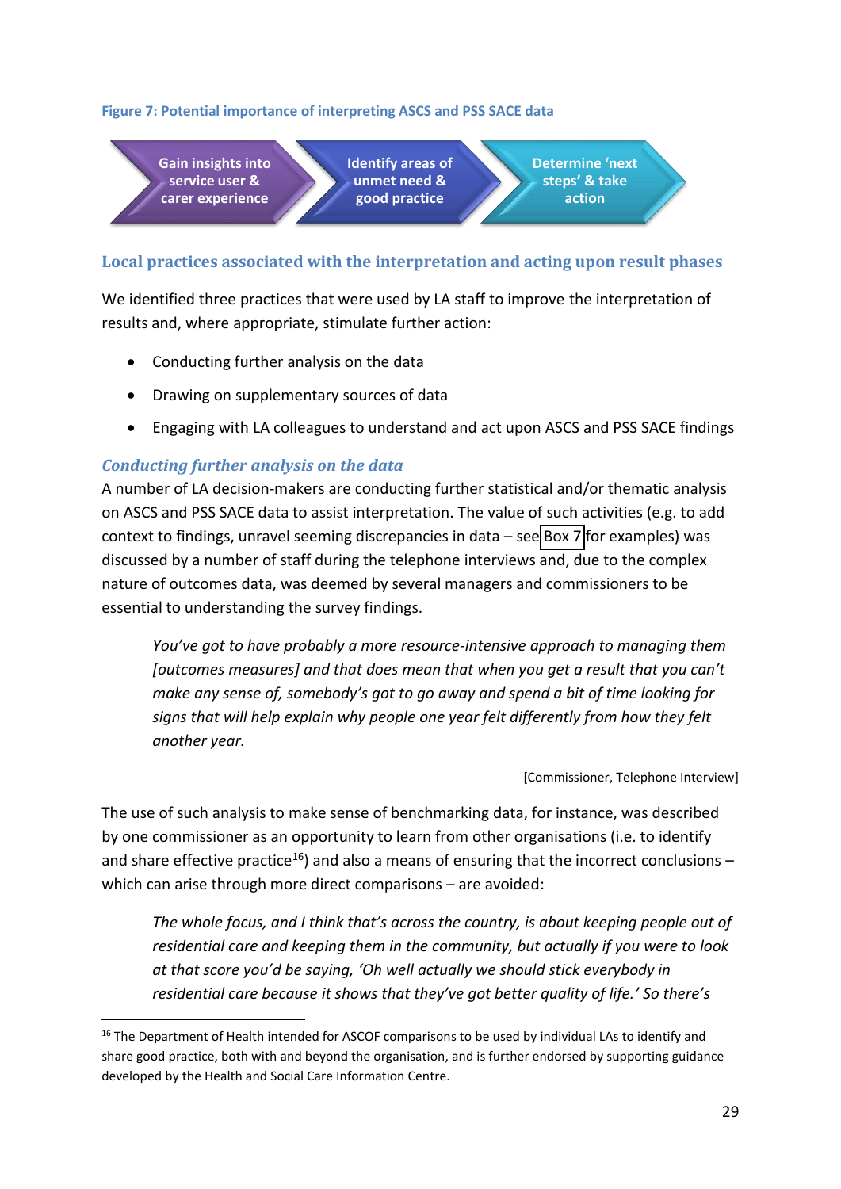**Figure 7: Potential importance of interpreting ASCS and PSS SACE data**

Gain insights into service user & carer experience → Identify areas of unmet need & good practice → Determine 'next steps' & take action

## Local practices associated with the interpretation and acting upon result phases

We identified three practices that were used by LA staff to improve the interpretation of results and, where appropriate, stimulate further action:

- Conducting further analysis on the data
- Drawing on supplementary sources of data
- Engaging with LA colleagues to understand and act upon ASCS and PSS SACE findings

### *Conducting further analysis on the data*

A number of LA decision-makers are conducting further statistical and/or thematic analysis on ASCS and PSS SACE data to assist interpretation. The value of such activities (e.g. to add context to findings, unravel seeming discrepancies in data – see Box 7 for examples) was discussed by a number of staff during the telephone interviews and, due to the complex nature of outcomes data, was deemed by several managers and commissioners to be essential to understanding the survey findings.

> *You've got to have probably a more resource-intensive approach to managing them [outcomes measures] and that does mean that when you get a result that you can't make any sense of, somebody's got to go away and spend a bit of time looking for signs that will help explain why people one year felt differently from how they felt another year.*
>
> [Commissioner, Telephone Interview]

The use of such analysis to make sense of benchmarking data, for instance, was described by one commissioner as an opportunity to learn from other organisations (i.e. to identify and share effective practice[16]) and also a means of ensuring that the incorrect conclusions – which can arise through more direct comparisons – are avoided:

> *The whole focus, and I think that's across the country, is about keeping people out of residential care and keeping them in the community, but actually if you were to look at that score you'd be saying, 'Oh well actually we should stick everybody in residential care because it shows that they've got better quality of life.' So there's*

[16] The Department of Health intended for ASCOF comparisons to be used by individual LAs to identify and share good practice, both with and beyond the organisation, and is further endorsed by supporting guidance developed by the Health and Social Care Information Centre.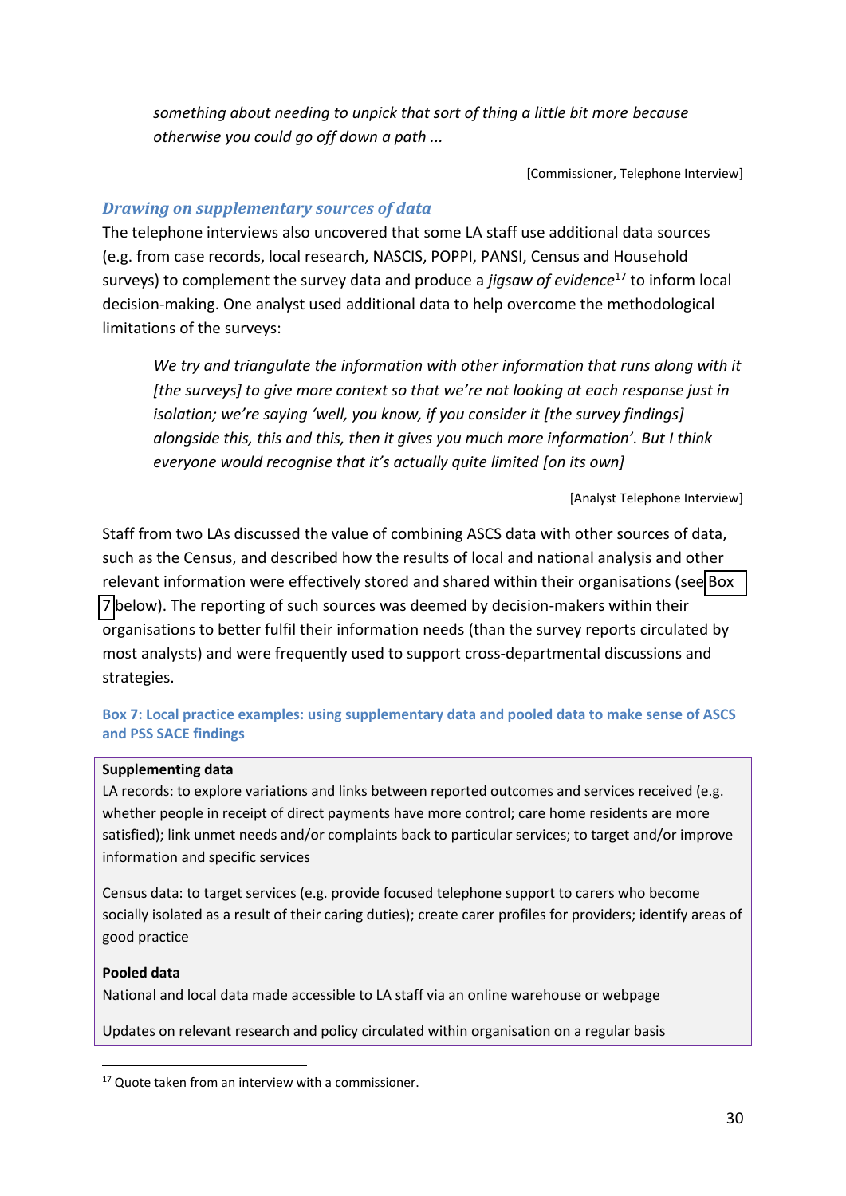> *something about needing to unpick that sort of thing a little bit more because otherwise you could go off down a path ...*

[Commissioner, Telephone Interview]

### *Drawing on supplementary sources of data*

The telephone interviews also uncovered that some LA staff use additional data sources (e.g. from case records, local research, NASCIS, POPPI, PANSI, Census and Household surveys) to complement the survey data and produce a *jigsaw of evidence*[17] to inform local decision-making. One analyst used additional data to help overcome the methodological limitations of the surveys:

> *We try and triangulate the information with other information that runs along with it [the surveys] to give more context so that we're not looking at each response just in isolation; we're saying 'well, you know, if you consider it [the survey findings] alongside this, this and this, then it gives you much more information'. But I think everyone would recognise that it's actually quite limited [on its own]*

[Analyst Telephone Interview]

Staff from two LAs discussed the value of combining ASCS data with other sources of data, such as the Census, and described how the results of local and national analysis and other relevant information were effectively stored and shared within their organisations (see Box 7 below). The reporting of such sources was deemed by decision-makers within their organisations to better fulfil their information needs (than the survey reports circulated by most analysts) and were frequently used to support cross-departmental discussions and strategies.

**Box 7: Local practice examples: using supplementary data and pooled data to make sense of ASCS and PSS SACE findings**

**Supplementing data**

LA records: to explore variations and links between reported outcomes and services received (e.g. whether people in receipt of direct payments have more control; care home residents are more satisfied); link unmet needs and/or complaints back to particular services; to target and/or improve information and specific services

Census data: to target services (e.g. provide focused telephone support to carers who become socially isolated as a result of their caring duties); create carer profiles for providers; identify areas of good practice

**Pooled data**

National and local data made accessible to LA staff via an online warehouse or webpage

Updates on relevant research and policy circulated within organisation on a regular basis

---

[17] Quote taken from an interview with a commissioner.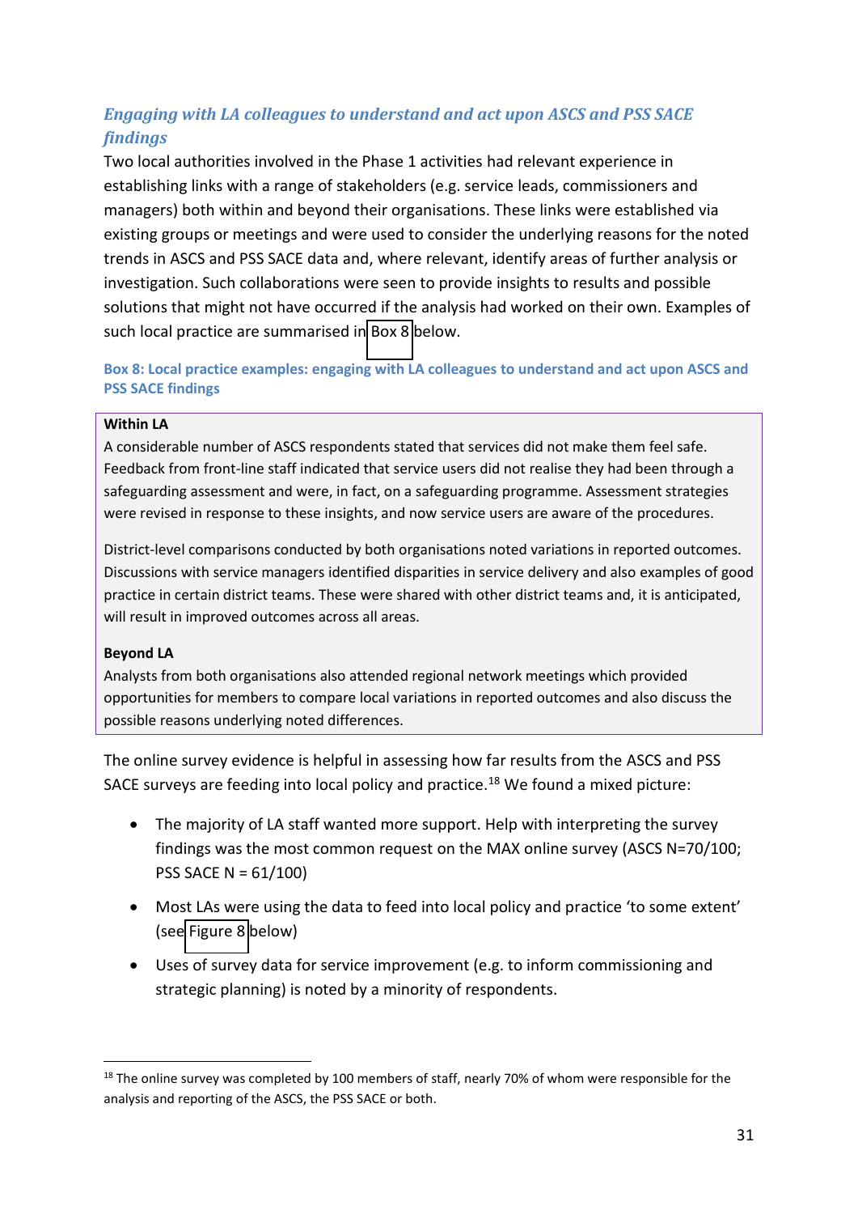### *Engaging with LA colleagues to understand and act upon ASCS and PSS SACE findings*

Two local authorities involved in the Phase 1 activities had relevant experience in establishing links with a range of stakeholders (e.g. service leads, commissioners and managers) both within and beyond their organisations. These links were established via existing groups or meetings and were used to consider the underlying reasons for the noted trends in ASCS and PSS SACE data and, where relevant, identify areas of further analysis or investigation. Such collaborations were seen to provide insights to results and possible solutions that might not have occurred if the analysis had worked on their own. Examples of such local practice are summarised in Box 8 below.

**Box 8: Local practice examples: engaging with LA colleagues to understand and act upon ASCS and PSS SACE findings**

**Within LA**

A considerable number of ASCS respondents stated that services did not make them feel safe. Feedback from front-line staff indicated that service users did not realise they had been through a safeguarding assessment and were, in fact, on a safeguarding programme. Assessment strategies were revised in response to these insights, and now service users are aware of the procedures.

District-level comparisons conducted by both organisations noted variations in reported outcomes. Discussions with service managers identified disparities in service delivery and also examples of good practice in certain district teams. These were shared with other district teams and, it is anticipated, will result in improved outcomes across all areas.

**Beyond LA**

Analysts from both organisations also attended regional network meetings which provided opportunities for members to compare local variations in reported outcomes and also discuss the possible reasons underlying noted differences.

The online survey evidence is helpful in assessing how far results from the ASCS and PSS SACE surveys are feeding into local policy and practice.[18] We found a mixed picture:

- The majority of LA staff wanted more support. Help with interpreting the survey findings was the most common request on the MAX online survey (ASCS N=70/100; PSS SACE N = 61/100)
- Most LAs were using the data to feed into local policy and practice 'to some extent' (see Figure 8 below)
- Uses of survey data for service improvement (e.g. to inform commissioning and strategic planning) is noted by a minority of respondents.

[18] The online survey was completed by 100 members of staff, nearly 70% of whom were responsible for the analysis and reporting of the ASCS, the PSS SACE or both.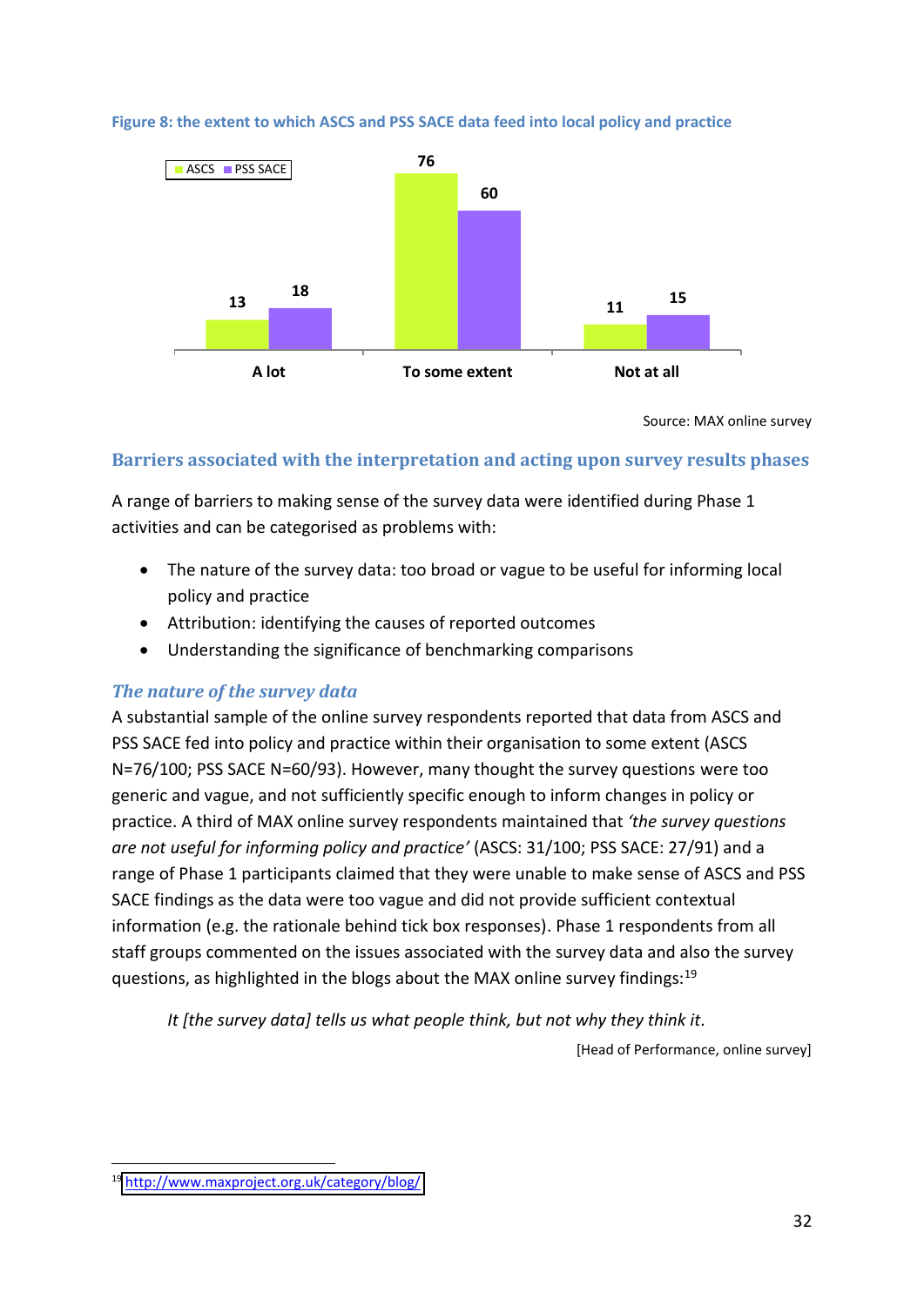**Figure 8: the extent to which ASCS and PSS SACE data feed into local policy and practice**

| | ASCS | PSS SACE |
|---|---|---|
| A lot | 13 | 18 |
| To some extent | 76 | 60 |
| Not at all | 11 | 15 |

Source: MAX online survey

## Barriers associated with the interpretation and acting upon survey results phases

A range of barriers to making sense of the survey data were identified during Phase 1 activities and can be categorised as problems with:

- The nature of the survey data: too broad or vague to be useful for informing local policy and practice
- Attribution: identifying the causes of reported outcomes
- Understanding the significance of benchmarking comparisons

### *The nature of the survey data*

A substantial sample of the online survey respondents reported that data from ASCS and PSS SACE fed into policy and practice within their organisation to some extent (ASCS N=76/100; PSS SACE N=60/93). However, many thought the survey questions were too generic and vague, and not sufficiently specific enough to inform changes in policy or practice. A third of MAX online survey respondents maintained that *'the survey questions are not useful for informing policy and practice'* (ASCS: 31/100; PSS SACE: 27/91) and a range of Phase 1 participants claimed that they were unable to make sense of ASCS and PSS SACE findings as the data were too vague and did not provide sufficient contextual information (e.g. the rationale behind tick box responses). Phase 1 respondents from all staff groups commented on the issues associated with the survey data and also the survey questions, as highlighted in the blogs about the MAX online survey findings:[19]

> *It [the survey data] tells us what people think, but not why they think it.*
>
> [Head of Performance, online survey]

[19] http://www.maxproject.org.uk/category/blog/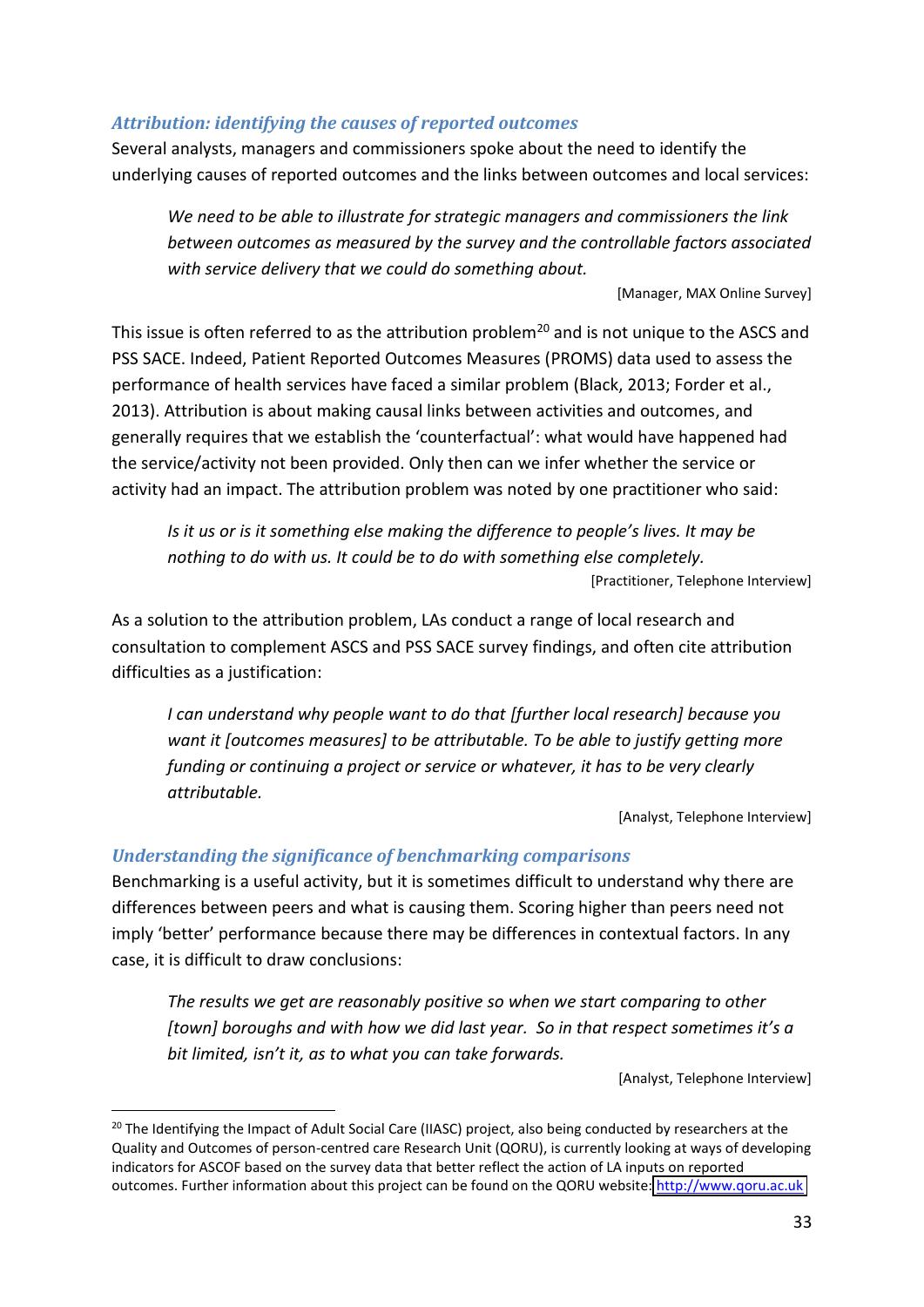### *Attribution: identifying the causes of reported outcomes*

Several analysts, managers and commissioners spoke about the need to identify the underlying causes of reported outcomes and the links between outcomes and local services:

> *We need to be able to illustrate for strategic managers and commissioners the link between outcomes as measured by the survey and the controllable factors associated with service delivery that we could do something about.*
>
> [Manager, MAX Online Survey]

This issue is often referred to as the attribution problem[20] and is not unique to the ASCS and PSS SACE. Indeed, Patient Reported Outcomes Measures (PROMS) data used to assess the performance of health services have faced a similar problem (Black, 2013; Forder et al., 2013). Attribution is about making causal links between activities and outcomes, and generally requires that we establish the 'counterfactual': what would have happened had the service/activity not been provided. Only then can we infer whether the service or activity had an impact. The attribution problem was noted by one practitioner who said:

> *Is it us or is it something else making the difference to people's lives. It may be nothing to do with us. It could be to do with something else completely.*
>
> [Practitioner, Telephone Interview]

As a solution to the attribution problem, LAs conduct a range of local research and consultation to complement ASCS and PSS SACE survey findings, and often cite attribution difficulties as a justification:

> *I can understand why people want to do that [further local research] because you want it [outcomes measures] to be attributable. To be able to justify getting more funding or continuing a project or service or whatever, it has to be very clearly attributable.*
>
> [Analyst, Telephone Interview]

### *Understanding the significance of benchmarking comparisons*

Benchmarking is a useful activity, but it is sometimes difficult to understand why there are differences between peers and what is causing them. Scoring higher than peers need not imply 'better' performance because there may be differences in contextual factors. In any case, it is difficult to draw conclusions:

> *The results we get are reasonably positive so when we start comparing to other [town] boroughs and with how we did last year. So in that respect sometimes it's a bit limited, isn't it, as to what you can take forwards.*
>
> [Analyst, Telephone Interview]

---

[20] The Identifying the Impact of Adult Social Care (IIASC) project, also being conducted by researchers at the Quality and Outcomes of person-centred care Research Unit (QORU), is currently looking at ways of developing indicators for ASCOF based on the survey data that better reflect the action of LA inputs on reported outcomes. Further information about this project can be found on the QORU website: http://www.qoru.ac.uk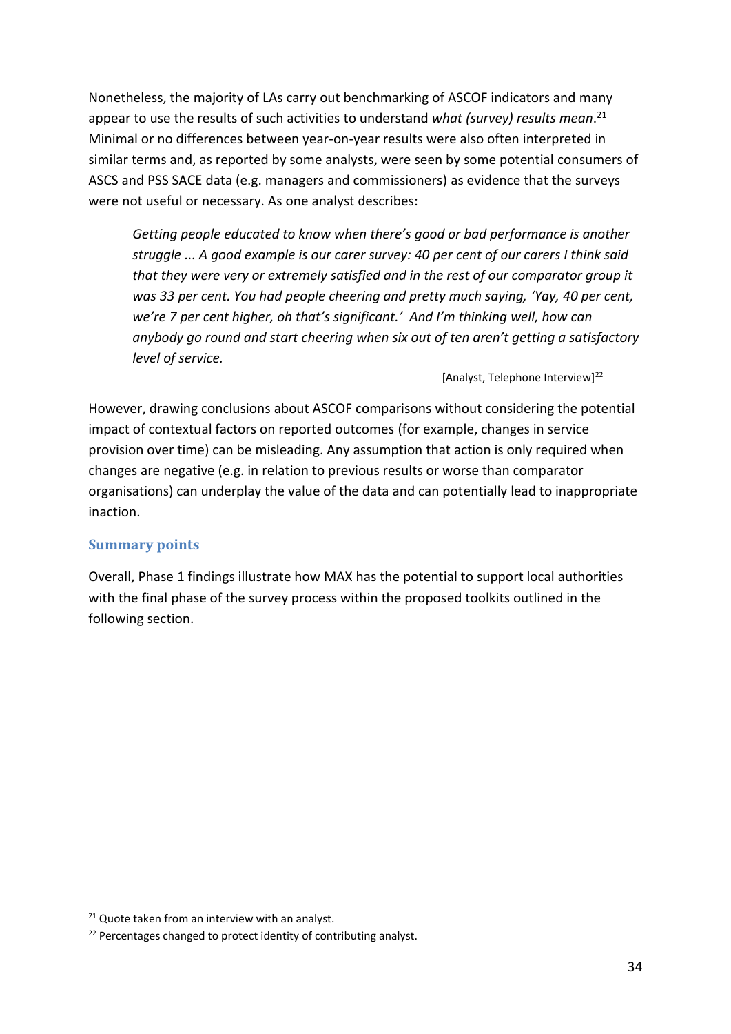Nonetheless, the majority of LAs carry out benchmarking of ASCOF indicators and many appear to use the results of such activities to understand *what (survey) results mean*.[21] Minimal or no differences between year-on-year results were also often interpreted in similar terms and, as reported by some analysts, were seen by some potential consumers of ASCS and PSS SACE data (e.g. managers and commissioners) as evidence that the surveys were not useful or necessary. As one analyst describes:

> *Getting people educated to know when there's good or bad performance is another struggle ... A good example is our carer survey: 40 per cent of our carers I think said that they were very or extremely satisfied and in the rest of our comparator group it was 33 per cent. You had people cheering and pretty much saying, 'Yay, 40 per cent, we're 7 per cent higher, oh that's significant.' And I'm thinking well, how can anybody go round and start cheering when six out of ten aren't getting a satisfactory level of service.*
>
> [Analyst, Telephone Interview][22]

However, drawing conclusions about ASCOF comparisons without considering the potential impact of contextual factors on reported outcomes (for example, changes in service provision over time) can be misleading. Any assumption that action is only required when changes are negative (e.g. in relation to previous results or worse than comparator organisations) can underplay the value of the data and can potentially lead to inappropriate inaction.

### Summary points

Overall, Phase 1 findings illustrate how MAX has the potential to support local authorities with the final phase of the survey process within the proposed toolkits outlined in the following section.

[21] Quote taken from an interview with an analyst.

[22] Percentages changed to protect identity of contributing analyst.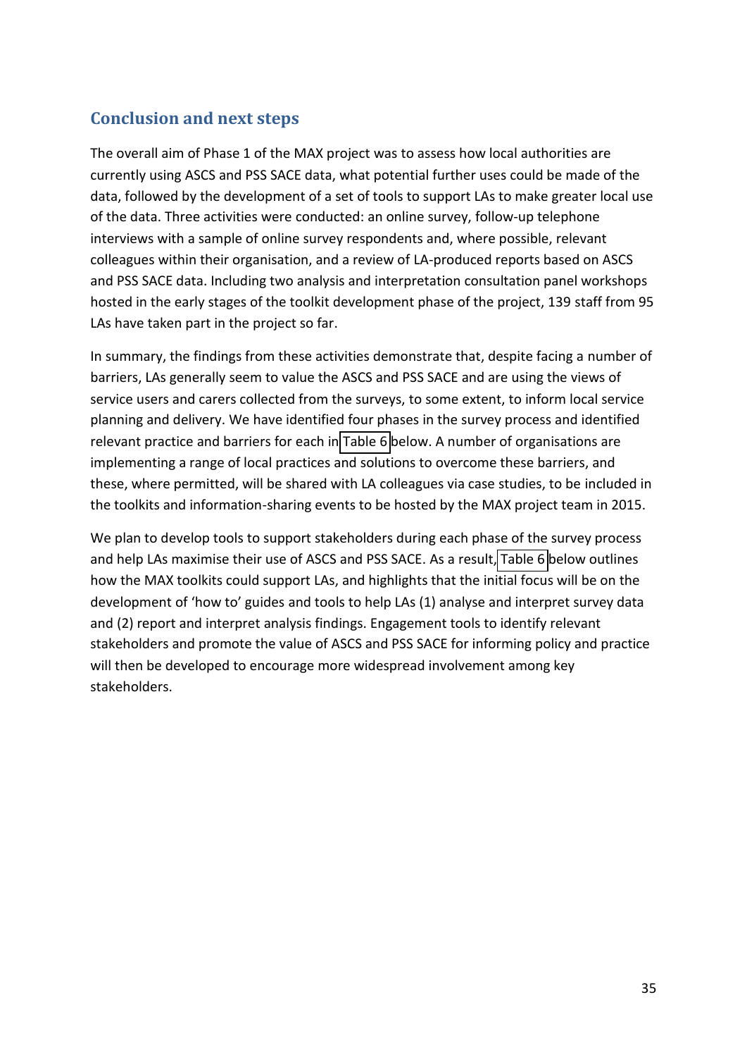## Conclusion and next steps

The overall aim of Phase 1 of the MAX project was to assess how local authorities are currently using ASCS and PSS SACE data, what potential further uses could be made of the data, followed by the development of a set of tools to support LAs to make greater local use of the data. Three activities were conducted: an online survey, follow-up telephone interviews with a sample of online survey respondents and, where possible, relevant colleagues within their organisation, and a review of LA-produced reports based on ASCS and PSS SACE data. Including two analysis and interpretation consultation panel workshops hosted in the early stages of the toolkit development phase of the project, 139 staff from 95 LAs have taken part in the project so far.

In summary, the findings from these activities demonstrate that, despite facing a number of barriers, LAs generally seem to value the ASCS and PSS SACE and are using the views of service users and carers collected from the surveys, to some extent, to inform local service planning and delivery. We have identified four phases in the survey process and identified relevant practice and barriers for each in Table 6 below. A number of organisations are implementing a range of local practices and solutions to overcome these barriers, and these, where permitted, will be shared with LA colleagues via case studies, to be included in the toolkits and information-sharing events to be hosted by the MAX project team in 2015.

We plan to develop tools to support stakeholders during each phase of the survey process and help LAs maximise their use of ASCS and PSS SACE. As a result, Table 6 below outlines how the MAX toolkits could support LAs, and highlights that the initial focus will be on the development of 'how to' guides and tools to help LAs (1) analyse and interpret survey data and (2) report and interpret analysis findings. Engagement tools to identify relevant stakeholders and promote the value of ASCS and PSS SACE for informing policy and practice will then be developed to encourage more widespread involvement among key stakeholders.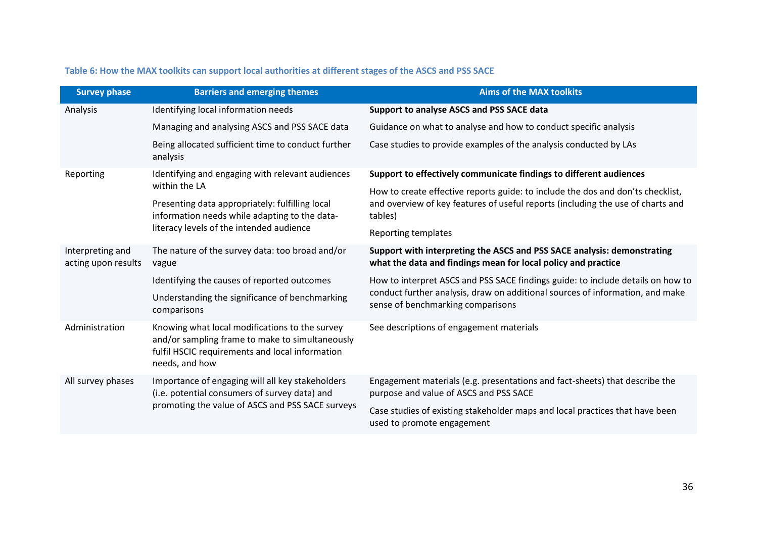**Table 6: How the MAX toolkits can support local authorities at different stages of the ASCS and PSS SACE**

| Survey phase | Barriers and emerging themes | Aims of the MAX toolkits |
|---|---|---|
| Analysis | Identifying local information needs | **Support to analyse ASCS and PSS SACE data** |
| | Managing and analysing ASCS and PSS SACE data | Guidance on what to analyse and how to conduct specific analysis |
| | Being allocated sufficient time to conduct further analysis | Case studies to provide examples of the analysis conducted by LAs |
| Reporting | Identifying and engaging with relevant audiences within the LA | **Support to effectively communicate findings to different audiences** |
| | Presenting data appropriately: fulfilling local information needs while adapting to the data-literacy levels of the intended audience | How to create effective reports guide: to include the dos and don'ts checklist, and overview of key features of useful reports (including the use of charts and tables) |
| | | Reporting templates |
| Interpreting and acting upon results | The nature of the survey data: too broad and/or vague | **Support with interpreting the ASCS and PSS SACE analysis: demonstrating what the data and findings mean for local policy and practice** |
| | Identifying the causes of reported outcomes | How to interpret ASCS and PSS SACE findings guide: to include details on how to conduct further analysis, draw on additional sources of information, and make sense of benchmarking comparisons |
| | Understanding the significance of benchmarking comparisons | |
| Administration | Knowing what local modifications to the survey and/or sampling frame to make to simultaneously fulfil HSCIC requirements and local information needs, and how | See descriptions of engagement materials |
| All survey phases | Importance of engaging will all key stakeholders (i.e. potential consumers of survey data) and promoting the value of ASCS and PSS SACE surveys | Engagement materials (e.g. presentations and fact-sheets) that describe the purpose and value of ASCS and PSS SACE |
| | | Case studies of existing stakeholder maps and local practices that have been used to promote engagement |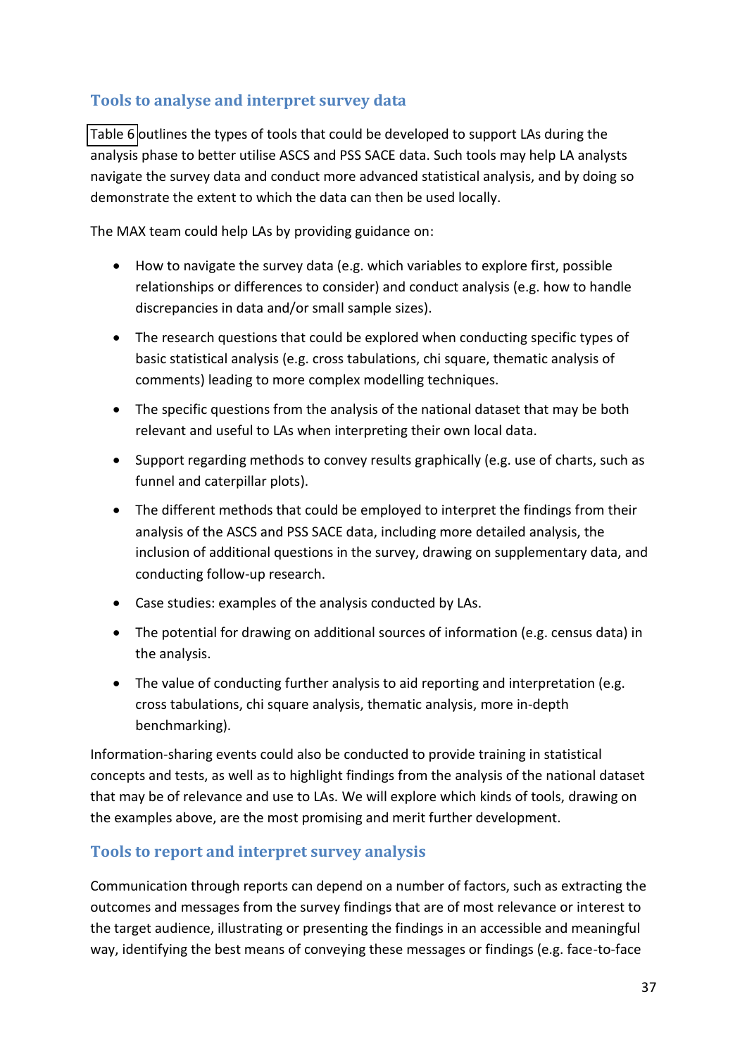## Tools to analyse and interpret survey data

Table 6 outlines the types of tools that could be developed to support LAs during the analysis phase to better utilise ASCS and PSS SACE data. Such tools may help LA analysts navigate the survey data and conduct more advanced statistical analysis, and by doing so demonstrate the extent to which the data can then be used locally.

The MAX team could help LAs by providing guidance on:

- How to navigate the survey data (e.g. which variables to explore first, possible relationships or differences to consider) and conduct analysis (e.g. how to handle discrepancies in data and/or small sample sizes).
- The research questions that could be explored when conducting specific types of basic statistical analysis (e.g. cross tabulations, chi square, thematic analysis of comments) leading to more complex modelling techniques.
- The specific questions from the analysis of the national dataset that may be both relevant and useful to LAs when interpreting their own local data.
- Support regarding methods to convey results graphically (e.g. use of charts, such as funnel and caterpillar plots).
- The different methods that could be employed to interpret the findings from their analysis of the ASCS and PSS SACE data, including more detailed analysis, the inclusion of additional questions in the survey, drawing on supplementary data, and conducting follow-up research.
- Case studies: examples of the analysis conducted by LAs.
- The potential for drawing on additional sources of information (e.g. census data) in the analysis.
- The value of conducting further analysis to aid reporting and interpretation (e.g. cross tabulations, chi square analysis, thematic analysis, more in-depth benchmarking).

Information-sharing events could also be conducted to provide training in statistical concepts and tests, as well as to highlight findings from the analysis of the national dataset that may be of relevance and use to LAs. We will explore which kinds of tools, drawing on the examples above, are the most promising and merit further development.

## Tools to report and interpret survey analysis

Communication through reports can depend on a number of factors, such as extracting the outcomes and messages from the survey findings that are of most relevance or interest to the target audience, illustrating or presenting the findings in an accessible and meaningful way, identifying the best means of conveying these messages or findings (e.g. face-to-face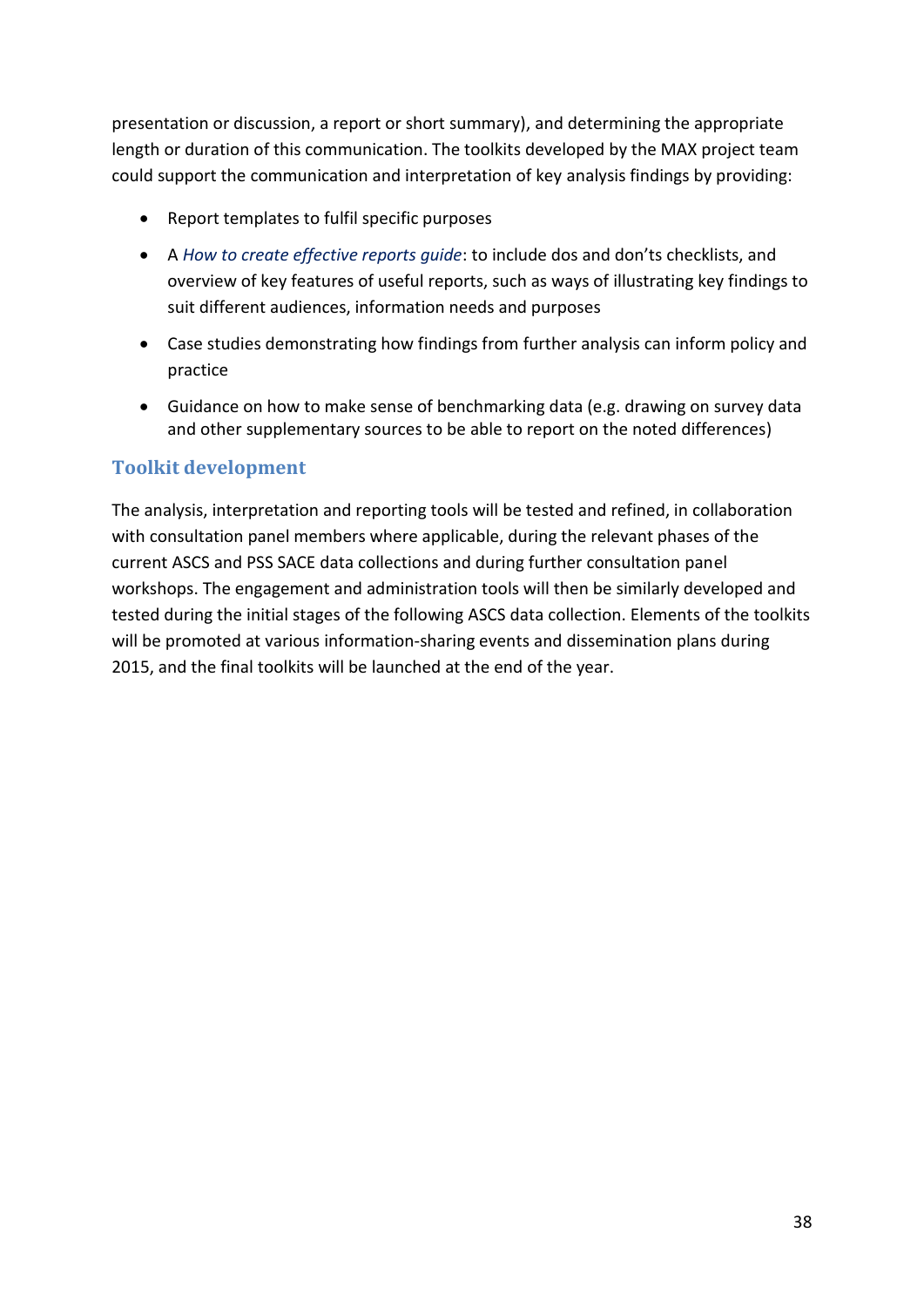presentation or discussion, a report or short summary), and determining the appropriate length or duration of this communication. The toolkits developed by the MAX project team could support the communication and interpretation of key analysis findings by providing:

- Report templates to fulfil specific purposes
- A *How to create effective reports guide*: to include dos and don'ts checklists, and overview of key features of useful reports, such as ways of illustrating key findings to suit different audiences, information needs and purposes
- Case studies demonstrating how findings from further analysis can inform policy and practice
- Guidance on how to make sense of benchmarking data (e.g. drawing on survey data and other supplementary sources to be able to report on the noted differences)

## Toolkit development

The analysis, interpretation and reporting tools will be tested and refined, in collaboration with consultation panel members where applicable, during the relevant phases of the current ASCS and PSS SACE data collections and during further consultation panel workshops. The engagement and administration tools will then be similarly developed and tested during the initial stages of the following ASCS data collection. Elements of the toolkits will be promoted at various information-sharing events and dissemination plans during 2015, and the final toolkits will be launched at the end of the year.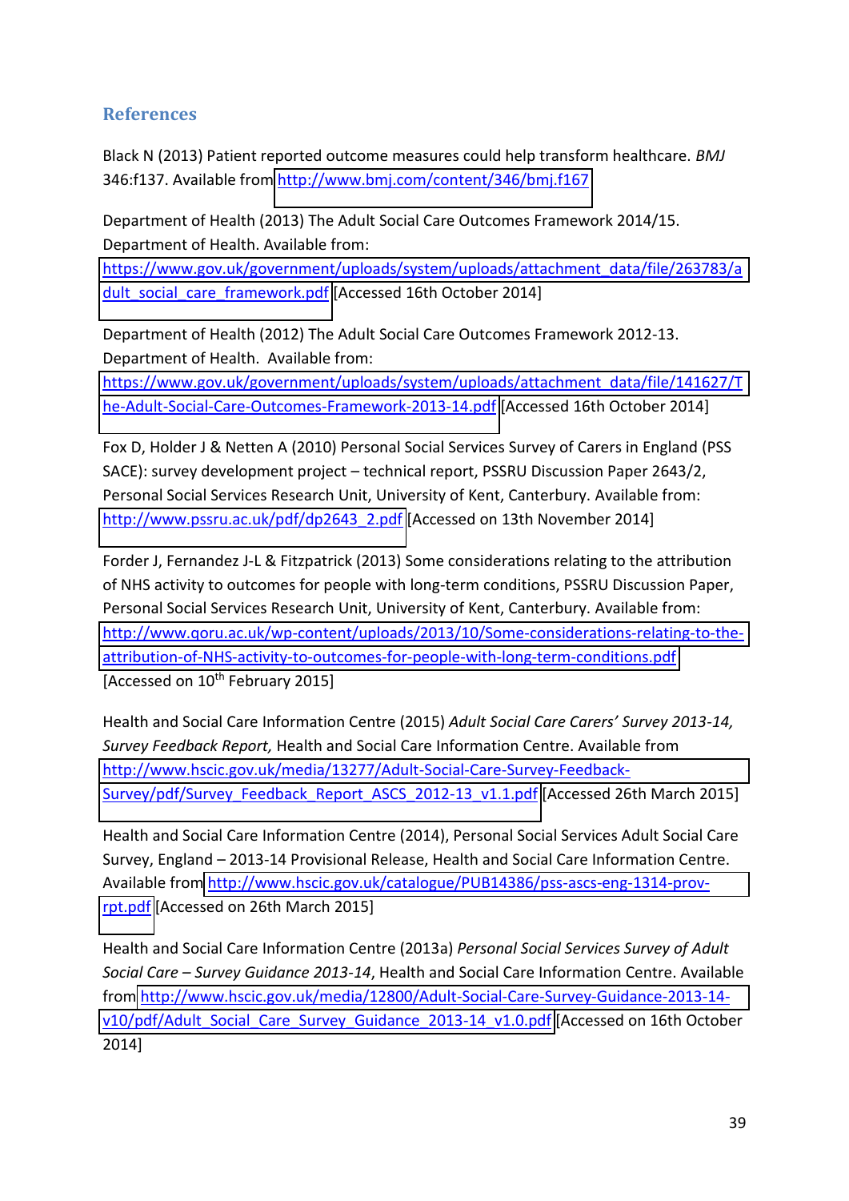## References

Black N (2013) Patient reported outcome measures could help transform healthcare. *BMJ* 346:f137. Available from http://www.bmj.com/content/346/bmj.f167

Department of Health (2013) The Adult Social Care Outcomes Framework 2014/15. Department of Health. Available from: https://www.gov.uk/government/uploads/system/uploads/attachment_data/file/263783/adult_social_care_framework.pdf [Accessed 16th October 2014]

Department of Health (2012) The Adult Social Care Outcomes Framework 2012-13. Department of Health. Available from: https://www.gov.uk/government/uploads/system/uploads/attachment_data/file/141627/The-Adult-Social-Care-Outcomes-Framework-2013-14.pdf [Accessed 16th October 2014]

Fox D, Holder J & Netten A (2010) Personal Social Services Survey of Carers in England (PSS SACE): survey development project – technical report, PSSRU Discussion Paper 2643/2, Personal Social Services Research Unit, University of Kent, Canterbury. Available from: http://www.pssru.ac.uk/pdf/dp2643_2.pdf [Accessed on 13th November 2014]

Forder J, Fernandez J-L & Fitzpatrick (2013) Some considerations relating to the attribution of NHS activity to outcomes for people with long-term conditions, PSSRU Discussion Paper, Personal Social Services Research Unit, University of Kent, Canterbury. Available from: http://www.qoru.ac.uk/wp-content/uploads/2013/10/Some-considerations-relating-to-the-attribution-of-NHS-activity-to-outcomes-for-people-with-long-term-conditions.pdf [Accessed on 10th February 2015]

Health and Social Care Information Centre (2015) *Adult Social Care Carers' Survey 2013-14, Survey Feedback Report,* Health and Social Care Information Centre. Available from http://www.hscic.gov.uk/media/13277/Adult-Social-Care-Survey-Feedback-Survey/pdf/Survey_Feedback_Report_ASCS_2012-13_v1.1.pdf [Accessed 26th March 2015]

Health and Social Care Information Centre (2014), Personal Social Services Adult Social Care Survey, England – 2013-14 Provisional Release, Health and Social Care Information Centre. Available from http://www.hscic.gov.uk/catalogue/PUB14386/pss-ascs-eng-1314-prov-rpt.pdf [Accessed on 26th March 2015]

Health and Social Care Information Centre (2013a) *Personal Social Services Survey of Adult Social Care – Survey Guidance 2013-14*, Health and Social Care Information Centre. Available from http://www.hscic.gov.uk/media/12800/Adult-Social-Care-Survey-Guidance-2013-14-v10/pdf/Adult_Social_Care_Survey_Guidance_2013-14_v1.0.pdf [Accessed on 16th October 2014]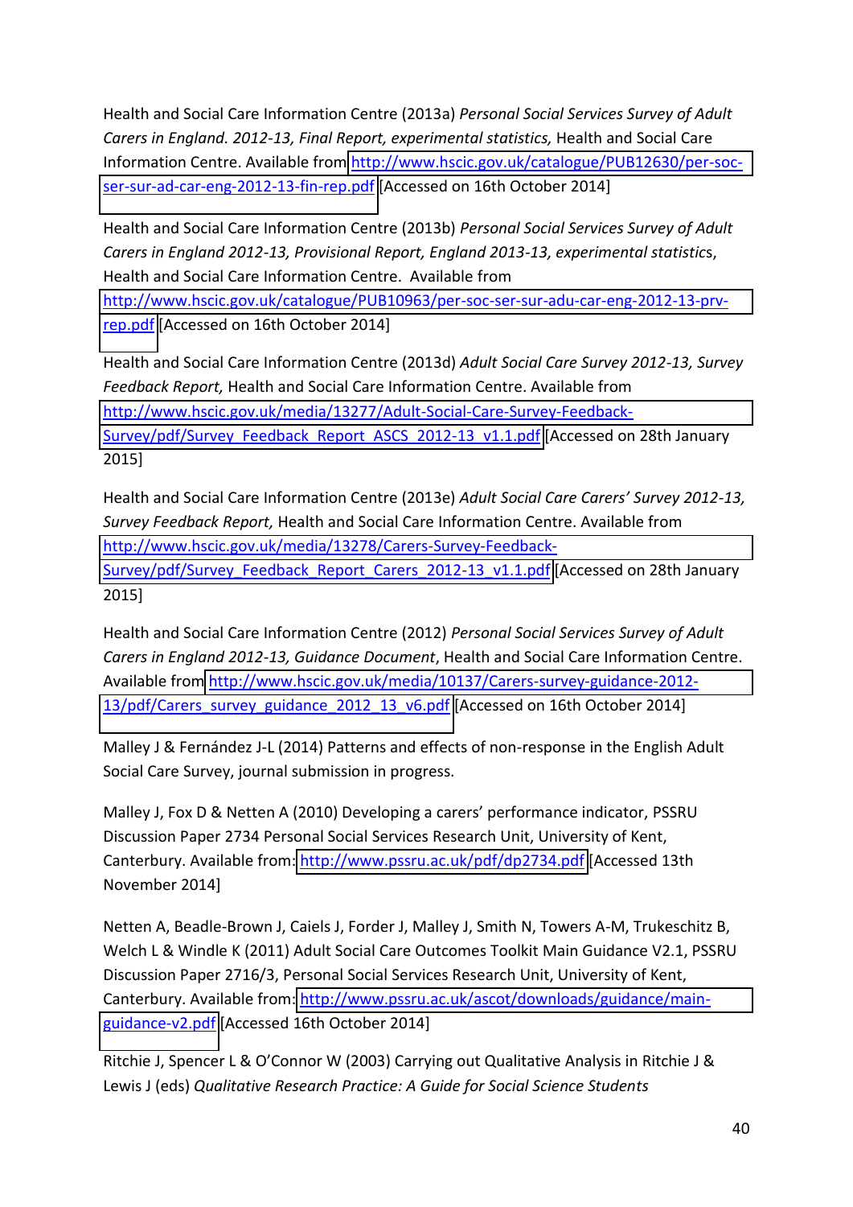Health and Social Care Information Centre (2013a) *Personal Social Services Survey of Adult Carers in England. 2012-13, Final Report, experimental statistics,* Health and Social Care Information Centre. Available from http://www.hscic.gov.uk/catalogue/PUB12630/per-soc-ser-sur-ad-car-eng-2012-13-fin-rep.pdf [Accessed on 16th October 2014]

Health and Social Care Information Centre (2013b) *Personal Social Services Survey of Adult Carers in England 2012-13, Provisional Report, England 2013-13, experimental statistic*s, Health and Social Care Information Centre. Available from http://www.hscic.gov.uk/catalogue/PUB10963/per-soc-ser-sur-adu-car-eng-2012-13-prv-rep.pdf [Accessed on 16th October 2014]

Health and Social Care Information Centre (2013d) *Adult Social Care Survey 2012-13, Survey Feedback Report,* Health and Social Care Information Centre. Available from http://www.hscic.gov.uk/media/13277/Adult-Social-Care-Survey-Feedback-Survey/pdf/Survey_Feedback_Report_ASCS_2012-13_v1.1.pdf [Accessed on 28th January 2015]

Health and Social Care Information Centre (2013e) *Adult Social Care Carers' Survey 2012-13, Survey Feedback Report,* Health and Social Care Information Centre. Available from http://www.hscic.gov.uk/media/13278/Carers-Survey-Feedback-Survey/pdf/Survey_Feedback_Report_Carers_2012-13_v1.1.pdf [Accessed on 28th January 2015]

Health and Social Care Information Centre (2012) *Personal Social Services Survey of Adult Carers in England 2012-13, Guidance Document*, Health and Social Care Information Centre. Available from http://www.hscic.gov.uk/media/10137/Carers-survey-guidance-2012-13/pdf/Carers_survey_guidance_2012_13_v6.pdf [Accessed on 16th October 2014]

Malley J & Fernández J-L (2014) Patterns and effects of non-response in the English Adult Social Care Survey, journal submission in progress.

Malley J, Fox D & Netten A (2010) Developing a carers' performance indicator, PSSRU Discussion Paper 2734 Personal Social Services Research Unit, University of Kent, Canterbury. Available from: http://www.pssru.ac.uk/pdf/dp2734.pdf [Accessed 13th November 2014]

Netten A, Beadle-Brown J, Caiels J, Forder J, Malley J, Smith N, Towers A-M, Trukeschitz B, Welch L & Windle K (2011) Adult Social Care Outcomes Toolkit Main Guidance V2.1, PSSRU Discussion Paper 2716/3, Personal Social Services Research Unit, University of Kent, Canterbury. Available from: http://www.pssru.ac.uk/ascot/downloads/guidance/main-guidance-v2.pdf [Accessed 16th October 2014]

Ritchie J, Spencer L & O'Connor W (2003) Carrying out Qualitative Analysis in Ritchie J & Lewis J (eds) *Qualitative Research Practice: A Guide for Social Science Students*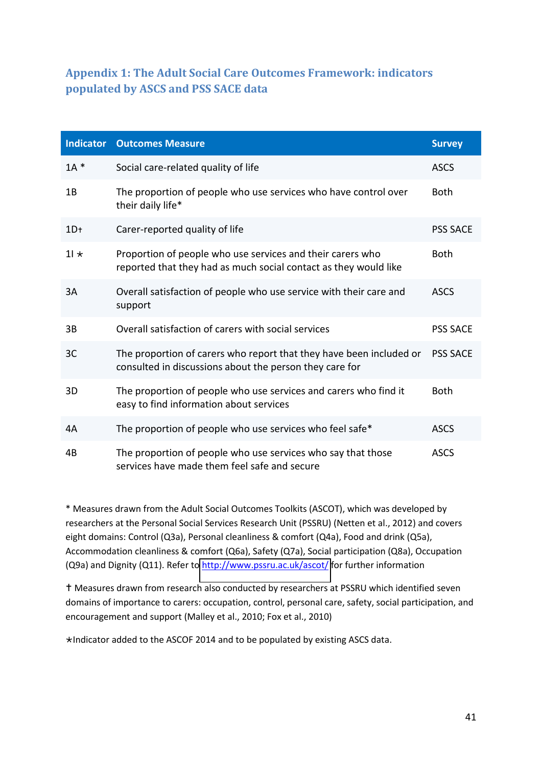## Appendix 1: The Adult Social Care Outcomes Framework: indicators populated by ASCS and PSS SACE data

| Indicator | Outcomes Measure | Survey |
|---|---|---|
| 1A * | Social care-related quality of life | ASCS |
| 1B | The proportion of people who use services who have control over their daily life* | Both |
| 1D† | Carer-reported quality of life | PSS SACE |
| 1I ⋆ | Proportion of people who use services and their carers who reported that they had as much social contact as they would like | Both |
| 3A | Overall satisfaction of people who use service with their care and support | ASCS |
| 3B | Overall satisfaction of carers with social services | PSS SACE |
| 3C | The proportion of carers who report that they have been included or consulted in discussions about the person they care for | PSS SACE |
| 3D | The proportion of people who use services and carers who find it easy to find information about services | Both |
| 4A | The proportion of people who use services who feel safe* | ASCS |
| 4B | The proportion of people who use services who say that those services have made them feel safe and secure | ASCS |

* Measures drawn from the Adult Social Outcomes Toolkits (ASCOT), which was developed by researchers at the Personal Social Services Research Unit (PSSRU) (Netten et al., 2012) and covers eight domains: Control (Q3a), Personal cleanliness & comfort (Q4a), Food and drink (Q5a), Accommodation cleanliness & comfort (Q6a), Safety (Q7a), Social participation (Q8a), Occupation (Q9a) and Dignity (Q11). Refer to http://www.pssru.ac.uk/ascot/ for further information

† Measures drawn from research also conducted by researchers at PSSRU which identified seven domains of importance to carers: occupation, control, personal care, safety, social participation, and encouragement and support (Malley et al., 2010; Fox et al., 2010)

⋆Indicator added to the ASCOF 2014 and to be populated by existing ASCS data.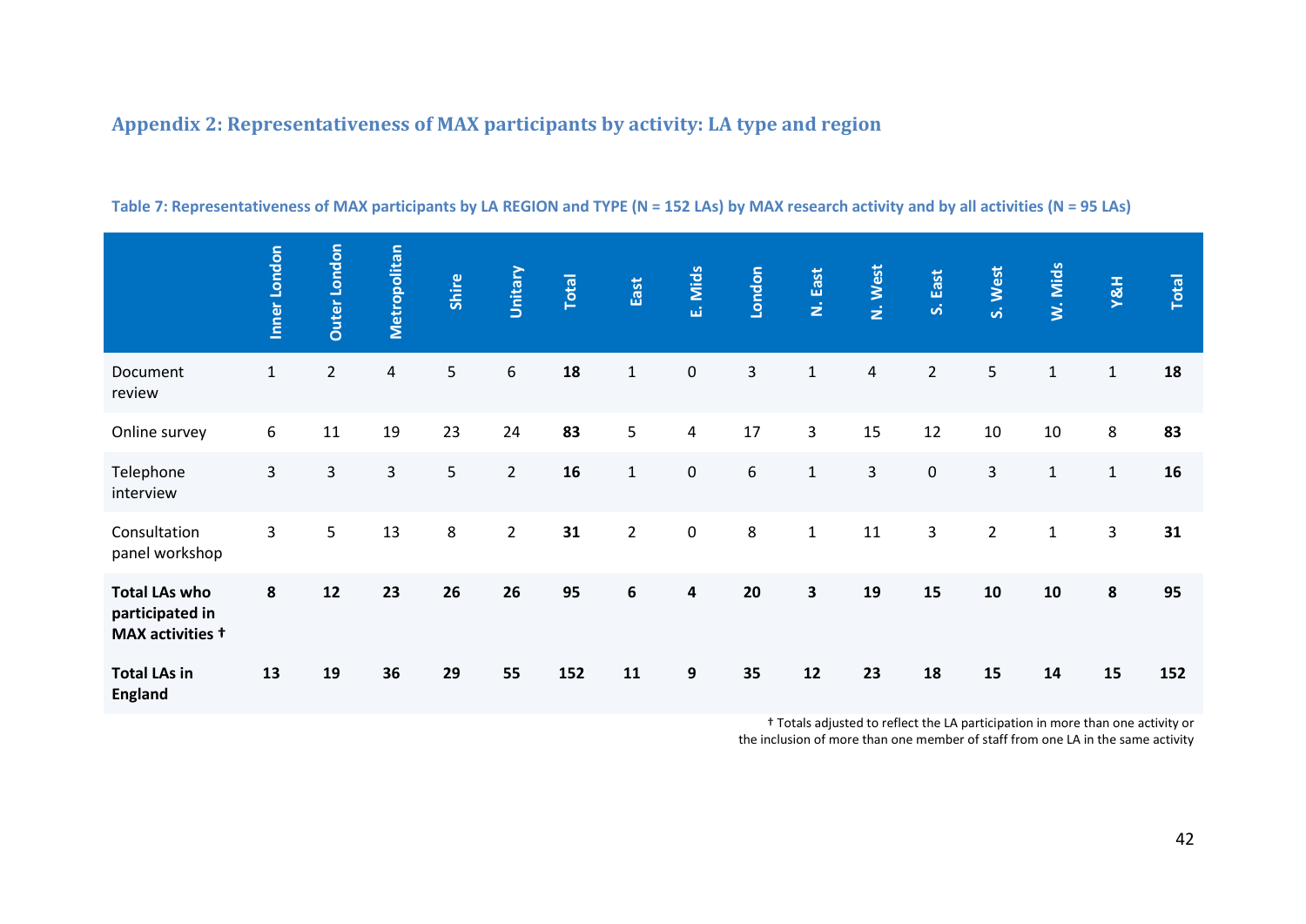## Appendix 2: Representativeness of MAX participants by activity: LA type and region

**Table 7: Representativeness of MAX participants by LA REGION and TYPE (N = 152 LAs) by MAX research activity and by all activities (N = 95 LAs)**

| | Inner London | Outer London | Metropolitan | Shire | Unitary | Total | East | E. Mids | London | N. East | N. West | S. East | S. West | W. Mids | Y&H | Total |
|---|---|---|---|---|---|---|---|---|---|---|---|---|---|---|---|---|
| Document review | 1 | 2 | 4 | 5 | 6 | **18** | 1 | 0 | 3 | 1 | 4 | 2 | 5 | 1 | 1 | **18** |
| Online survey | 6 | 11 | 19 | 23 | 24 | **83** | 5 | 4 | 17 | 3 | 15 | 12 | 10 | 10 | 8 | **83** |
| Telephone interview | 3 | 3 | 3 | 5 | 2 | **16** | 1 | 0 | 6 | 1 | 3 | 0 | 3 | 1 | 1 | **16** |
| Consultation panel workshop | 3 | 5 | 13 | 8 | 2 | **31** | 2 | 0 | 8 | 1 | 11 | 3 | 2 | 1 | 3 | **31** |
| **Total LAs who participated in MAX activities †** | **8** | **12** | **23** | **26** | **26** | **95** | **6** | **4** | **20** | **3** | **19** | **15** | **10** | **10** | **8** | **95** |
| **Total LAs in England** | **13** | **19** | **36** | **29** | **55** | **152** | **11** | **9** | **35** | **12** | **23** | **18** | **15** | **14** | **15** | **152** |

† Totals adjusted to reflect the LA participation in more than one activity or the inclusion of more than one member of staff from one LA in the same activity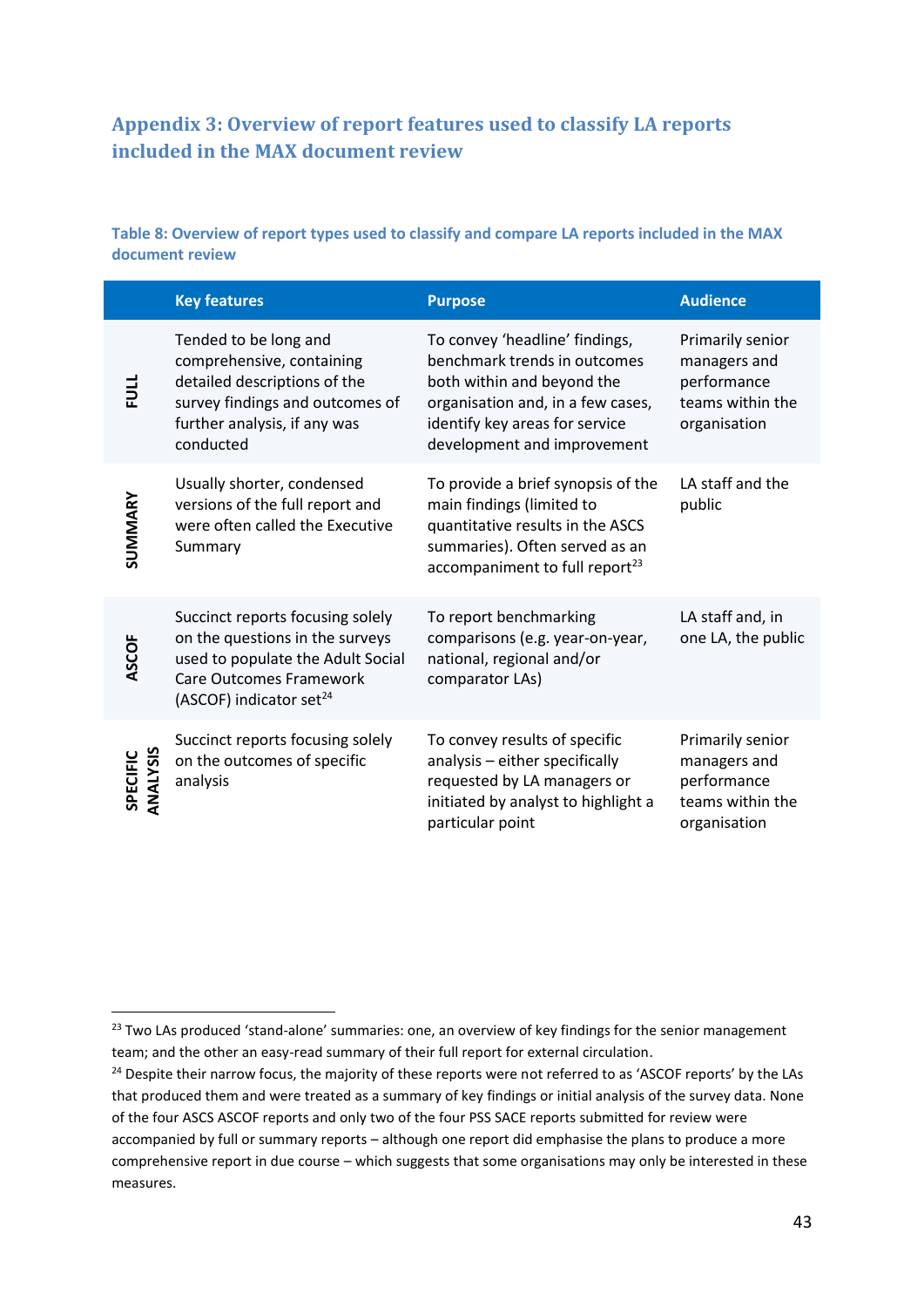## Appendix 3: Overview of report features used to classify LA reports included in the MAX document review

**Table 8: Overview of report types used to classify and compare LA reports included in the MAX document review**

| | Key features | Purpose | Audience |
|---|---|---|---|
| **FULL** | Tended to be long and comprehensive, containing detailed descriptions of the survey findings and outcomes of further analysis, if any was conducted | To convey 'headline' findings, benchmark trends in outcomes both within and beyond the organisation and, in a few cases, identify key areas for service development and improvement | Primarily senior managers and performance teams within the organisation |
| **SUMMARY** | Usually shorter, condensed versions of the full report and were often called the Executive Summary | To provide a brief synopsis of the main findings (limited to quantitative results in the ASCS summaries). Often served as an accompaniment to full report[23] | LA staff and the public |
| **ASCOF** | Succinct reports focusing solely on the questions in the surveys used to populate the Adult Social Care Outcomes Framework (ASCOF) indicator set[24] | To report benchmarking comparisons (e.g. year-on-year, national, regional and/or comparator LAs) | LA staff and, in one LA, the public |
| **SPECIFIC ANALYSIS** | Succinct reports focusing solely on the outcomes of specific analysis | To convey results of specific analysis – either specifically requested by LA managers or initiated by analyst to highlight a particular point | Primarily senior managers and performance teams within the organisation |

[23] Two LAs produced 'stand-alone' summaries: one, an overview of key findings for the senior management team; and the other an easy-read summary of their full report for external circulation.

[24] Despite their narrow focus, the majority of these reports were not referred to as 'ASCOF reports' by the LAs that produced them and were treated as a summary of key findings or initial analysis of the survey data. None of the four ASCS ASCOF reports and only two of the four PSS SACE reports submitted for review were accompanied by full or summary reports – although one report did emphasise the plans to produce a more comprehensive report in due course – which suggests that some organisations may only be interested in these measures.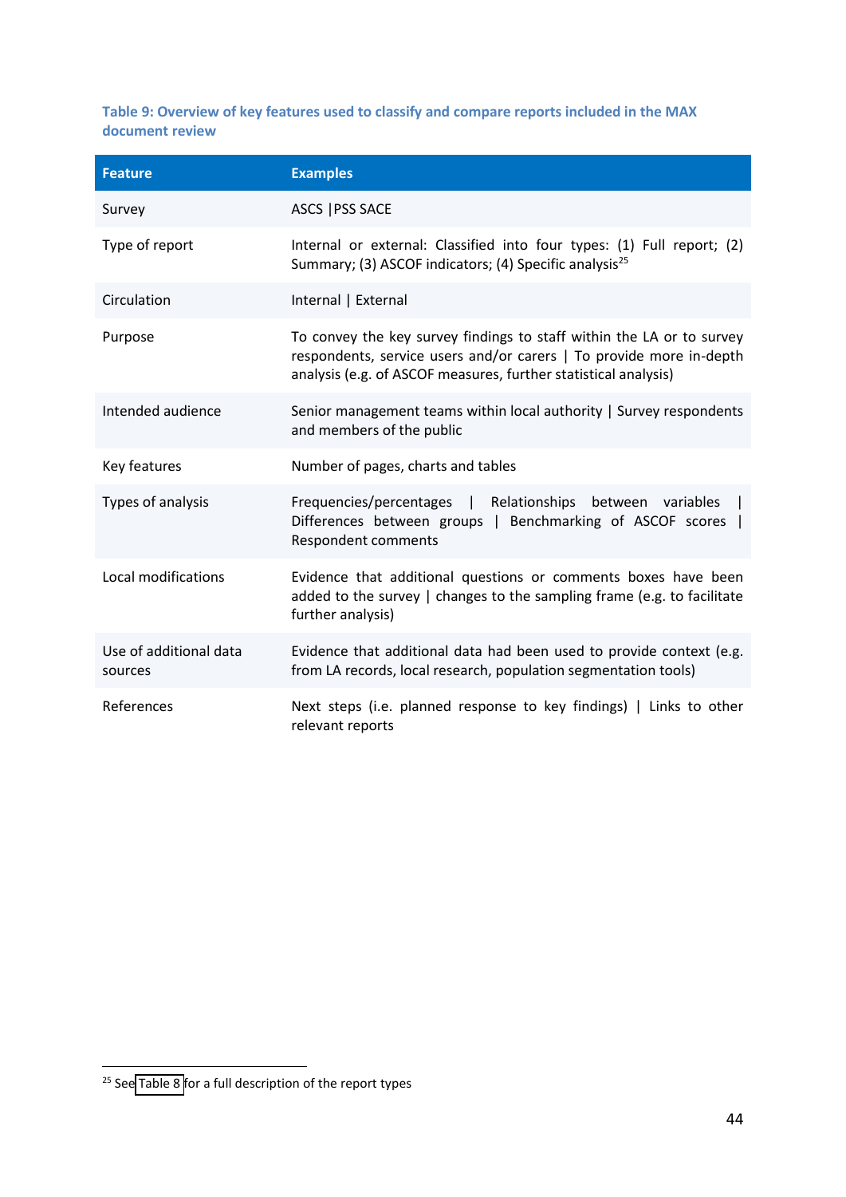**Table 9: Overview of key features used to classify and compare reports included in the MAX document review**

| Feature | Examples |
|---|---|
| Survey | ASCS \|PSS SACE |
| Type of report | Internal or external: Classified into four types: (1) Full report; (2) Summary; (3) ASCOF indicators; (4) Specific analysis[25] |
| Circulation | Internal \| External |
| Purpose | To convey the key survey findings to staff within the LA or to survey respondents, service users and/or carers \| To provide more in-depth analysis (e.g. of ASCOF measures, further statistical analysis) |
| Intended audience | Senior management teams within local authority \| Survey respondents and members of the public |
| Key features | Number of pages, charts and tables |
| Types of analysis | Frequencies/percentages \| Relationships between variables \| Differences between groups \| Benchmarking of ASCOF scores \| Respondent comments |
| Local modifications | Evidence that additional questions or comments boxes have been added to the survey \| changes to the sampling frame (e.g. to facilitate further analysis) |
| Use of additional data sources | Evidence that additional data had been used to provide context (e.g. from LA records, local research, population segmentation tools) |
| References | Next steps (i.e. planned response to key findings) \| Links to other relevant reports |

[25] See Table 8 for a full description of the report types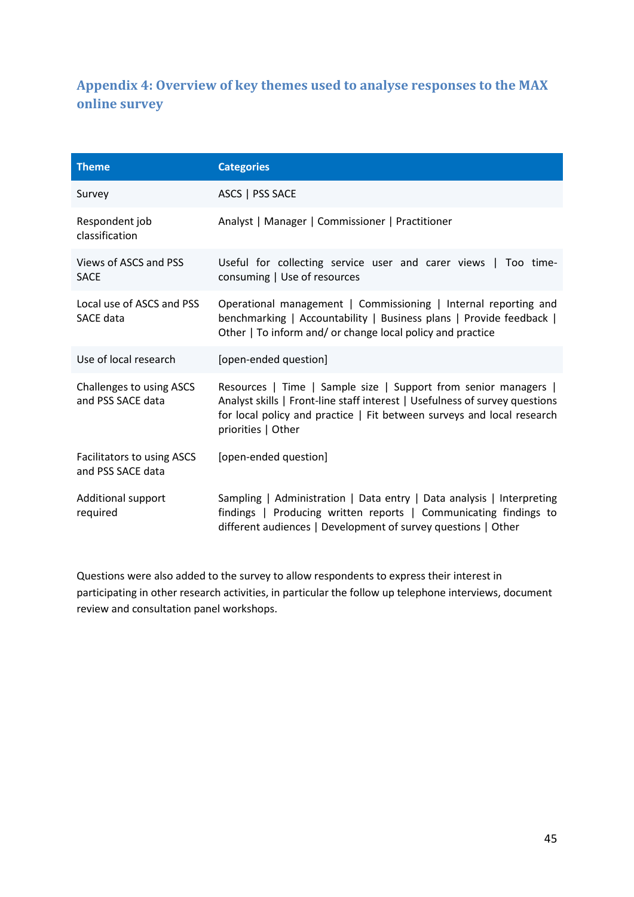## Appendix 4: Overview of key themes used to analyse responses to the MAX online survey

| Theme | Categories |
|---|---|
| Survey | ASCS \| PSS SACE |
| Respondent job classification | Analyst \| Manager \| Commissioner \| Practitioner |
| Views of ASCS and PSS SACE | Useful for collecting service user and carer views \| Too time-consuming \| Use of resources |
| Local use of ASCS and PSS SACE data | Operational management \| Commissioning \| Internal reporting and benchmarking \| Accountability \| Business plans \| Provide feedback \| Other \| To inform and/ or change local policy and practice |
| Use of local research | [open-ended question] |
| Challenges to using ASCS and PSS SACE data | Resources \| Time \| Sample size \| Support from senior managers \| Analyst skills \| Front-line staff interest \| Usefulness of survey questions for local policy and practice \| Fit between surveys and local research priorities \| Other |
| Facilitators to using ASCS and PSS SACE data | [open-ended question] |
| Additional support required | Sampling \| Administration \| Data entry \| Data analysis \| Interpreting findings \| Producing written reports \| Communicating findings to different audiences \| Development of survey questions \| Other |

Questions were also added to the survey to allow respondents to express their interest in participating in other research activities, in particular the follow up telephone interviews, document review and consultation panel workshops.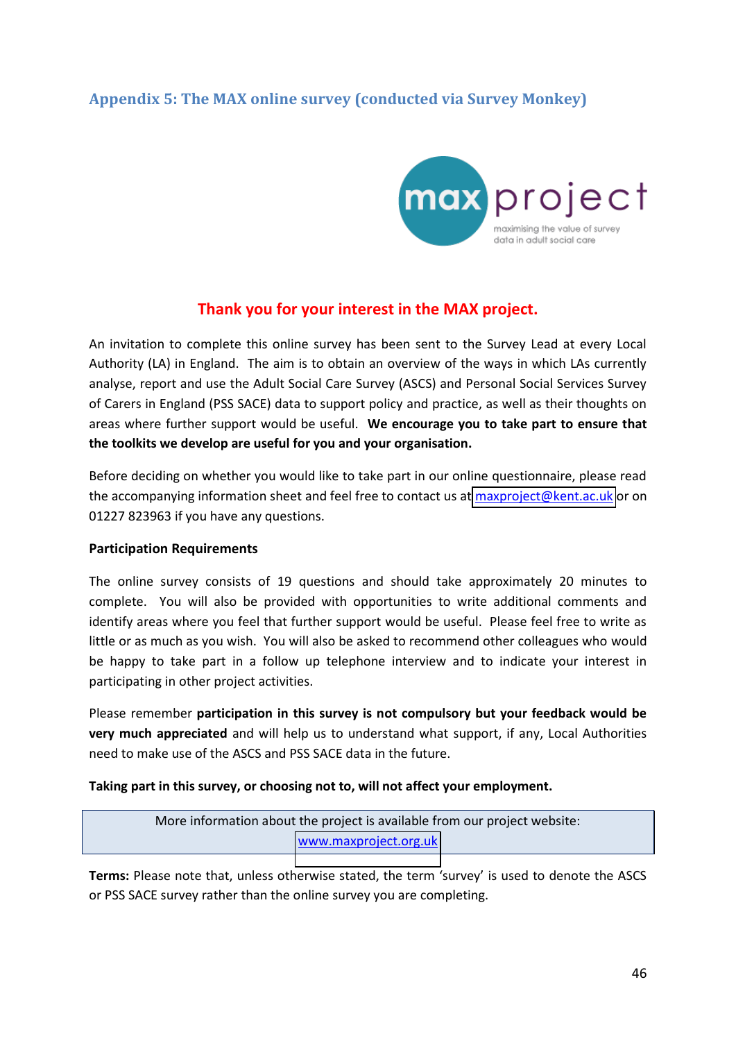## Appendix 5: The MAX online survey (conducted via Survey Monkey)

max project
maximising the value of survey data in adult social care

### Thank you for your interest in the MAX project.

An invitation to complete this online survey has been sent to the Survey Lead at every Local Authority (LA) in England. The aim is to obtain an overview of the ways in which LAs currently analyse, report and use the Adult Social Care Survey (ASCS) and Personal Social Services Survey of Carers in England (PSS SACE) data to support policy and practice, as well as their thoughts on areas where further support would be useful. **We encourage you to take part to ensure that the toolkits we develop are useful for you and your organisation.**

Before deciding on whether you would like to take part in our online questionnaire, please read the accompanying information sheet and feel free to contact us at maxproject@kent.ac.uk or on 01227 823963 if you have any questions.

**Participation Requirements**

The online survey consists of 19 questions and should take approximately 20 minutes to complete. You will also be provided with opportunities to write additional comments and identify areas where you feel that further support would be useful. Please feel free to write as little or as much as you wish. You will also be asked to recommend other colleagues who would be happy to take part in a follow up telephone interview and to indicate your interest in participating in other project activities.

Please remember **participation in this survey is not compulsory but your feedback would be very much appreciated** and will help us to understand what support, if any, Local Authorities need to make use of the ASCS and PSS SACE data in the future.

**Taking part in this survey, or choosing not to, will not affect your employment.**

More information about the project is available from our project website:
www.maxproject.org.uk

**Terms:** Please note that, unless otherwise stated, the term 'survey' is used to denote the ASCS or PSS SACE survey rather than the online survey you are completing.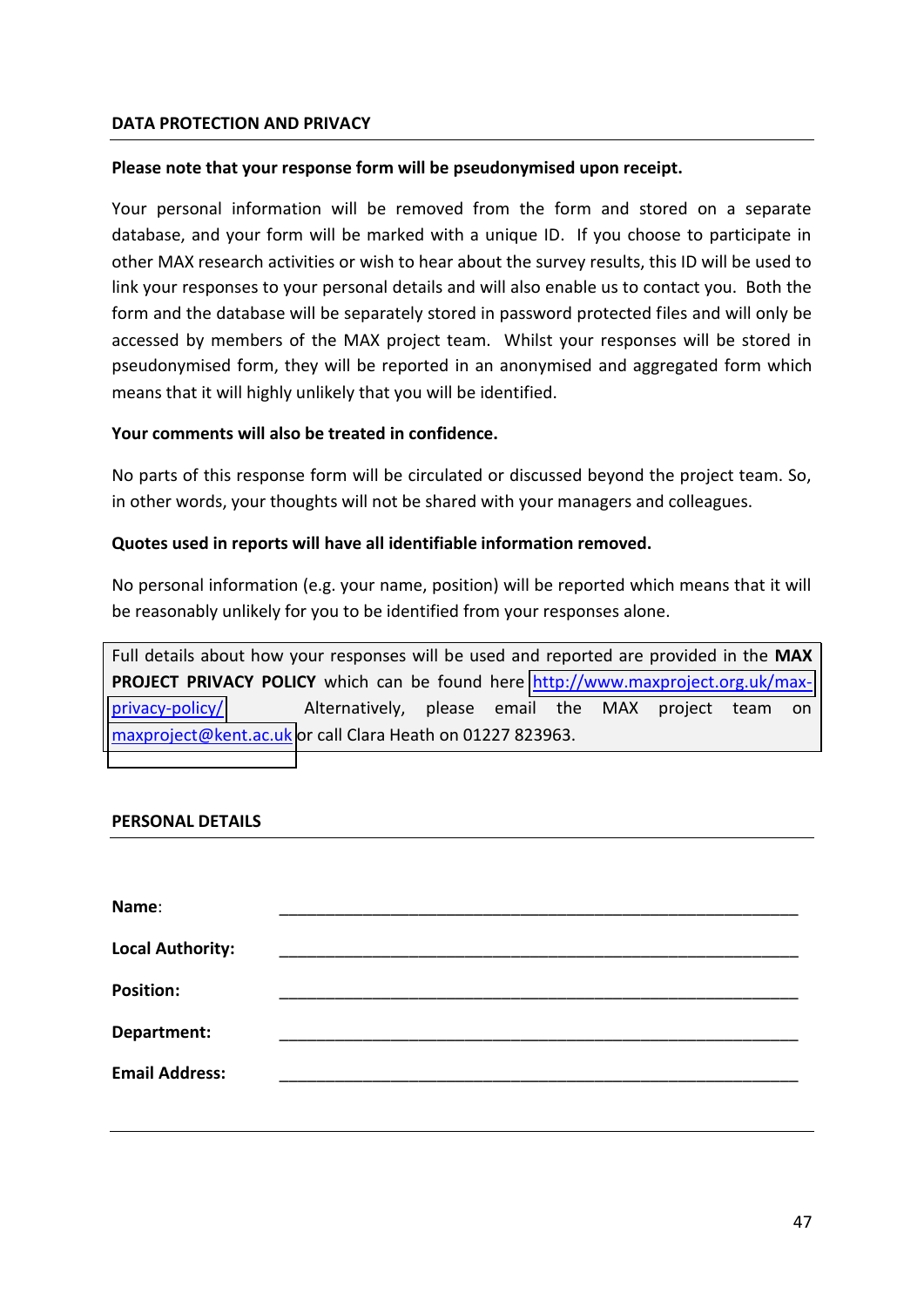## DATA PROTECTION AND PRIVACY

**Please note that your response form will be pseudonymised upon receipt.**

Your personal information will be removed from the form and stored on a separate database, and your form will be marked with a unique ID. If you choose to participate in other MAX research activities or wish to hear about the survey results, this ID will be used to link your responses to your personal details and will also enable us to contact you. Both the form and the database will be separately stored in password protected files and will only be accessed by members of the MAX project team. Whilst your responses will be stored in pseudonymised form, they will be reported in an anonymised and aggregated form which means that it will highly unlikely that you will be identified.

**Your comments will also be treated in confidence.**

No parts of this response form will be circulated or discussed beyond the project team. So, in other words, your thoughts will not be shared with your managers and colleagues.

**Quotes used in reports will have all identifiable information removed.**

No personal information (e.g. your name, position) will be reported which means that it will be reasonably unlikely for you to be identified from your responses alone.

Full details about how your responses will be used and reported are provided in the **MAX PROJECT PRIVACY POLICY** which can be found here http://www.maxproject.org.uk/max-privacy-policy/ Alternatively, please email the MAX project team on maxproject@kent.ac.uk or call Clara Heath on 01227 823963.

## PERSONAL DETAILS

**Name**: ____________________________________________

**Local Authority:** ____________________________________________

**Position:** ____________________________________________

**Department:** ____________________________________________

**Email Address:** ____________________________________________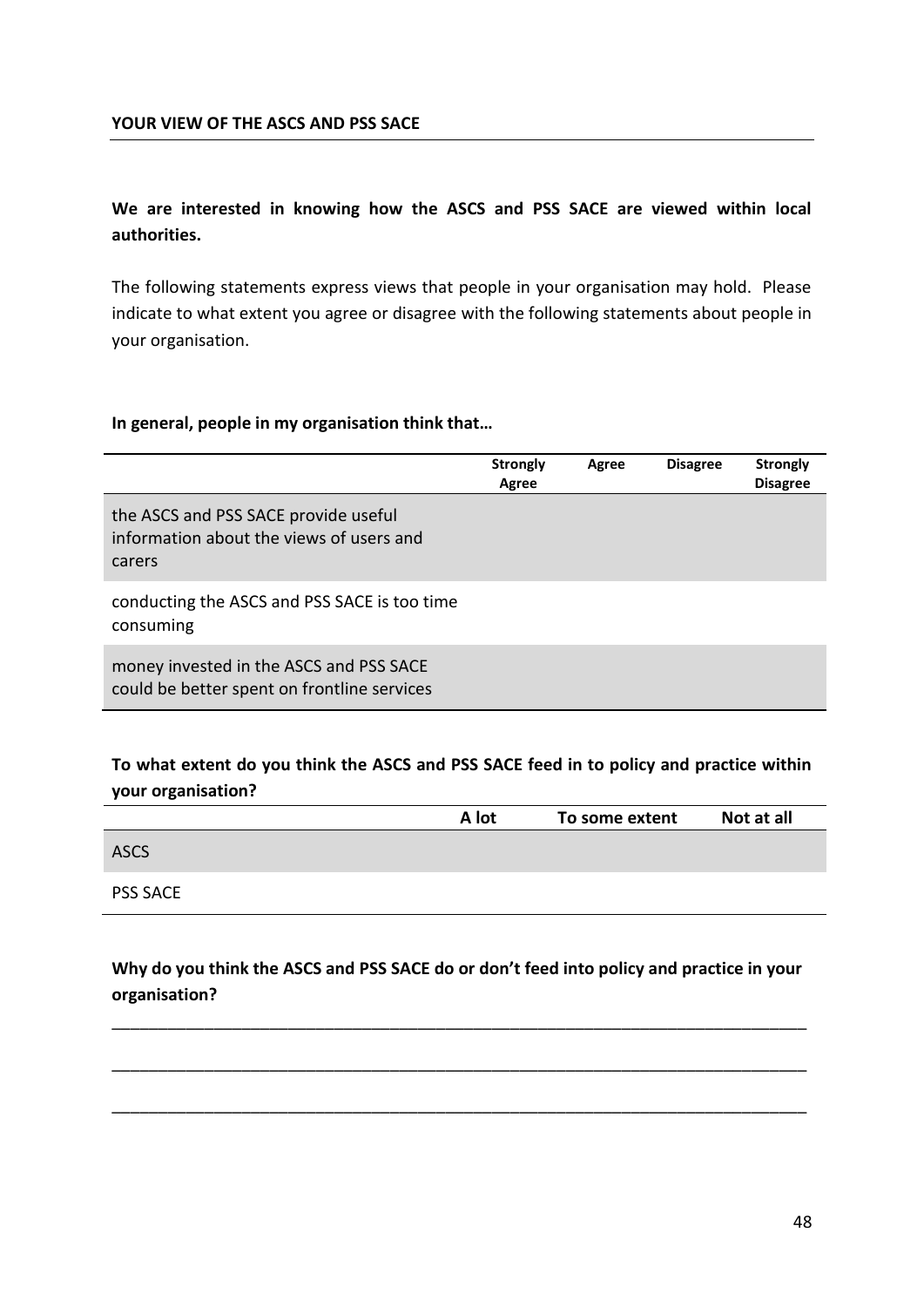## YOUR VIEW OF THE ASCS AND PSS SACE

**We are interested in knowing how the ASCS and PSS SACE are viewed within local authorities.**

The following statements express views that people in your organisation may hold. Please indicate to what extent you agree or disagree with the following statements about people in your organisation.

**In general, people in my organisation think that…**

| | Strongly Agree | Agree | Disagree | Strongly Disagree |
|---|---|---|---|---|
| the ASCS and PSS SACE provide useful information about the views of users and carers | | | | |
| conducting the ASCS and PSS SACE is too time consuming | | | | |
| money invested in the ASCS and PSS SACE could be better spent on frontline services | | | | |

**To what extent do you think the ASCS and PSS SACE feed in to policy and practice within your organisation?**

| | A lot | To some extent | Not at all |
|---|---|---|---|
| ASCS | | | |
| PSS SACE | | | |

**Why do you think the ASCS and PSS SACE do or don't feed into policy and practice in your organisation?**

_______________________________________________________________________________

_______________________________________________________________________________

_______________________________________________________________________________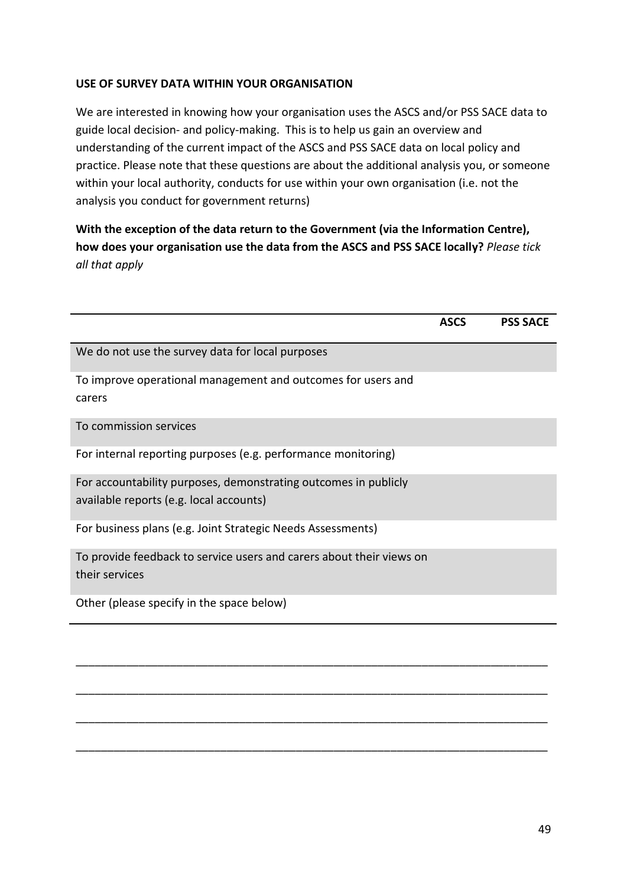**USE OF SURVEY DATA WITHIN YOUR ORGANISATION**

We are interested in knowing how your organisation uses the ASCS and/or PSS SACE data to guide local decision- and policy-making. This is to help us gain an overview and understanding of the current impact of the ASCS and PSS SACE data on local policy and practice. Please note that these questions are about the additional analysis you, or someone within your local authority, conducts for use within your own organisation (i.e. not the analysis you conduct for government returns)

**With the exception of the data return to the Government (via the Information Centre), how does your organisation use the data from the ASCS and PSS SACE locally?** *Please tick all that apply*

| | ASCS | PSS SACE |
|---|---|---|
| We do not use the survey data for local purposes | | |
| To improve operational management and outcomes for users and carers | | |
| To commission services | | |
| For internal reporting purposes (e.g. performance monitoring) | | |
| For accountability purposes, demonstrating outcomes in publicly available reports (e.g. local accounts) | | |
| For business plans (e.g. Joint Strategic Needs Assessments) | | |
| To provide feedback to service users and carers about their views on their services | | |
| Other (please specify in the space below) | | |

___________________________________________________________________________

___________________________________________________________________________

___________________________________________________________________________

___________________________________________________________________________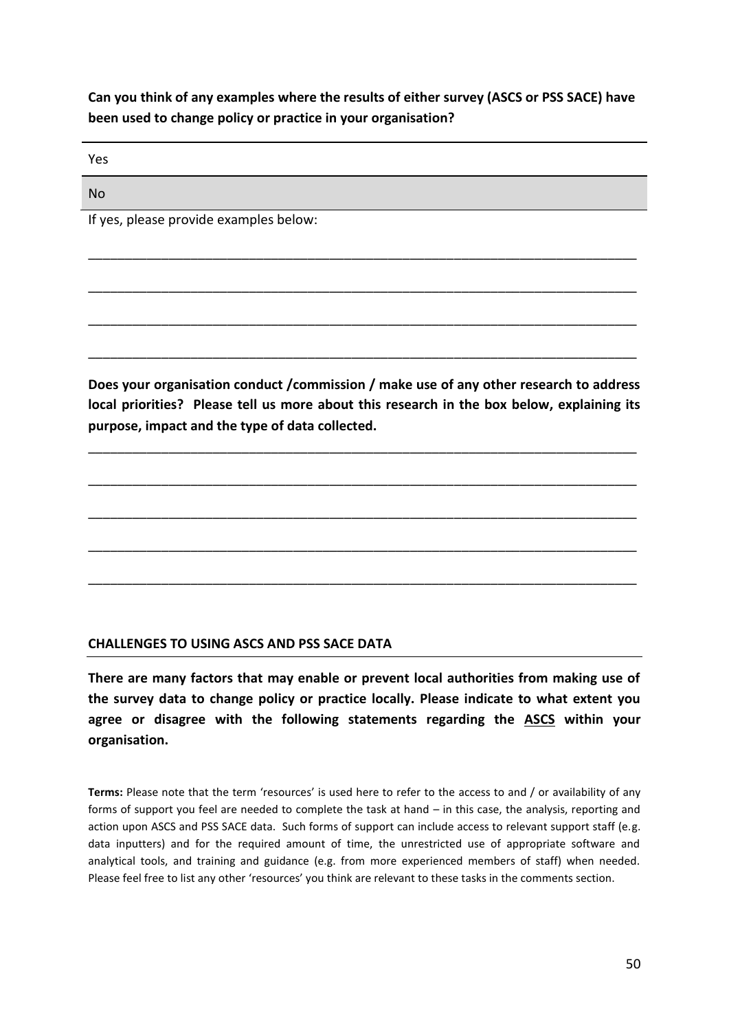**Can you think of any examples where the results of either survey (ASCS or PSS SACE) have been used to change policy or practice in your organisation?**

| |
|---|
| Yes |
| No |

If yes, please provide examples below:

_______________________________________________________________________________

_______________________________________________________________________________

_______________________________________________________________________________

_______________________________________________________________________________

**Does your organisation conduct /commission / make use of any other research to address local priorities? Please tell us more about this research in the box below, explaining its purpose, impact and the type of data collected.**

_______________________________________________________________________________

_______________________________________________________________________________

_______________________________________________________________________________

_______________________________________________________________________________

_______________________________________________________________________________

## CHALLENGES TO USING ASCS AND PSS SACE DATA

**There are many factors that may enable or prevent local authorities from making use of the survey data to change policy or practice locally. Please indicate to what extent you agree or disagree with the following statements regarding the <u>ASCS</u> within your organisation.**

**Terms:** Please note that the term 'resources' is used here to refer to the access to and / or availability of any forms of support you feel are needed to complete the task at hand – in this case, the analysis, reporting and action upon ASCS and PSS SACE data. Such forms of support can include access to relevant support staff (e.g. data inputters) and for the required amount of time, the unrestricted use of appropriate software and analytical tools, and training and guidance (e.g. from more experienced members of staff) when needed. Please feel free to list any other 'resources' you think are relevant to these tasks in the comments section.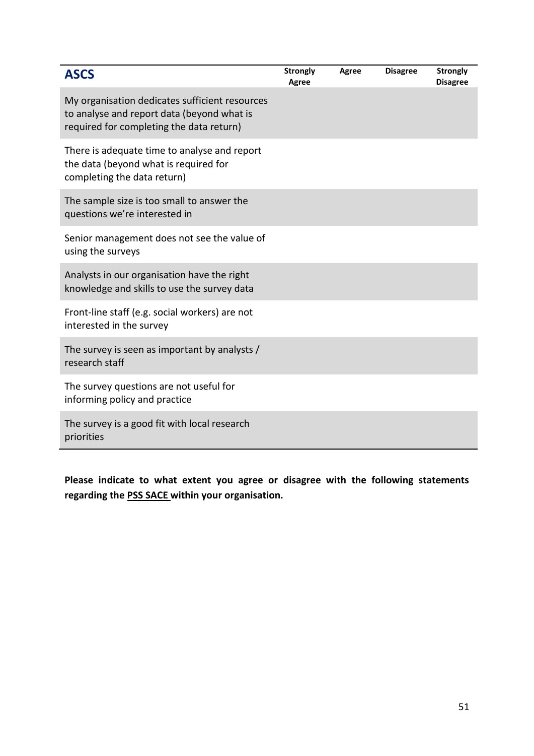| ASCS | Strongly Agree | Agree | Disagree | Strongly Disagree |
|---|---|---|---|---|
| My organisation dedicates sufficient resources to analyse and report data (beyond what is required for completing the data return) | | | | |
| There is adequate time to analyse and report the data (beyond what is required for completing the data return) | | | | |
| The sample size is too small to answer the questions we're interested in | | | | |
| Senior management does not see the value of using the surveys | | | | |
| Analysts in our organisation have the right knowledge and skills to use the survey data | | | | |
| Front-line staff (e.g. social workers) are not interested in the survey | | | | |
| The survey is seen as important by analysts / research staff | | | | |
| The survey questions are not useful for informing policy and practice | | | | |
| The survey is a good fit with local research priorities | | | | |

**Please indicate to what extent you agree or disagree with the following statements regarding the PSS SACE within your organisation.**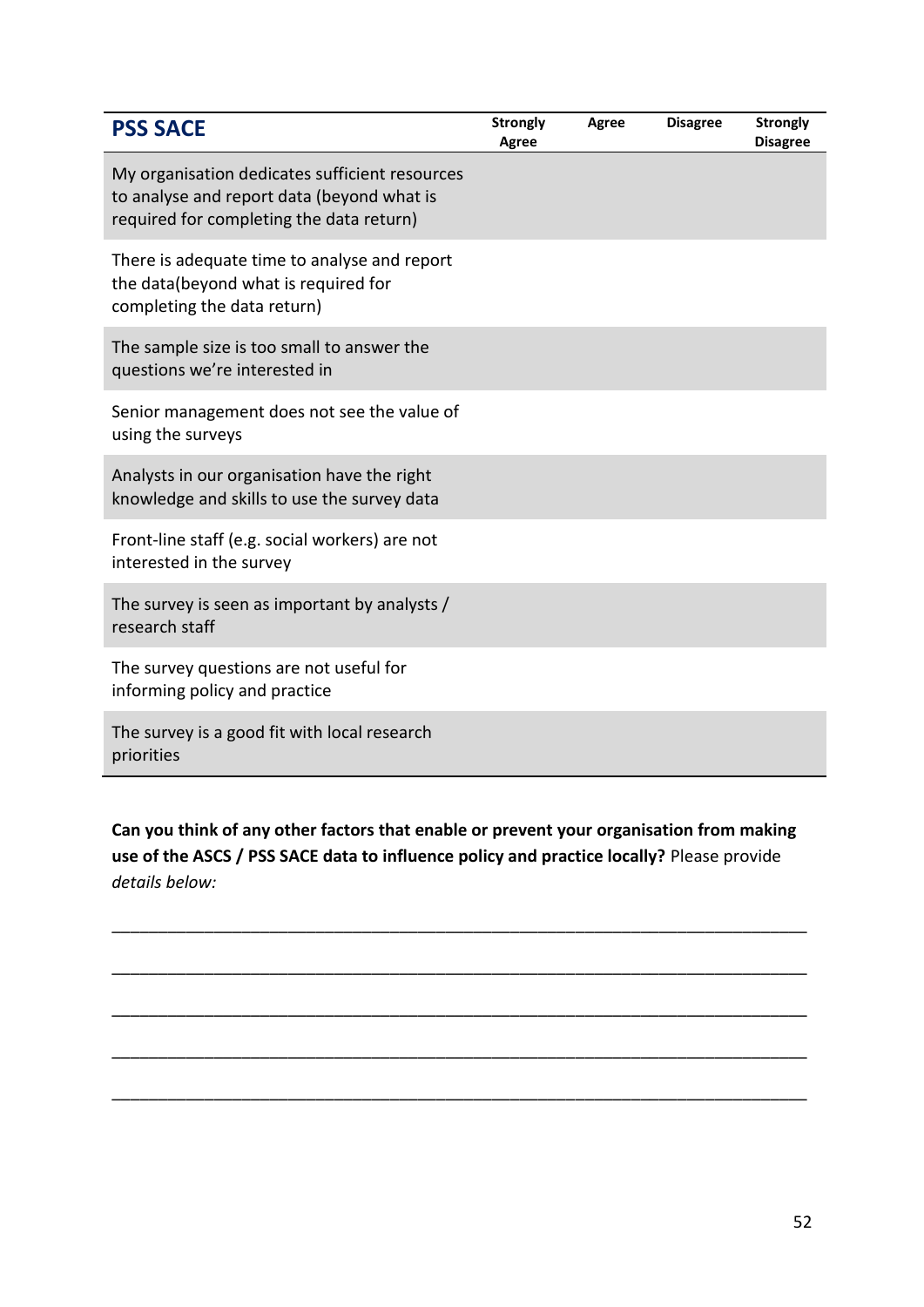| PSS SACE | Strongly Agree | Agree | Disagree | Strongly Disagree |
|---|---|---|---|---|
| My organisation dedicates sufficient resources to analyse and report data (beyond what is required for completing the data return) | | | | |
| There is adequate time to analyse and report the data(beyond what is required for completing the data return) | | | | |
| The sample size is too small to answer the questions we're interested in | | | | |
| Senior management does not see the value of using the surveys | | | | |
| Analysts in our organisation have the right knowledge and skills to use the survey data | | | | |
| Front-line staff (e.g. social workers) are not interested in the survey | | | | |
| The survey is seen as important by analysts / research staff | | | | |
| The survey questions are not useful for informing policy and practice | | | | |
| The survey is a good fit with local research priorities | | | | |

**Can you think of any other factors that enable or prevent your organisation from making use of the ASCS / PSS SACE data to influence policy and practice locally?** Please provide *details below:*

_______________________________________________________________________________

_______________________________________________________________________________

_______________________________________________________________________________

_______________________________________________________________________________

_______________________________________________________________________________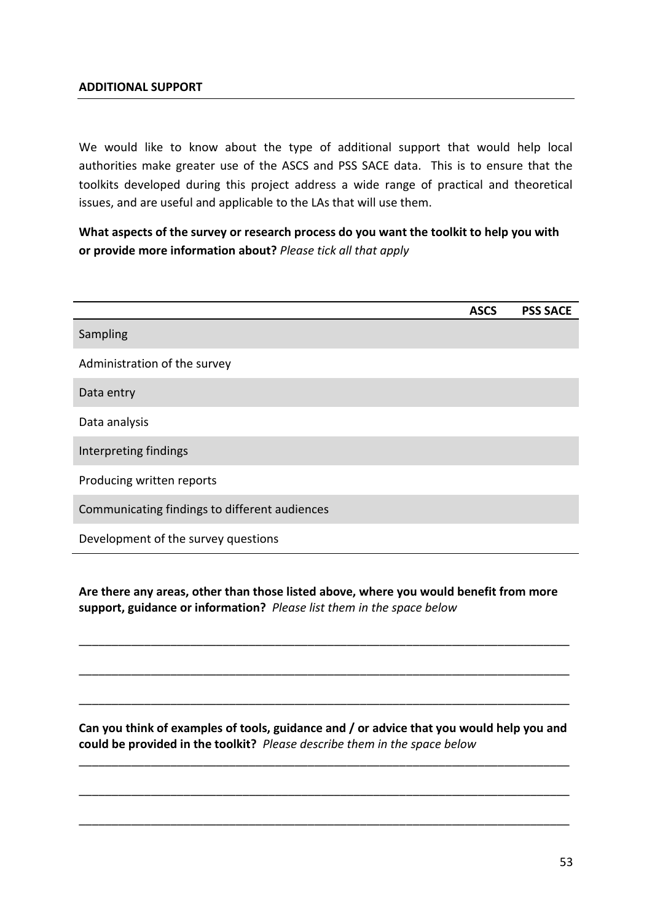**ADDITIONAL SUPPORT**

We would like to know about the type of additional support that would help local authorities make greater use of the ASCS and PSS SACE data. This is to ensure that the toolkits developed during this project address a wide range of practical and theoretical issues, and are useful and applicable to the LAs that will use them.

**What aspects of the survey or research process do you want the toolkit to help you with or provide more information about?** *Please tick all that apply*

| | ASCS | PSS SACE |
|---|---|---|
| Sampling | | |
| Administration of the survey | | |
| Data entry | | |
| Data analysis | | |
| Interpreting findings | | |
| Producing written reports | | |
| Communicating findings to different audiences | | |
| Development of the survey questions | | |

**Are there any areas, other than those listed above, where you would benefit from more support, guidance or information?** *Please list them in the space below*

_______________________________________________________________________________

_______________________________________________________________________________

_______________________________________________________________________________

**Can you think of examples of tools, guidance and / or advice that you would help you and could be provided in the toolkit?** *Please describe them in the space below*

_______________________________________________________________________________

_______________________________________________________________________________

_______________________________________________________________________________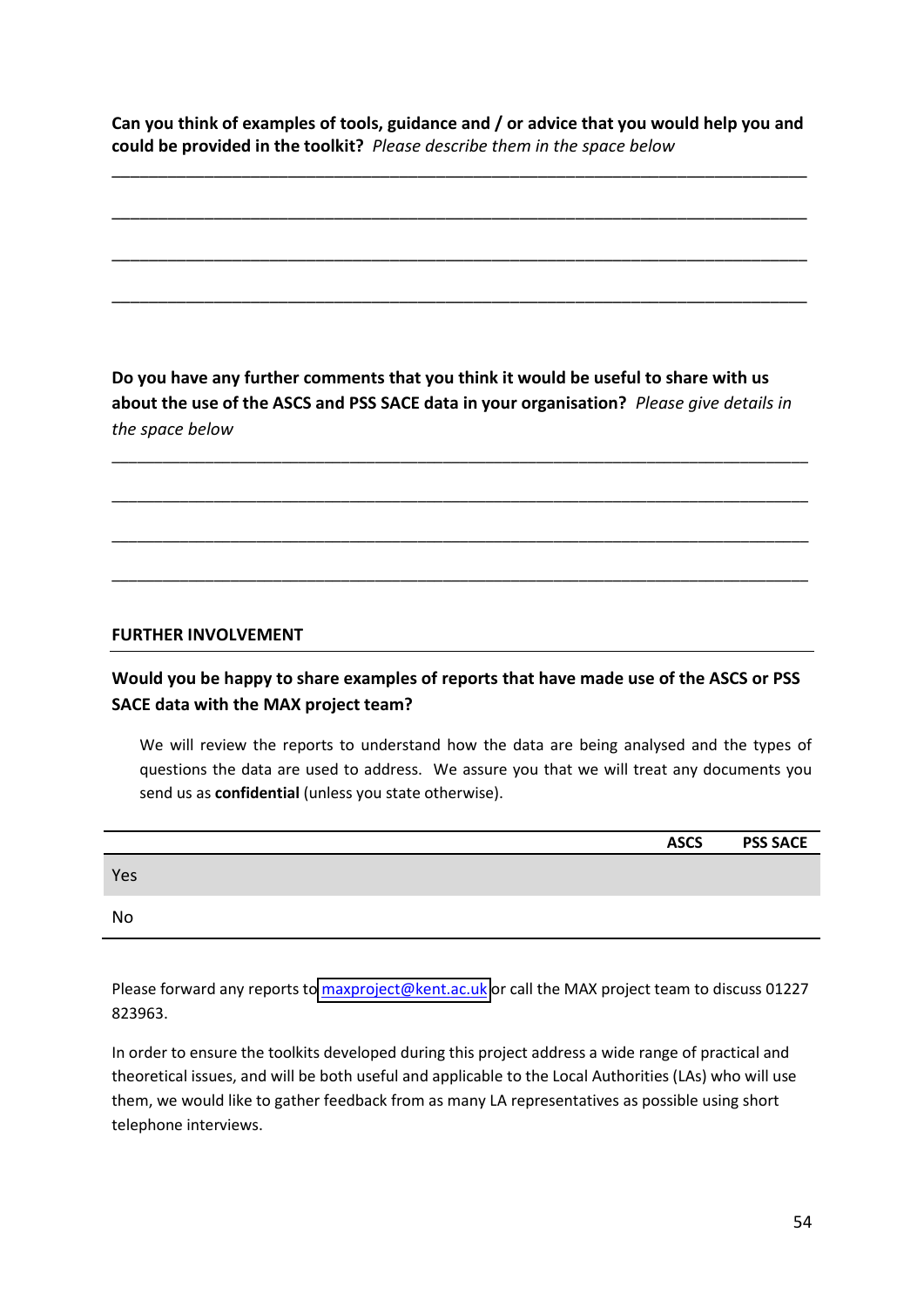**Can you think of examples of tools, guidance and / or advice that you would help you and could be provided in the toolkit?** *Please describe them in the space below*

\_\_\_\_\_\_\_\_\_\_\_\_\_\_\_\_\_\_\_\_\_\_\_\_\_\_\_\_\_\_\_\_\_\_\_\_\_\_\_\_\_\_\_\_\_\_\_\_\_\_\_\_\_\_\_\_\_\_\_\_\_\_\_\_\_\_\_\_\_\_\_\_\_\_\_\_

\_\_\_\_\_\_\_\_\_\_\_\_\_\_\_\_\_\_\_\_\_\_\_\_\_\_\_\_\_\_\_\_\_\_\_\_\_\_\_\_\_\_\_\_\_\_\_\_\_\_\_\_\_\_\_\_\_\_\_\_\_\_\_\_\_\_\_\_\_\_\_\_\_\_\_\_

\_\_\_\_\_\_\_\_\_\_\_\_\_\_\_\_\_\_\_\_\_\_\_\_\_\_\_\_\_\_\_\_\_\_\_\_\_\_\_\_\_\_\_\_\_\_\_\_\_\_\_\_\_\_\_\_\_\_\_\_\_\_\_\_\_\_\_\_\_\_\_\_\_\_\_\_

\_\_\_\_\_\_\_\_\_\_\_\_\_\_\_\_\_\_\_\_\_\_\_\_\_\_\_\_\_\_\_\_\_\_\_\_\_\_\_\_\_\_\_\_\_\_\_\_\_\_\_\_\_\_\_\_\_\_\_\_\_\_\_\_\_\_\_\_\_\_\_\_\_\_\_\_

**Do you have any further comments that you think it would be useful to share with us about the use of the ASCS and PSS SACE data in your organisation?** *Please give details in the space below*

\_\_\_\_\_\_\_\_\_\_\_\_\_\_\_\_\_\_\_\_\_\_\_\_\_\_\_\_\_\_\_\_\_\_\_\_\_\_\_\_\_\_\_\_\_\_\_\_\_\_\_\_\_\_\_\_\_\_\_\_\_\_\_\_\_\_\_\_\_\_\_\_\_\_\_\_

\_\_\_\_\_\_\_\_\_\_\_\_\_\_\_\_\_\_\_\_\_\_\_\_\_\_\_\_\_\_\_\_\_\_\_\_\_\_\_\_\_\_\_\_\_\_\_\_\_\_\_\_\_\_\_\_\_\_\_\_\_\_\_\_\_\_\_\_\_\_\_\_\_\_\_\_

\_\_\_\_\_\_\_\_\_\_\_\_\_\_\_\_\_\_\_\_\_\_\_\_\_\_\_\_\_\_\_\_\_\_\_\_\_\_\_\_\_\_\_\_\_\_\_\_\_\_\_\_\_\_\_\_\_\_\_\_\_\_\_\_\_\_\_\_\_\_\_\_\_\_\_\_

\_\_\_\_\_\_\_\_\_\_\_\_\_\_\_\_\_\_\_\_\_\_\_\_\_\_\_\_\_\_\_\_\_\_\_\_\_\_\_\_\_\_\_\_\_\_\_\_\_\_\_\_\_\_\_\_\_\_\_\_\_\_\_\_\_\_\_\_\_\_\_\_\_\_\_\_

## FURTHER INVOLVEMENT

**Would you be happy to share examples of reports that have made use of the ASCS or PSS SACE data with the MAX project team?**

We will review the reports to understand how the data are being analysed and the types of questions the data are used to address. We assure you that we will treat any documents you send us as **confidential** (unless you state otherwise).

| | ASCS | PSS SACE |
|---|---|---|
| Yes | | |
| No | | |

Please forward any reports to maxproject@kent.ac.uk or call the MAX project team to discuss 01227 823963.

In order to ensure the toolkits developed during this project address a wide range of practical and theoretical issues, and will be both useful and applicable to the Local Authorities (LAs) who will use them, we would like to gather feedback from as many LA representatives as possible using short telephone interviews.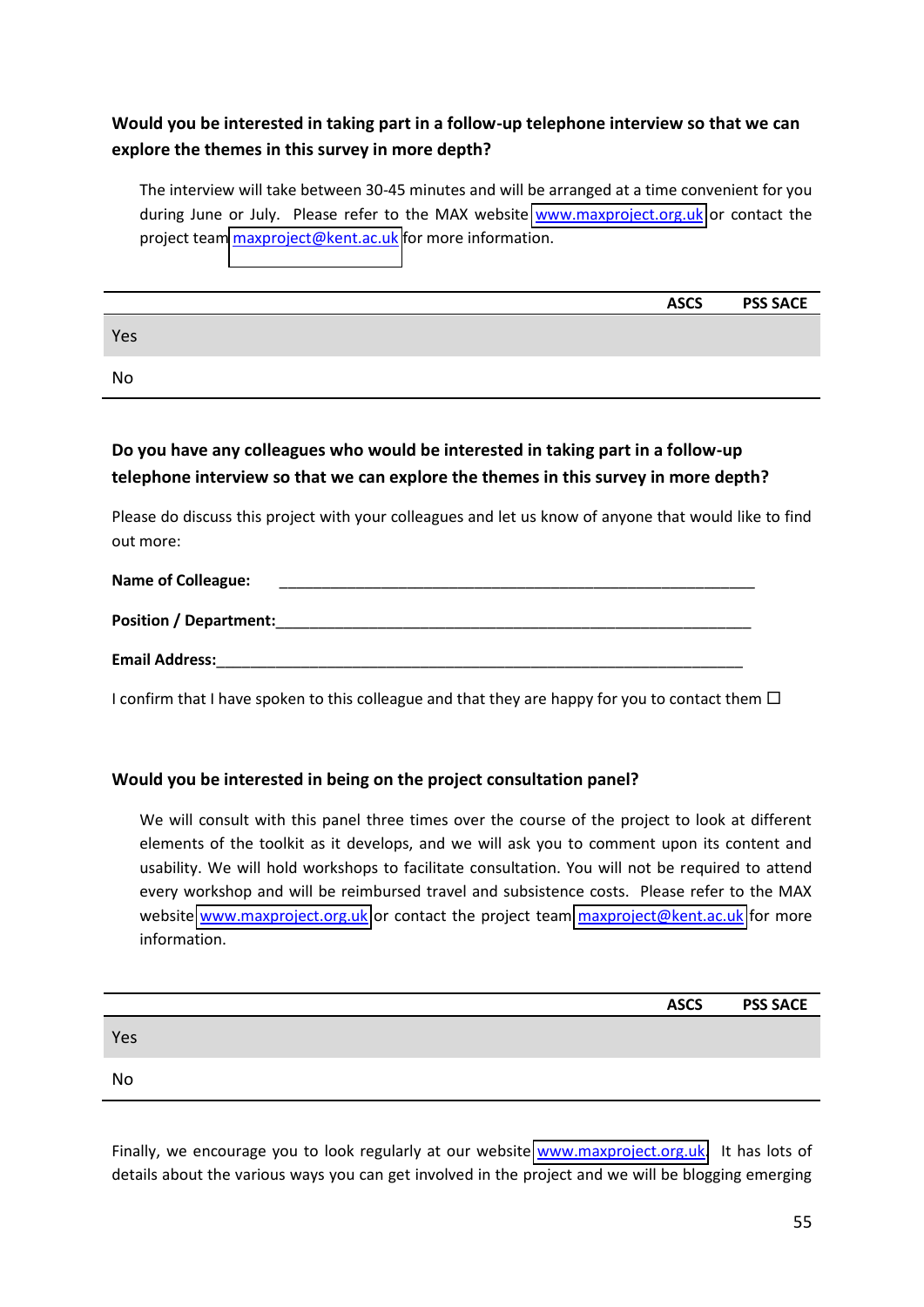**Would you be interested in taking part in a follow-up telephone interview so that we can explore the themes in this survey in more depth?**

The interview will take between 30-45 minutes and will be arranged at a time convenient for you during June or July. Please refer to the MAX website www.maxproject.org.uk or contact the project team maxproject@kent.ac.uk for more information.

| | ASCS | PSS SACE |
|---|---|---|
| Yes | | |
| No | | |

**Do you have any colleagues who would be interested in taking part in a follow-up telephone interview so that we can explore the themes in this survey in more depth?**

Please do discuss this project with your colleagues and let us know of anyone that would like to find out more:

**Name of Colleague:** ______________________________________________________________

**Position / Department:**______________________________________________________________

**Email Address:**_________________________________________________________________

I confirm that I have spoken to this colleague and that they are happy for you to contact them ☐

**Would you be interested in being on the project consultation panel?**

We will consult with this panel three times over the course of the project to look at different elements of the toolkit as it develops, and we will ask you to comment upon its content and usability. We will hold workshops to facilitate consultation. You will not be required to attend every workshop and will be reimbursed travel and subsistence costs. Please refer to the MAX website www.maxproject.org.uk or contact the project team maxproject@kent.ac.uk for more information.

| | ASCS | PSS SACE |
|---|---|---|
| Yes | | |
| No | | |

Finally, we encourage you to look regularly at our website www.maxproject.org.uk. It has lots of details about the various ways you can get involved in the project and we will be blogging emerging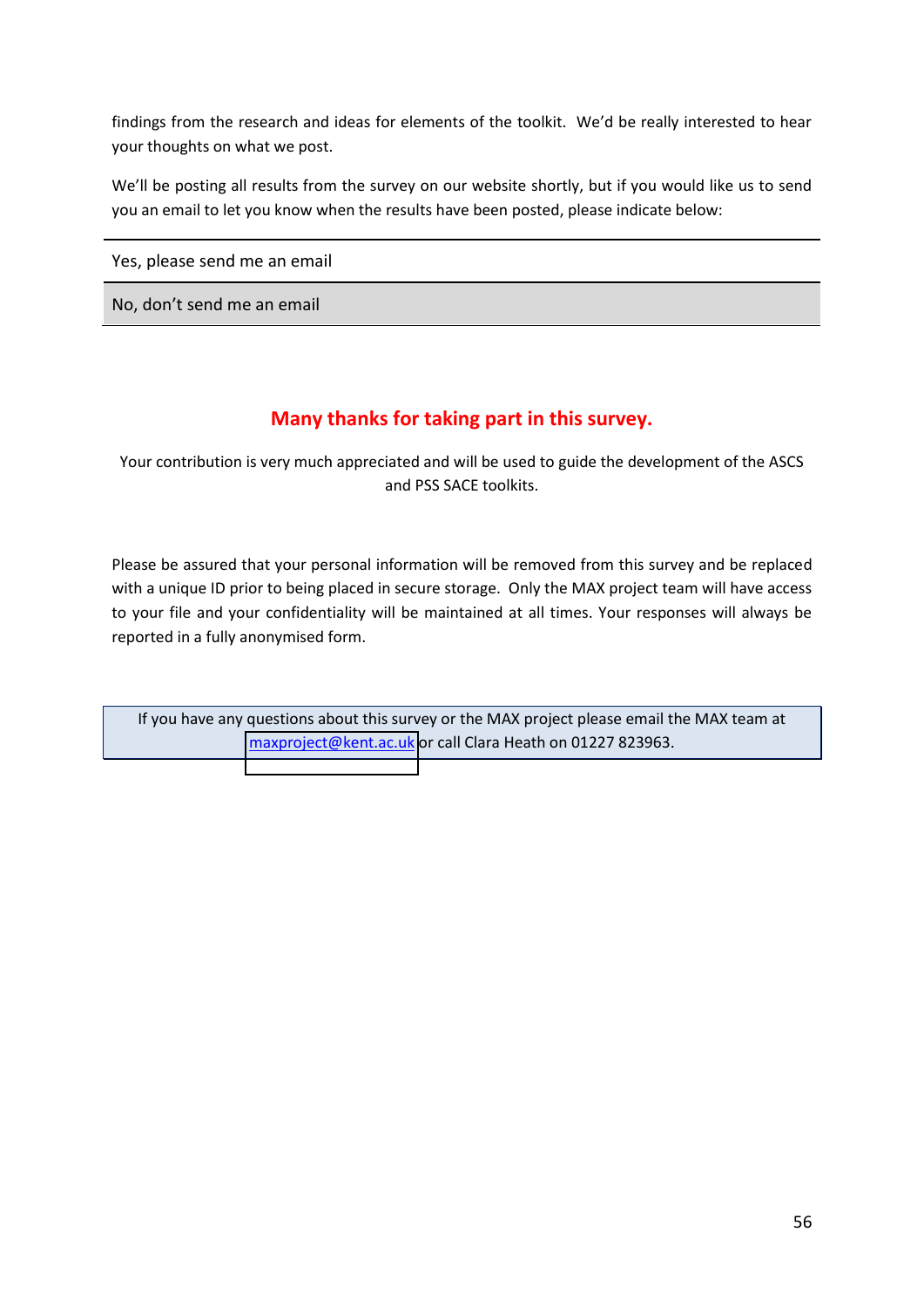findings from the research and ideas for elements of the toolkit. We'd be really interested to hear your thoughts on what we post.

We'll be posting all results from the survey on our website shortly, but if you would like us to send you an email to let you know when the results have been posted, please indicate below:

| |
|---|
| Yes, please send me an email |
| No, don't send me an email |

**Many thanks for taking part in this survey.**

Your contribution is very much appreciated and will be used to guide the development of the ASCS and PSS SACE toolkits.

Please be assured that your personal information will be removed from this survey and be replaced with a unique ID prior to being placed in secure storage. Only the MAX project team will have access to your file and your confidentiality will be maintained at all times. Your responses will always be reported in a fully anonymised form.

If you have any questions about this survey or the MAX project please email the MAX team at maxproject@kent.ac.uk or call Clara Heath on 01227 823963.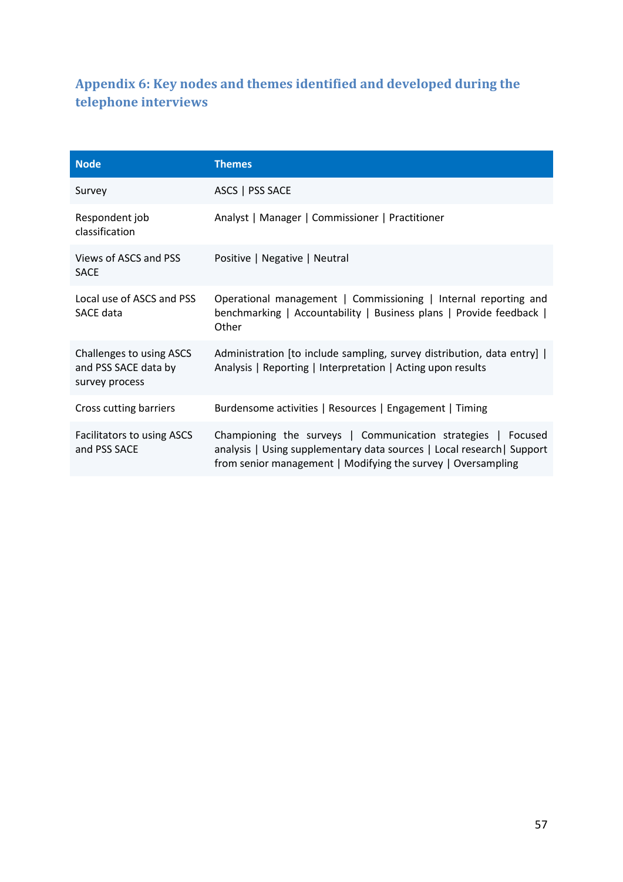## Appendix 6: Key nodes and themes identified and developed during the telephone interviews

| Node | Themes |
| --- | --- |
| Survey | ASCS \| PSS SACE |
| Respondent job classification | Analyst \| Manager \| Commissioner \| Practitioner |
| Views of ASCS and PSS SACE | Positive \| Negative \| Neutral |
| Local use of ASCS and PSS SACE data | Operational management \| Commissioning \| Internal reporting and benchmarking \| Accountability \| Business plans \| Provide feedback \| Other |
| Challenges to using ASCS and PSS SACE data by survey process | Administration [to include sampling, survey distribution, data entry] \| Analysis \| Reporting \| Interpretation \| Acting upon results |
| Cross cutting barriers | Burdensome activities \| Resources \| Engagement \| Timing |
| Facilitators to using ASCS and PSS SACE | Championing the surveys \| Communication strategies \| Focused analysis \| Using supplementary data sources \| Local research\| Support from senior management \| Modifying the survey \| Oversampling |